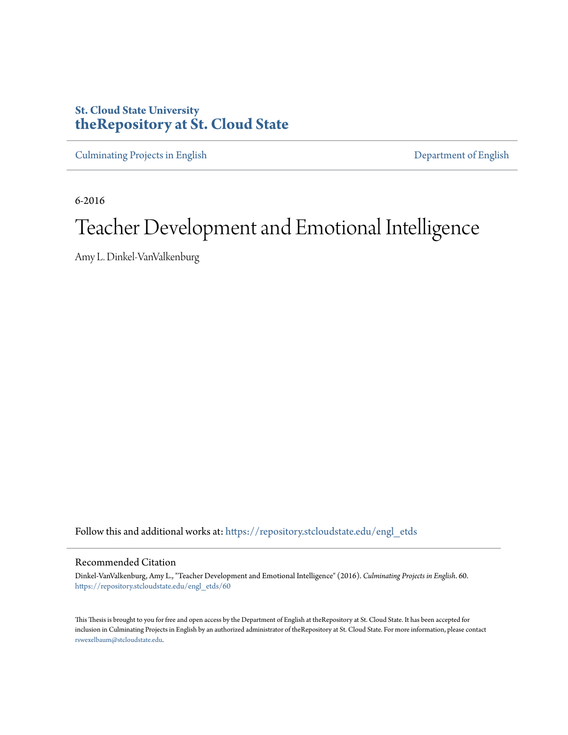**St. Cloud State University**
**theRepository at St. Cloud State**

Culminating Projects in English | Department of English

6-2016

# Teacher Development and Emotional Intelligence

Amy L. Dinkel-VanValkenburg

Follow this and additional works at: https://repository.stcloudstate.edu/engl_etds

## Recommended Citation

Dinkel-VanValkenburg, Amy L., "Teacher Development and Emotional Intelligence" (2016). *Culminating Projects in English*. 60.
https://repository.stcloudstate.edu/engl_etds/60

This Thesis is brought to you for free and open access by the Department of English at theRepository at St. Cloud State. It has been accepted for inclusion in Culminating Projects in English by an authorized administrator of theRepository at St. Cloud State. For more information, please contact rswexelbaum@stcloudstate.edu.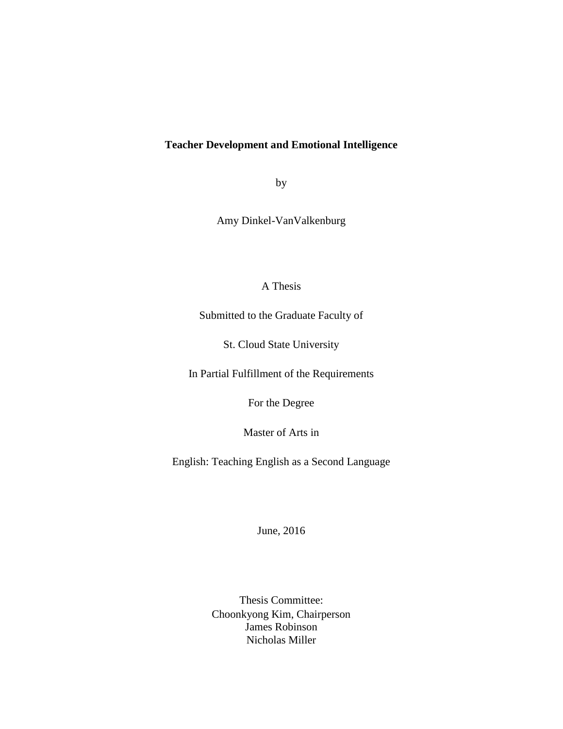**Teacher Development and Emotional Intelligence**

by

Amy Dinkel-VanValkenburg

A Thesis

Submitted to the Graduate Faculty of

St. Cloud State University

In Partial Fulfillment of the Requirements

For the Degree

Master of Arts in

English: Teaching English as a Second Language

June, 2016

Thesis Committee:
Choonkyong Kim, Chairperson
James Robinson
Nicholas Miller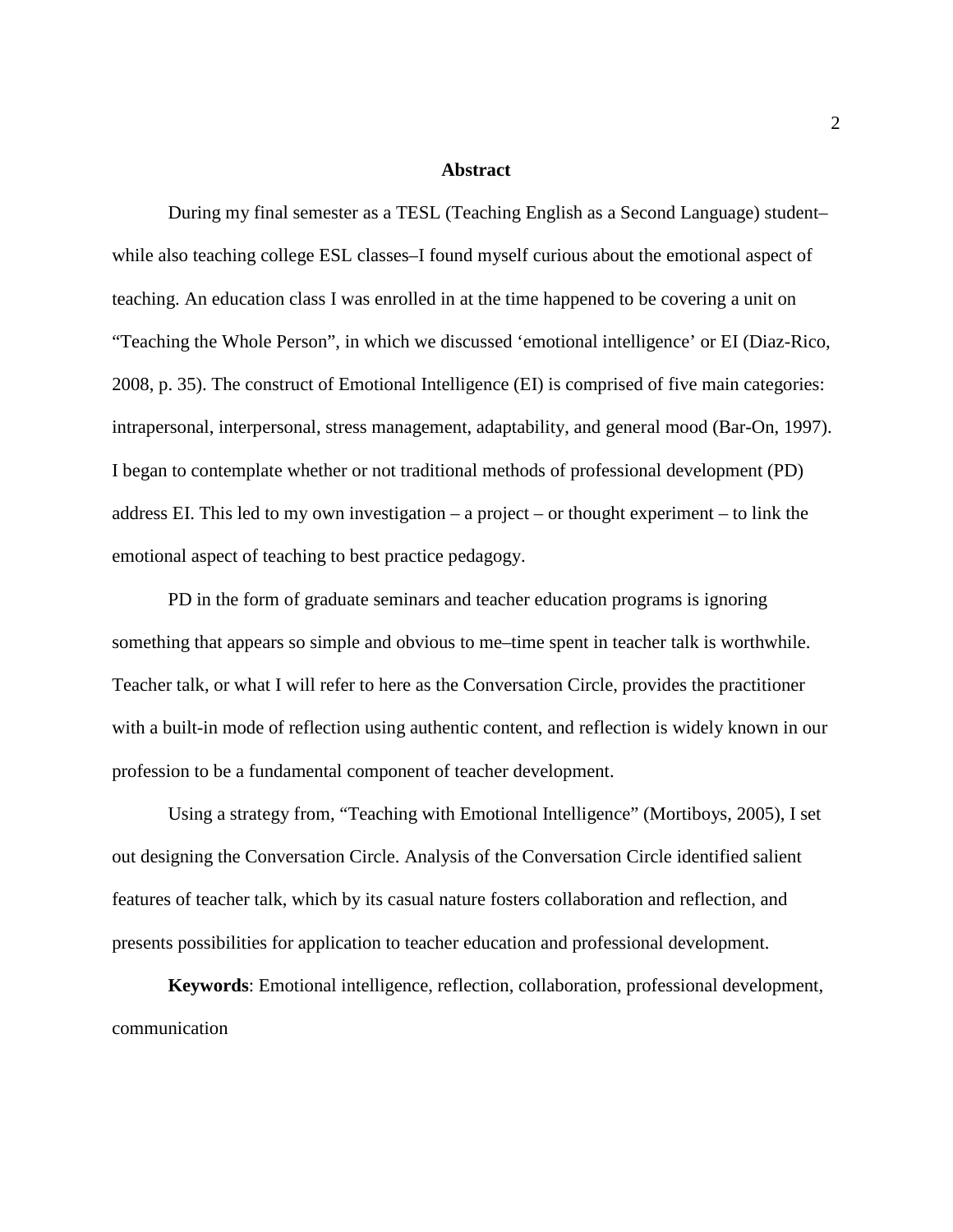## Abstract

During my final semester as a TESL (Teaching English as a Second Language) student–while also teaching college ESL classes–I found myself curious about the emotional aspect of teaching. An education class I was enrolled in at the time happened to be covering a unit on "Teaching the Whole Person", in which we discussed 'emotional intelligence' or EI (Diaz-Rico, 2008, p. 35). The construct of Emotional Intelligence (EI) is comprised of five main categories: intrapersonal, interpersonal, stress management, adaptability, and general mood (Bar-On, 1997). I began to contemplate whether or not traditional methods of professional development (PD) address EI. This led to my own investigation – a project – or thought experiment – to link the emotional aspect of teaching to best practice pedagogy.

PD in the form of graduate seminars and teacher education programs is ignoring something that appears so simple and obvious to me–time spent in teacher talk is worthwhile. Teacher talk, or what I will refer to here as the Conversation Circle, provides the practitioner with a built-in mode of reflection using authentic content, and reflection is widely known in our profession to be a fundamental component of teacher development.

Using a strategy from, "Teaching with Emotional Intelligence" (Mortiboys, 2005), I set out designing the Conversation Circle. Analysis of the Conversation Circle identified salient features of teacher talk, which by its casual nature fosters collaboration and reflection, and presents possibilities for application to teacher education and professional development.

**Keywords**: Emotional intelligence, reflection, collaboration, professional development, communication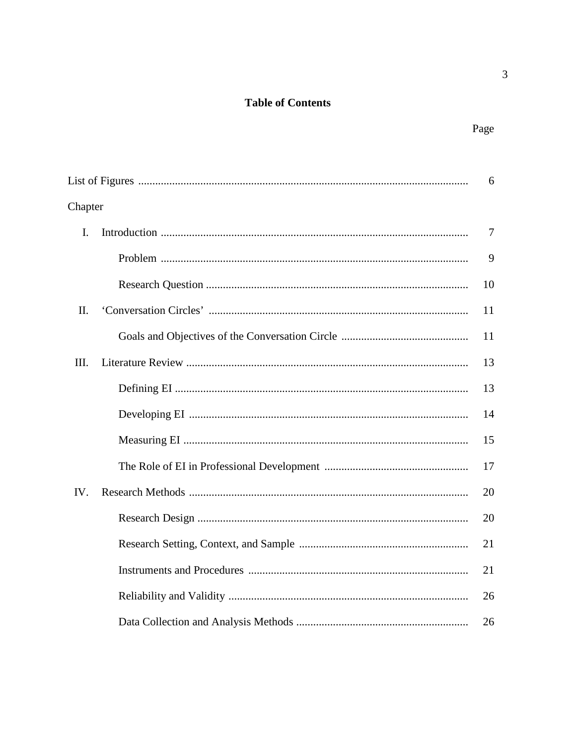# Table of Contents

| | Page |
|---|---|
| List of Figures | 6 |
| Chapter | |
| I. Introduction | 7 |
| Problem | 9 |
| Research Question | 10 |
| II. 'Conversation Circles' | 11 |
| Goals and Objectives of the Conversation Circle | 11 |
| III. Literature Review | 13 |
| Defining EI | 13 |
| Developing EI | 14 |
| Measuring EI | 15 |
| The Role of EI in Professional Development | 17 |
| IV. Research Methods | 20 |
| Research Design | 20 |
| Research Setting, Context, and Sample | 21 |
| Instruments and Procedures | 21 |
| Reliability and Validity | 26 |
| Data Collection and Analysis Methods | 26 |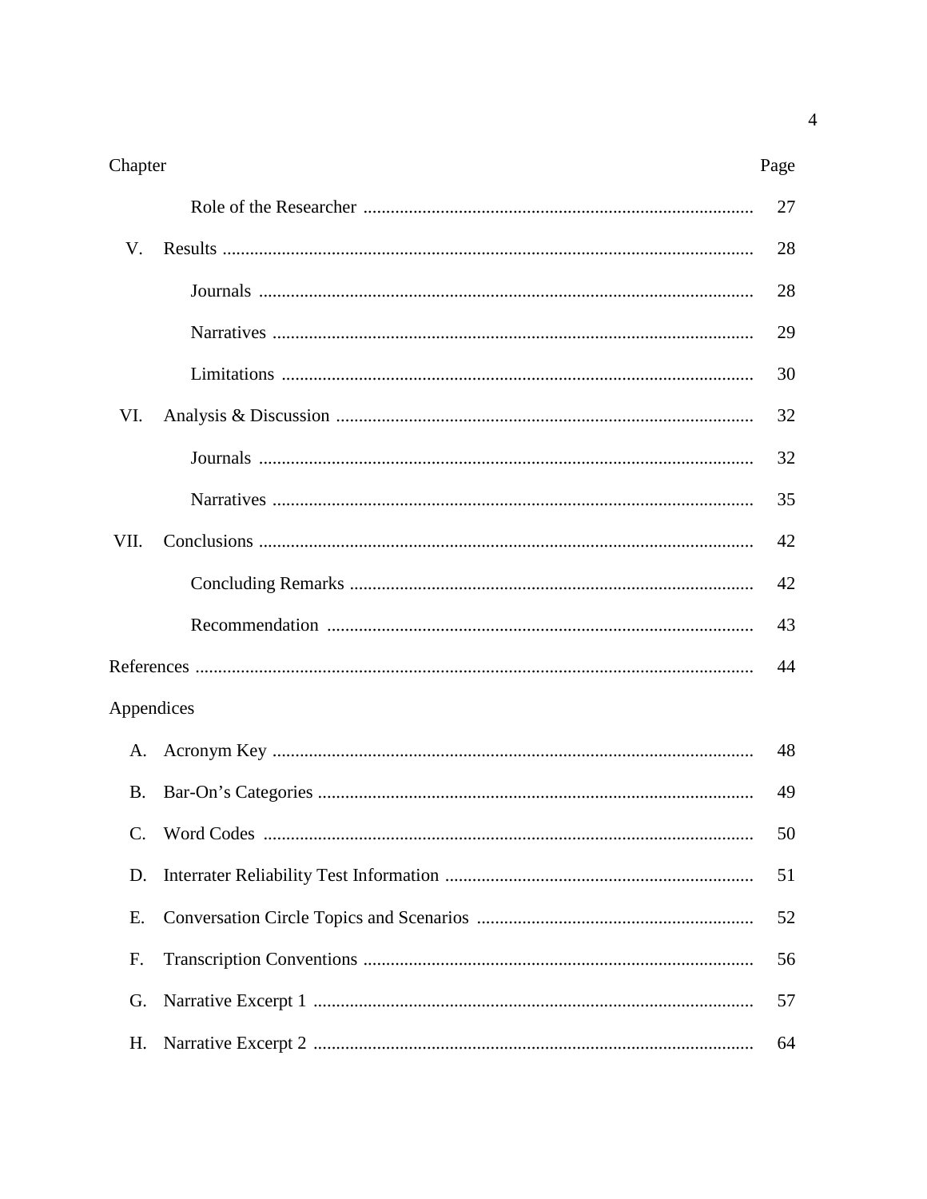| Chapter | | Page |
|---|---|---|
| | Role of the Researcher | 27 |
| V. | Results | 28 |
| | Journals | 28 |
| | Narratives | 29 |
| | Limitations | 30 |
| VI. | Analysis & Discussion | 32 |
| | Journals | 32 |
| | Narratives | 35 |
| VII. | Conclusions | 42 |
| | Concluding Remarks | 42 |
| | Recommendation | 43 |
| References | | 44 |
| Appendices | | |
| A. | Acronym Key | 48 |
| B. | Bar-On's Categories | 49 |
| C. | Word Codes | 50 |
| D. | Interrater Reliability Test Information | 51 |
| E. | Conversation Circle Topics and Scenarios | 52 |
| F. | Transcription Conventions | 56 |
| G. | Narrative Excerpt 1 | 57 |
| H. | Narrative Excerpt 2 | 64 |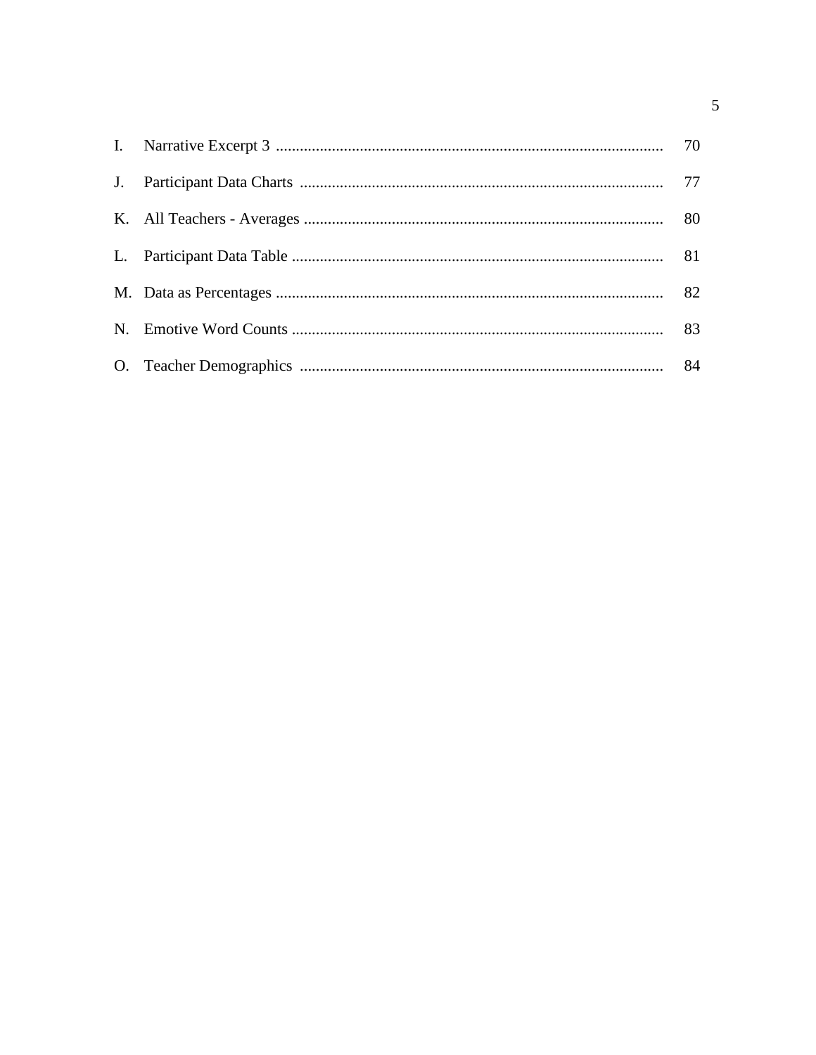I. Narrative Excerpt 3 ............................................................................................ 70

J. Participant Data Charts ......................................................................................... 77

K. All Teachers - Averages ........................................................................................ 80

L. Participant Data Table ........................................................................................... 81

M. Data as Percentages ............................................................................................... 82

N. Emotive Word Counts ........................................................................................... 83

O. Teacher Demographics ......................................................................................... 84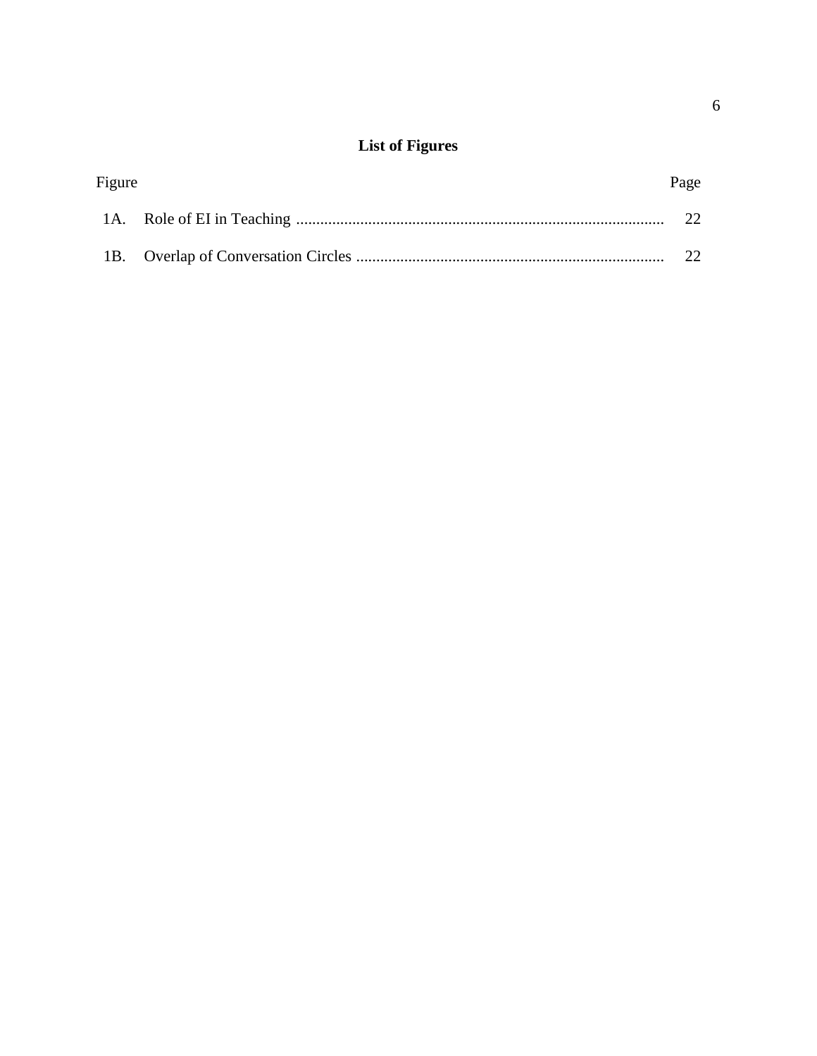# List of Figures

| Figure | | Page |
| --- | --- | --- |
| 1A. | Role of EI in Teaching | 22 |
| 1B. | Overlap of Conversation Circles | 22 |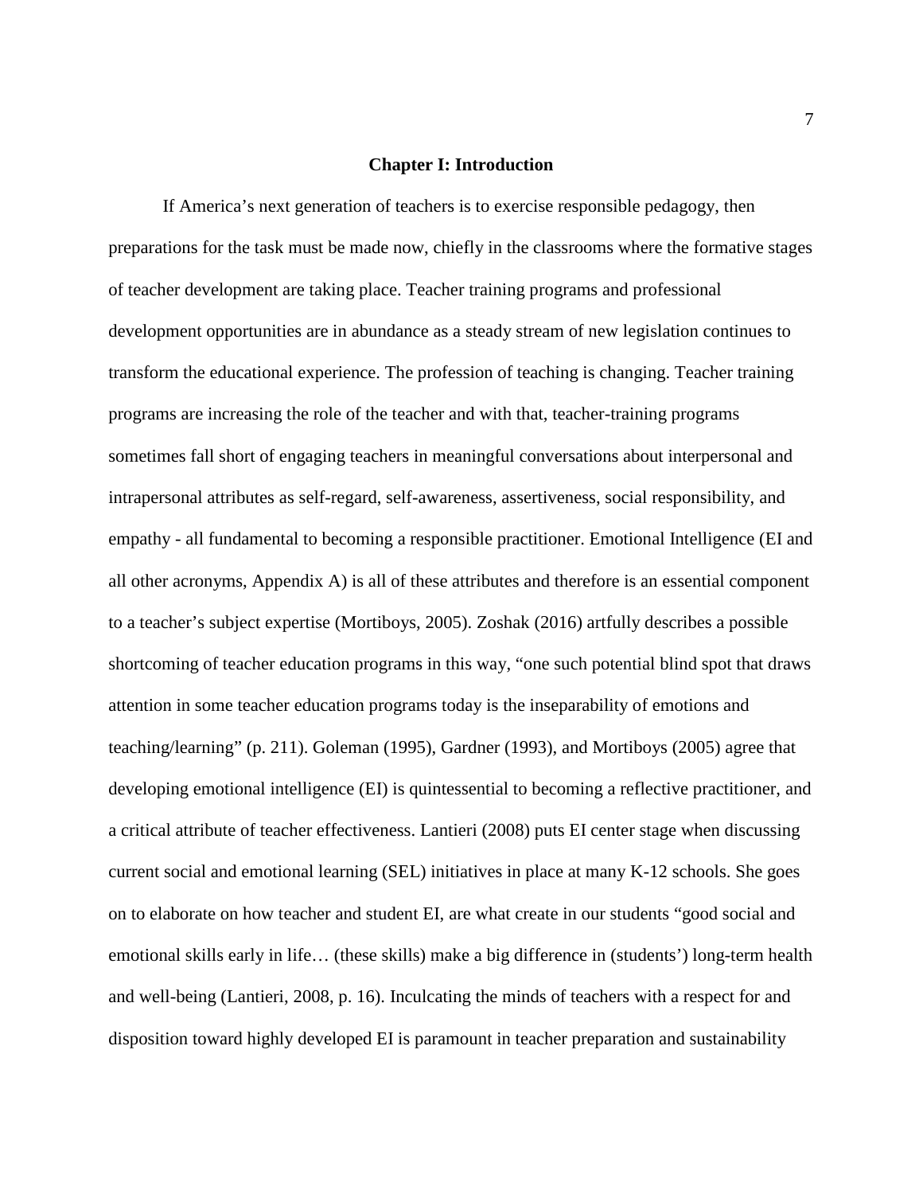# Chapter I: Introduction

If America's next generation of teachers is to exercise responsible pedagogy, then preparations for the task must be made now, chiefly in the classrooms where the formative stages of teacher development are taking place. Teacher training programs and professional development opportunities are in abundance as a steady stream of new legislation continues to transform the educational experience. The profession of teaching is changing. Teacher training programs are increasing the role of the teacher and with that, teacher-training programs sometimes fall short of engaging teachers in meaningful conversations about interpersonal and intrapersonal attributes as self-regard, self-awareness, assertiveness, social responsibility, and empathy - all fundamental to becoming a responsible practitioner. Emotional Intelligence (EI and all other acronyms, Appendix A) is all of these attributes and therefore is an essential component to a teacher's subject expertise (Mortiboys, 2005). Zoshak (2016) artfully describes a possible shortcoming of teacher education programs in this way, "one such potential blind spot that draws attention in some teacher education programs today is the inseparability of emotions and teaching/learning" (p. 211). Goleman (1995), Gardner (1993), and Mortiboys (2005) agree that developing emotional intelligence (EI) is quintessential to becoming a reflective practitioner, and a critical attribute of teacher effectiveness. Lantieri (2008) puts EI center stage when discussing current social and emotional learning (SEL) initiatives in place at many K-12 schools. She goes on to elaborate on how teacher and student EI, are what create in our students "good social and emotional skills early in life… (these skills) make a big difference in (students') long-term health and well-being (Lantieri, 2008, p. 16). Inculcating the minds of teachers with a respect for and disposition toward highly developed EI is paramount in teacher preparation and sustainability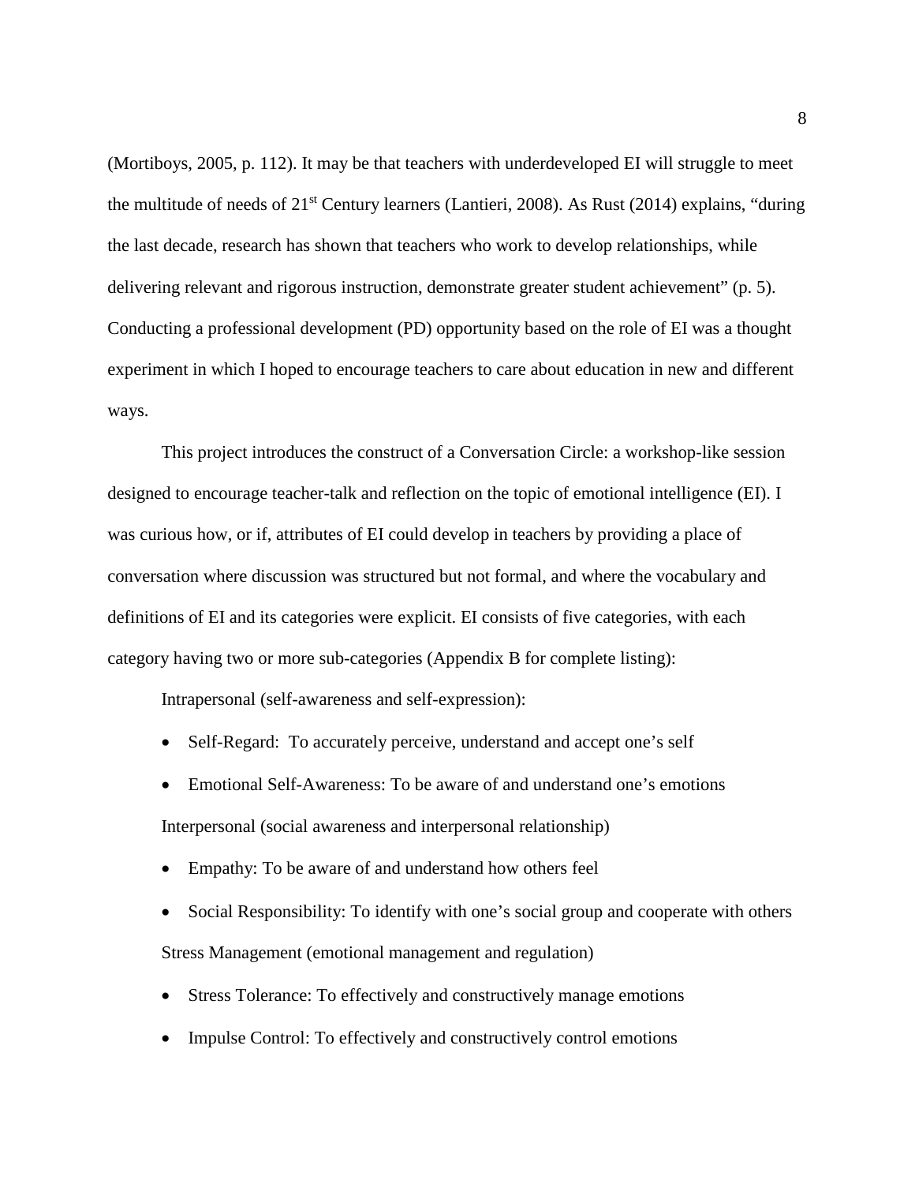(Mortiboys, 2005, p. 112). It may be that teachers with underdeveloped EI will struggle to meet the multitude of needs of 21st Century learners (Lantieri, 2008). As Rust (2014) explains, "during the last decade, research has shown that teachers who work to develop relationships, while delivering relevant and rigorous instruction, demonstrate greater student achievement" (p. 5). Conducting a professional development (PD) opportunity based on the role of EI was a thought experiment in which I hoped to encourage teachers to care about education in new and different ways.

This project introduces the construct of a Conversation Circle: a workshop-like session designed to encourage teacher-talk and reflection on the topic of emotional intelligence (EI). I was curious how, or if, attributes of EI could develop in teachers by providing a place of conversation where discussion was structured but not formal, and where the vocabulary and definitions of EI and its categories were explicit. EI consists of five categories, with each category having two or more sub-categories (Appendix B for complete listing):

Intrapersonal (self-awareness and self-expression):

- Self-Regard: To accurately perceive, understand and accept one's self
- Emotional Self-Awareness: To be aware of and understand one's emotions

Interpersonal (social awareness and interpersonal relationship)

- Empathy: To be aware of and understand how others feel
- Social Responsibility: To identify with one's social group and cooperate with others

Stress Management (emotional management and regulation)

- Stress Tolerance: To effectively and constructively manage emotions
- Impulse Control: To effectively and constructively control emotions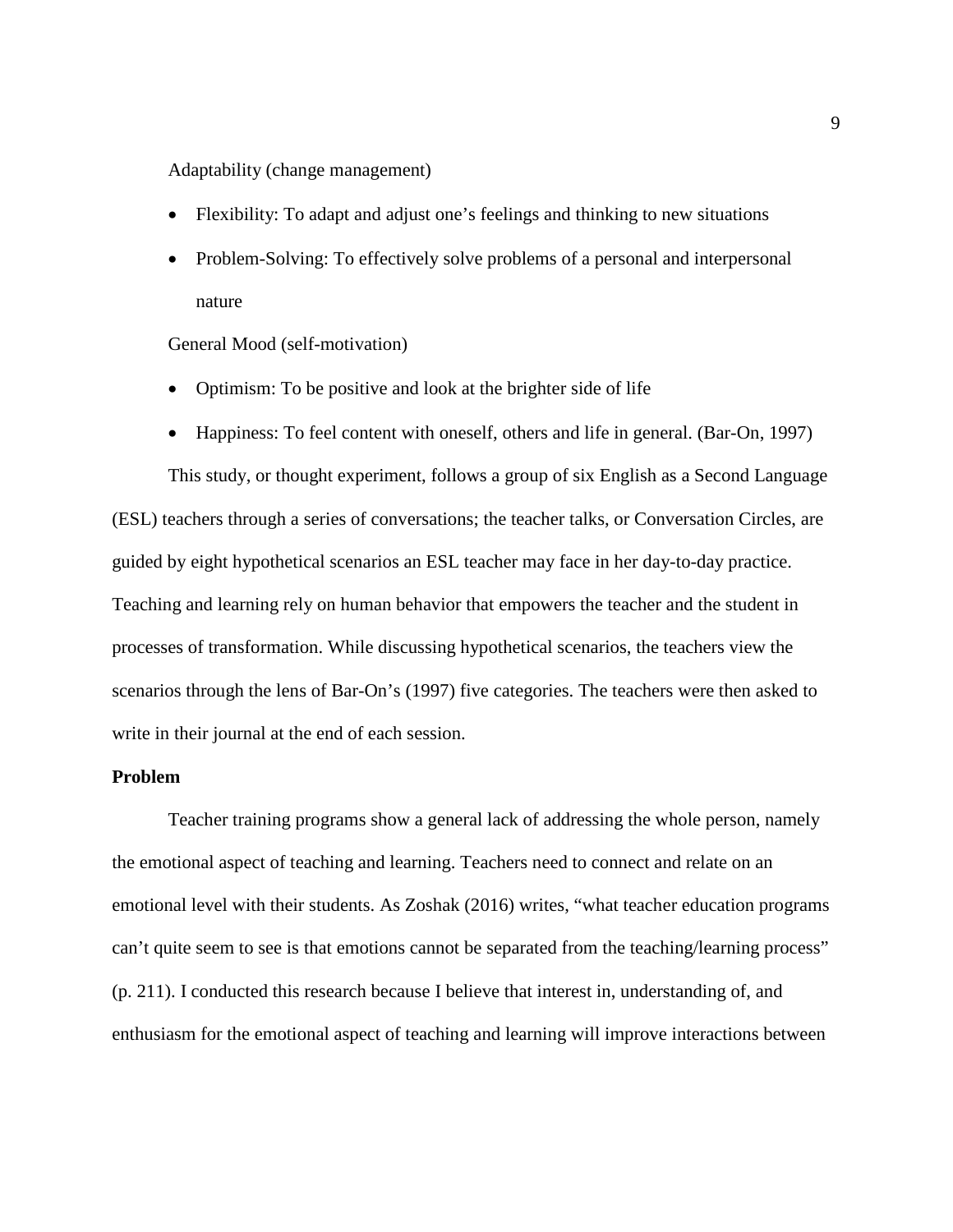Adaptability (change management)

- Flexibility: To adapt and adjust one's feelings and thinking to new situations
- Problem-Solving: To effectively solve problems of a personal and interpersonal nature

General Mood (self-motivation)

- Optimism: To be positive and look at the brighter side of life
- Happiness: To feel content with oneself, others and life in general. (Bar-On, 1997)

This study, or thought experiment, follows a group of six English as a Second Language (ESL) teachers through a series of conversations; the teacher talks, or Conversation Circles, are guided by eight hypothetical scenarios an ESL teacher may face in her day-to-day practice. Teaching and learning rely on human behavior that empowers the teacher and the student in processes of transformation. While discussing hypothetical scenarios, the teachers view the scenarios through the lens of Bar-On's (1997) five categories. The teachers were then asked to write in their journal at the end of each session.

**Problem**

Teacher training programs show a general lack of addressing the whole person, namely the emotional aspect of teaching and learning. Teachers need to connect and relate on an emotional level with their students. As Zoshak (2016) writes, "what teacher education programs can't quite seem to see is that emotions cannot be separated from the teaching/learning process" (p. 211). I conducted this research because I believe that interest in, understanding of, and enthusiasm for the emotional aspect of teaching and learning will improve interactions between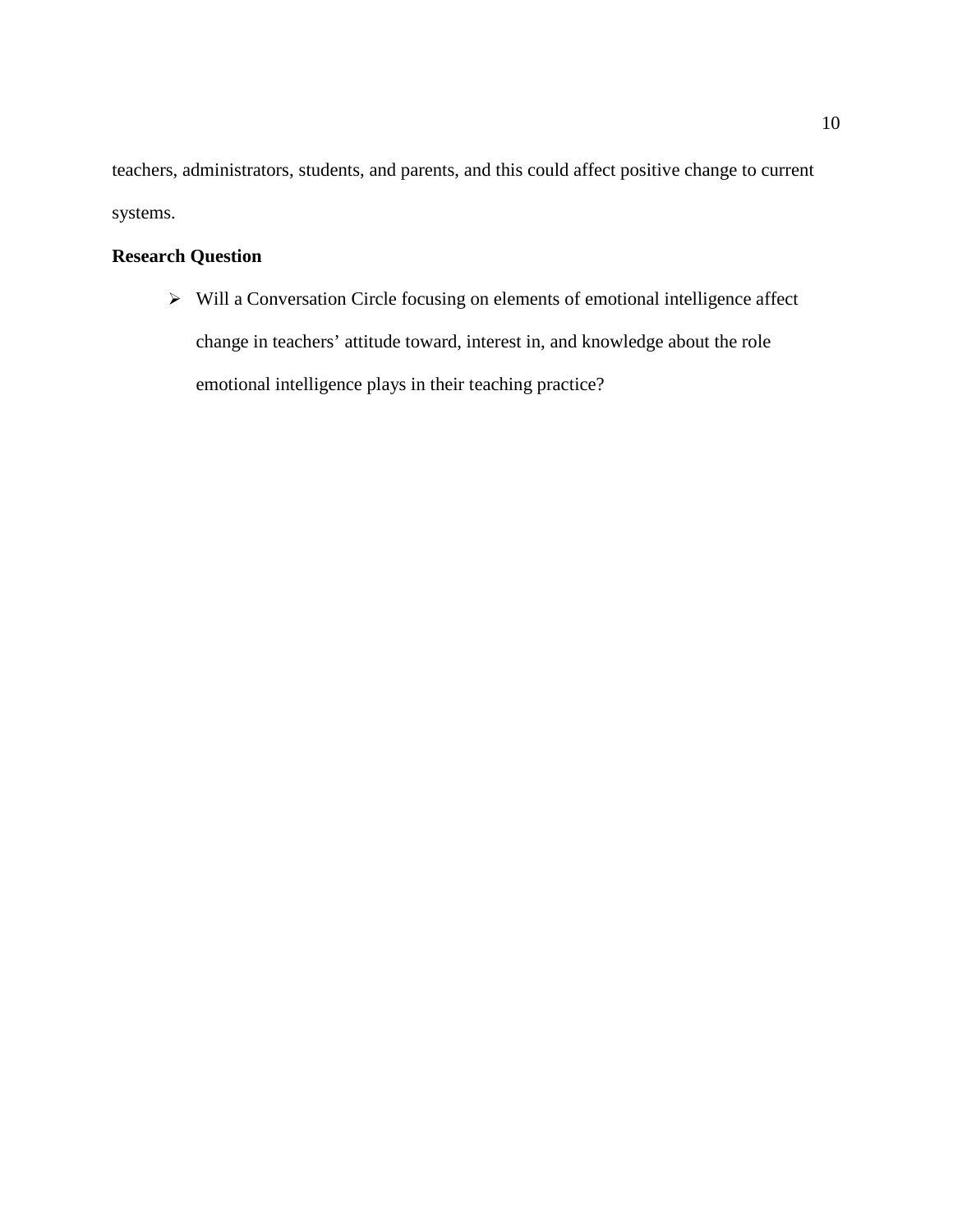teachers, administrators, students, and parents, and this could affect positive change to current systems.

**Research Question**

- Will a Conversation Circle focusing on elements of emotional intelligence affect change in teachers' attitude toward, interest in, and knowledge about the role emotional intelligence plays in their teaching practice?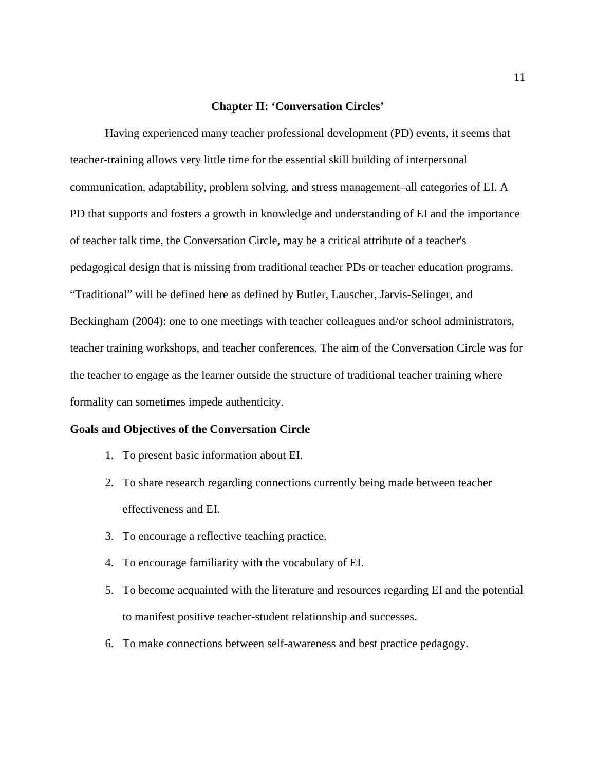## Chapter II: 'Conversation Circles'

Having experienced many teacher professional development (PD) events, it seems that teacher-training allows very little time for the essential skill building of interpersonal communication, adaptability, problem solving, and stress management–all categories of EI. A PD that supports and fosters a growth in knowledge and understanding of EI and the importance of teacher talk time, the Conversation Circle, may be a critical attribute of a teacher's pedagogical design that is missing from traditional teacher PDs or teacher education programs. "Traditional" will be defined here as defined by Butler, Lauscher, Jarvis-Selinger, and Beckingham (2004): one to one meetings with teacher colleagues and/or school administrators, teacher training workshops, and teacher conferences. The aim of the Conversation Circle was for the teacher to engage as the learner outside the structure of traditional teacher training where formality can sometimes impede authenticity.

### Goals and Objectives of the Conversation Circle

1. To present basic information about EI.
2. To share research regarding connections currently being made between teacher effectiveness and EI.
3. To encourage a reflective teaching practice.
4. To encourage familiarity with the vocabulary of EI.
5. To become acquainted with the literature and resources regarding EI and the potential to manifest positive teacher-student relationship and successes.
6. To make connections between self-awareness and best practice pedagogy.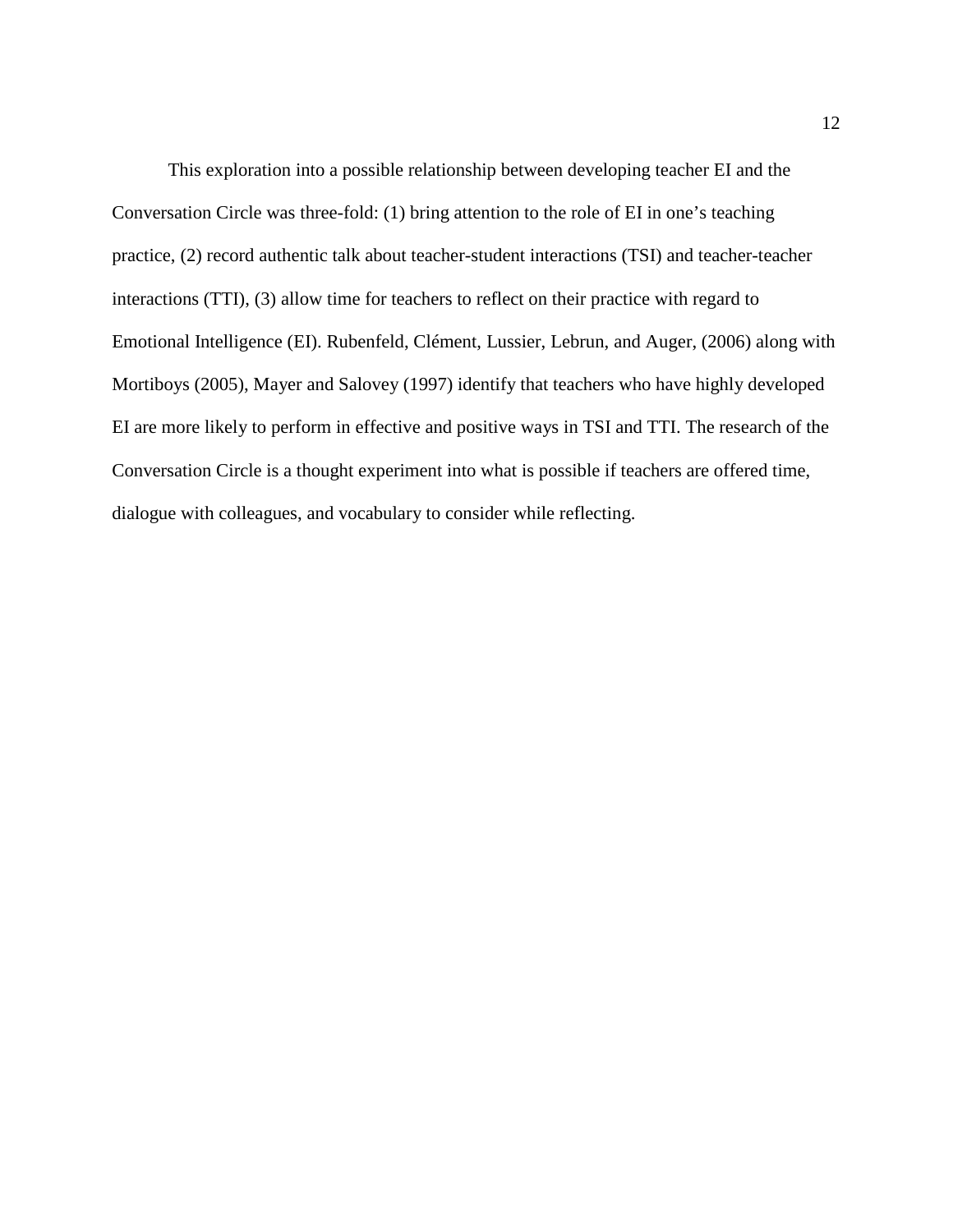This exploration into a possible relationship between developing teacher EI and the Conversation Circle was three-fold: (1) bring attention to the role of EI in one's teaching practice, (2) record authentic talk about teacher-student interactions (TSI) and teacher-teacher interactions (TTI), (3) allow time for teachers to reflect on their practice with regard to Emotional Intelligence (EI). Rubenfeld, Clément, Lussier, Lebrun, and Auger, (2006) along with Mortiboys (2005), Mayer and Salovey (1997) identify that teachers who have highly developed EI are more likely to perform in effective and positive ways in TSI and TTI. The research of the Conversation Circle is a thought experiment into what is possible if teachers are offered time, dialogue with colleagues, and vocabulary to consider while reflecting.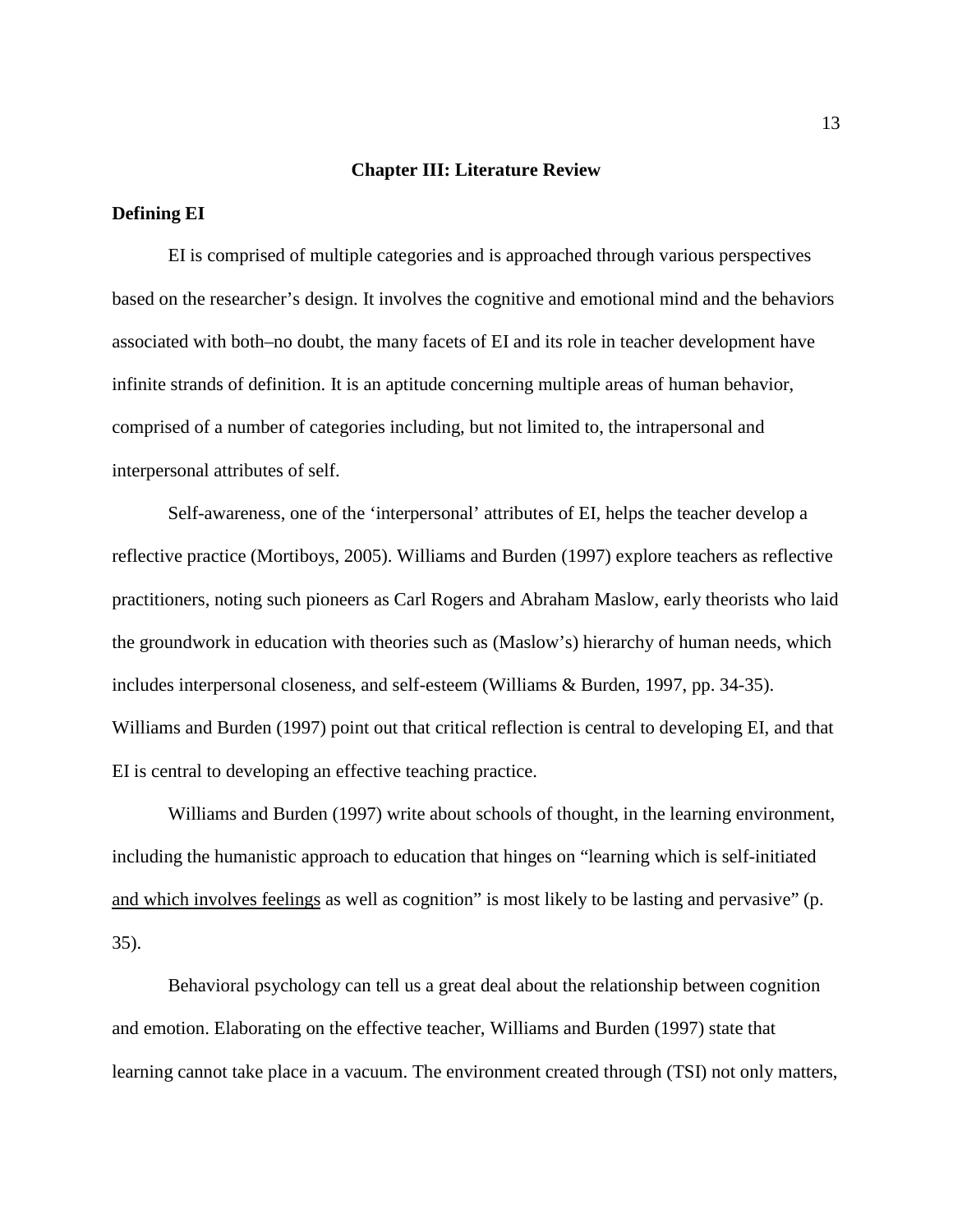# Chapter III: Literature Review

## Defining EI

EI is comprised of multiple categories and is approached through various perspectives based on the researcher's design. It involves the cognitive and emotional mind and the behaviors associated with both–no doubt, the many facets of EI and its role in teacher development have infinite strands of definition. It is an aptitude concerning multiple areas of human behavior, comprised of a number of categories including, but not limited to, the intrapersonal and interpersonal attributes of self.

Self-awareness, one of the 'interpersonal' attributes of EI, helps the teacher develop a reflective practice (Mortiboys, 2005). Williams and Burden (1997) explore teachers as reflective practitioners, noting such pioneers as Carl Rogers and Abraham Maslow, early theorists who laid the groundwork in education with theories such as (Maslow's) hierarchy of human needs, which includes interpersonal closeness, and self-esteem (Williams & Burden, 1997, pp. 34-35). Williams and Burden (1997) point out that critical reflection is central to developing EI, and that EI is central to developing an effective teaching practice.

Williams and Burden (1997) write about schools of thought, in the learning environment, including the humanistic approach to education that hinges on "learning which is self-initiated <u>and which involves feelings</u> as well as cognition" is most likely to be lasting and pervasive" (p. 35).

Behavioral psychology can tell us a great deal about the relationship between cognition and emotion. Elaborating on the effective teacher, Williams and Burden (1997) state that learning cannot take place in a vacuum. The environment created through (TSI) not only matters,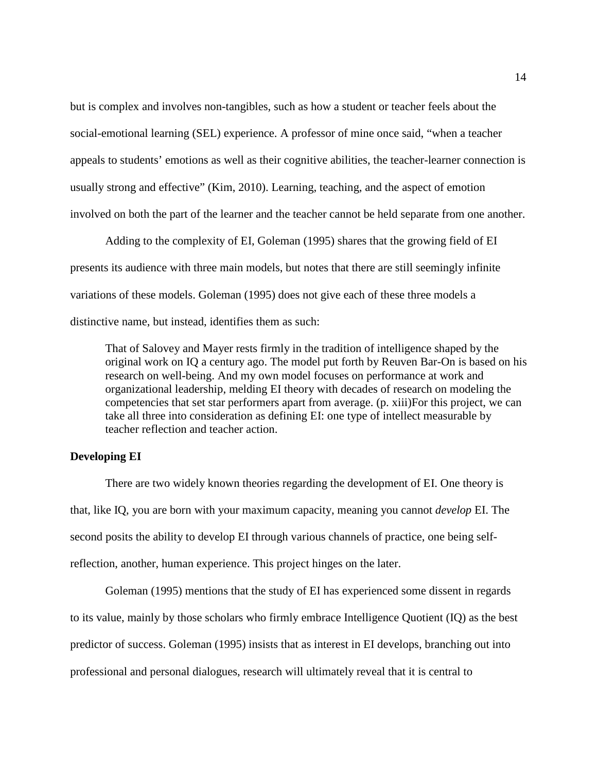but is complex and involves non-tangibles, such as how a student or teacher feels about the social-emotional learning (SEL) experience. A professor of mine once said, "when a teacher appeals to students' emotions as well as their cognitive abilities, the teacher-learner connection is usually strong and effective" (Kim, 2010). Learning, teaching, and the aspect of emotion involved on both the part of the learner and the teacher cannot be held separate from one another.

Adding to the complexity of EI, Goleman (1995) shares that the growing field of EI presents its audience with three main models, but notes that there are still seemingly infinite variations of these models. Goleman (1995) does not give each of these three models a distinctive name, but instead, identifies them as such:

> That of Salovey and Mayer rests firmly in the tradition of intelligence shaped by the original work on IQ a century ago. The model put forth by Reuven Bar-On is based on his research on well-being. And my own model focuses on performance at work and organizational leadership, melding EI theory with decades of research on modeling the competencies that set star performers apart from average. (p. xiii)For this project, we can take all three into consideration as defining EI: one type of intellect measurable by teacher reflection and teacher action.

**Developing EI**

There are two widely known theories regarding the development of EI. One theory is that, like IQ, you are born with your maximum capacity, meaning you cannot *develop* EI. The second posits the ability to develop EI through various channels of practice, one being self-reflection, another, human experience. This project hinges on the later.

Goleman (1995) mentions that the study of EI has experienced some dissent in regards to its value, mainly by those scholars who firmly embrace Intelligence Quotient (IQ) as the best predictor of success. Goleman (1995) insists that as interest in EI develops, branching out into professional and personal dialogues, research will ultimately reveal that it is central to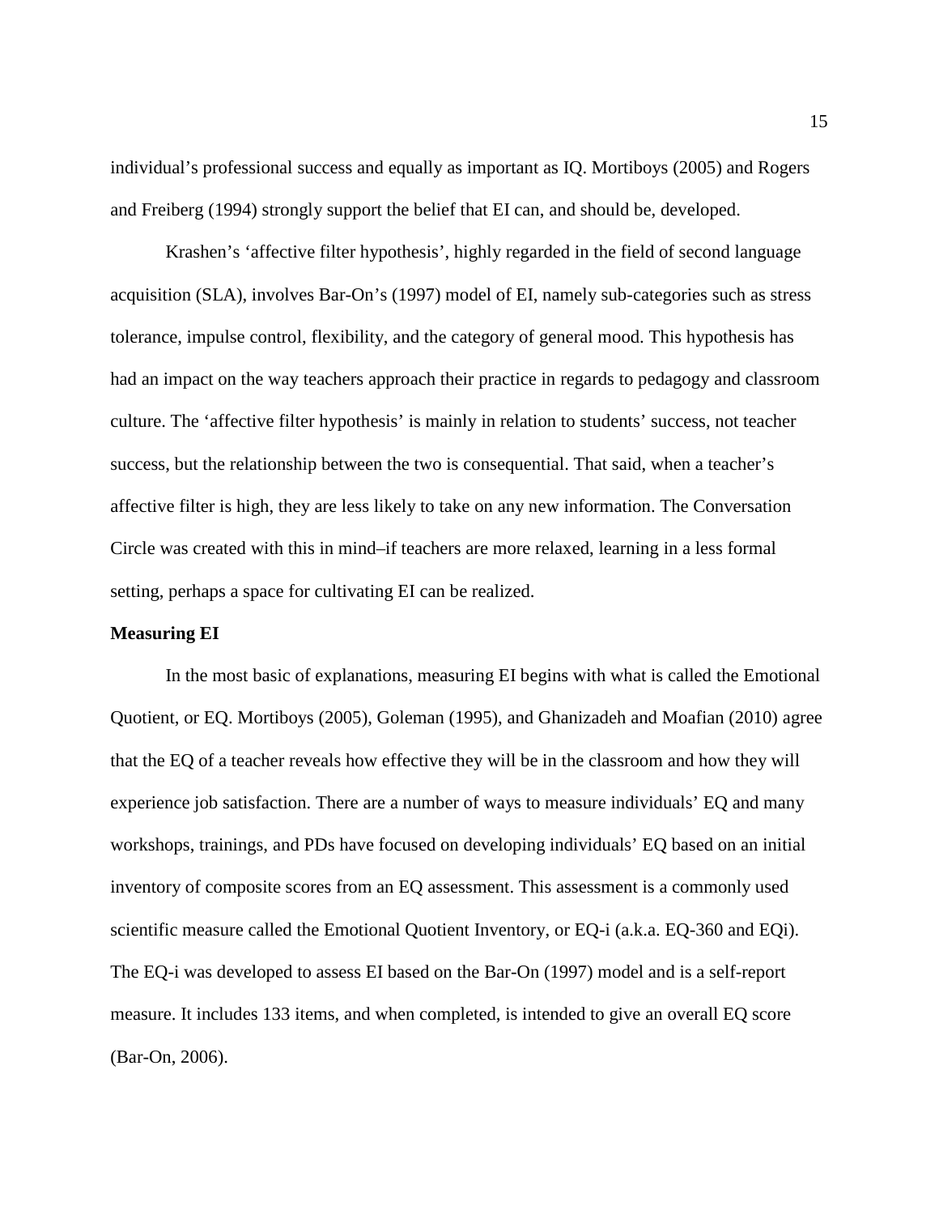individual's professional success and equally as important as IQ. Mortiboys (2005) and Rogers and Freiberg (1994) strongly support the belief that EI can, and should be, developed.

Krashen's 'affective filter hypothesis', highly regarded in the field of second language acquisition (SLA), involves Bar-On's (1997) model of EI, namely sub-categories such as stress tolerance, impulse control, flexibility, and the category of general mood. This hypothesis has had an impact on the way teachers approach their practice in regards to pedagogy and classroom culture. The 'affective filter hypothesis' is mainly in relation to students' success, not teacher success, but the relationship between the two is consequential. That said, when a teacher's affective filter is high, they are less likely to take on any new information. The Conversation Circle was created with this in mind–if teachers are more relaxed, learning in a less formal setting, perhaps a space for cultivating EI can be realized.

**Measuring EI**

In the most basic of explanations, measuring EI begins with what is called the Emotional Quotient, or EQ. Mortiboys (2005), Goleman (1995), and Ghanizadeh and Moafian (2010) agree that the EQ of a teacher reveals how effective they will be in the classroom and how they will experience job satisfaction. There are a number of ways to measure individuals' EQ and many workshops, trainings, and PDs have focused on developing individuals' EQ based on an initial inventory of composite scores from an EQ assessment. This assessment is a commonly used scientific measure called the Emotional Quotient Inventory, or EQ-i (a.k.a. EQ-360 and EQi). The EQ-i was developed to assess EI based on the Bar-On (1997) model and is a self-report measure. It includes 133 items, and when completed, is intended to give an overall EQ score (Bar-On, 2006).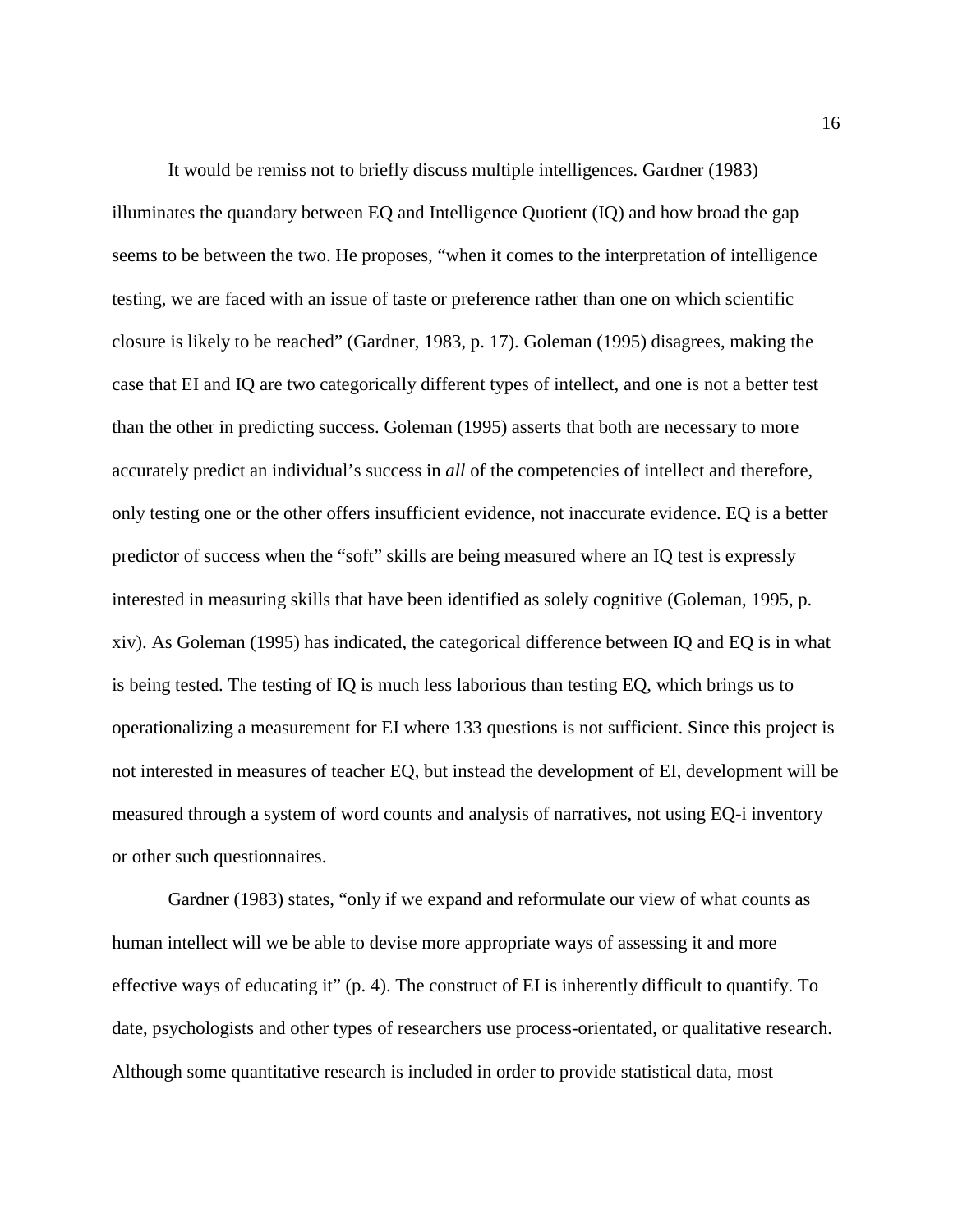It would be remiss not to briefly discuss multiple intelligences. Gardner (1983) illuminates the quandary between EQ and Intelligence Quotient (IQ) and how broad the gap seems to be between the two. He proposes, "when it comes to the interpretation of intelligence testing, we are faced with an issue of taste or preference rather than one on which scientific closure is likely to be reached" (Gardner, 1983, p. 17). Goleman (1995) disagrees, making the case that EI and IQ are two categorically different types of intellect, and one is not a better test than the other in predicting success. Goleman (1995) asserts that both are necessary to more accurately predict an individual's success in *all* of the competencies of intellect and therefore, only testing one or the other offers insufficient evidence, not inaccurate evidence. EQ is a better predictor of success when the "soft" skills are being measured where an IQ test is expressly interested in measuring skills that have been identified as solely cognitive (Goleman, 1995, p. xiv). As Goleman (1995) has indicated, the categorical difference between IQ and EQ is in what is being tested. The testing of IQ is much less laborious than testing EQ, which brings us to operationalizing a measurement for EI where 133 questions is not sufficient. Since this project is not interested in measures of teacher EQ, but instead the development of EI, development will be measured through a system of word counts and analysis of narratives, not using EQ-i inventory or other such questionnaires.

Gardner (1983) states, "only if we expand and reformulate our view of what counts as human intellect will we be able to devise more appropriate ways of assessing it and more effective ways of educating it" (p. 4). The construct of EI is inherently difficult to quantify. To date, psychologists and other types of researchers use process-orientated, or qualitative research. Although some quantitative research is included in order to provide statistical data, most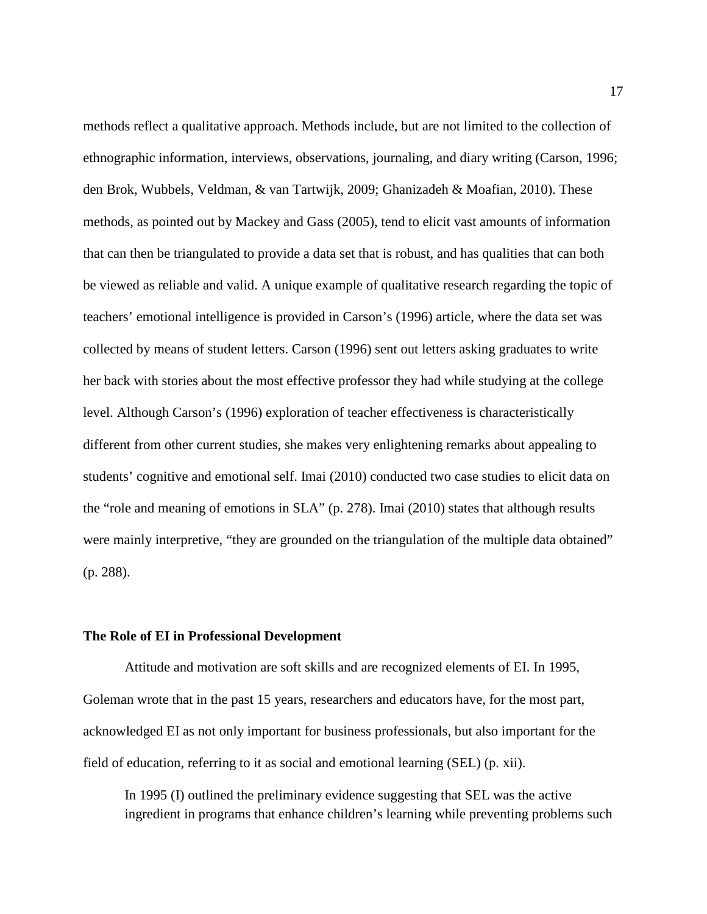methods reflect a qualitative approach. Methods include, but are not limited to the collection of ethnographic information, interviews, observations, journaling, and diary writing (Carson, 1996; den Brok, Wubbels, Veldman, & van Tartwijk, 2009; Ghanizadeh & Moafian, 2010). These methods, as pointed out by Mackey and Gass (2005), tend to elicit vast amounts of information that can then be triangulated to provide a data set that is robust, and has qualities that can both be viewed as reliable and valid. A unique example of qualitative research regarding the topic of teachers' emotional intelligence is provided in Carson's (1996) article, where the data set was collected by means of student letters. Carson (1996) sent out letters asking graduates to write her back with stories about the most effective professor they had while studying at the college level. Although Carson's (1996) exploration of teacher effectiveness is characteristically different from other current studies, she makes very enlightening remarks about appealing to students' cognitive and emotional self. Imai (2010) conducted two case studies to elicit data on the "role and meaning of emotions in SLA" (p. 278). Imai (2010) states that although results were mainly interpretive, "they are grounded on the triangulation of the multiple data obtained" (p. 288).

### The Role of EI in Professional Development

Attitude and motivation are soft skills and are recognized elements of EI. In 1995, Goleman wrote that in the past 15 years, researchers and educators have, for the most part, acknowledged EI as not only important for business professionals, but also important for the field of education, referring to it as social and emotional learning (SEL) (p. xii).

> In 1995 (I) outlined the preliminary evidence suggesting that SEL was the active ingredient in programs that enhance children's learning while preventing problems such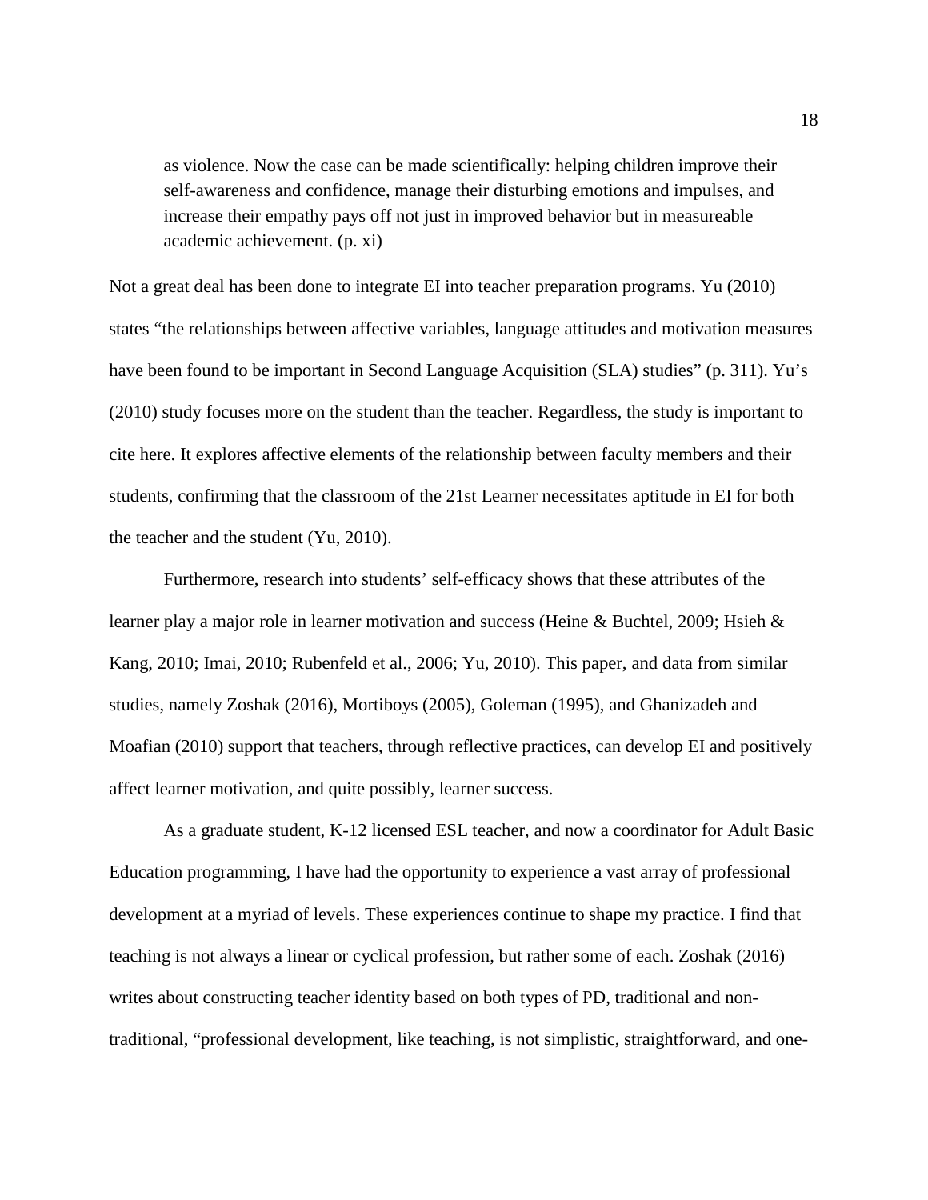> as violence. Now the case can be made scientifically: helping children improve their self-awareness and confidence, manage their disturbing emotions and impulses, and increase their empathy pays off not just in improved behavior but in measureable academic achievement. (p. xi)

Not a great deal has been done to integrate EI into teacher preparation programs. Yu (2010) states "the relationships between affective variables, language attitudes and motivation measures have been found to be important in Second Language Acquisition (SLA) studies" (p. 311). Yu's (2010) study focuses more on the student than the teacher. Regardless, the study is important to cite here. It explores affective elements of the relationship between faculty members and their students, confirming that the classroom of the 21st Learner necessitates aptitude in EI for both the teacher and the student (Yu, 2010).

Furthermore, research into students' self-efficacy shows that these attributes of the learner play a major role in learner motivation and success (Heine & Buchtel, 2009; Hsieh & Kang, 2010; Imai, 2010; Rubenfeld et al., 2006; Yu, 2010). This paper, and data from similar studies, namely Zoshak (2016), Mortiboys (2005), Goleman (1995), and Ghanizadeh and Moafian (2010) support that teachers, through reflective practices, can develop EI and positively affect learner motivation, and quite possibly, learner success.

As a graduate student, K-12 licensed ESL teacher, and now a coordinator for Adult Basic Education programming, I have had the opportunity to experience a vast array of professional development at a myriad of levels. These experiences continue to shape my practice. I find that teaching is not always a linear or cyclical profession, but rather some of each. Zoshak (2016) writes about constructing teacher identity based on both types of PD, traditional and non-traditional, "professional development, like teaching, is not simplistic, straightforward, and one-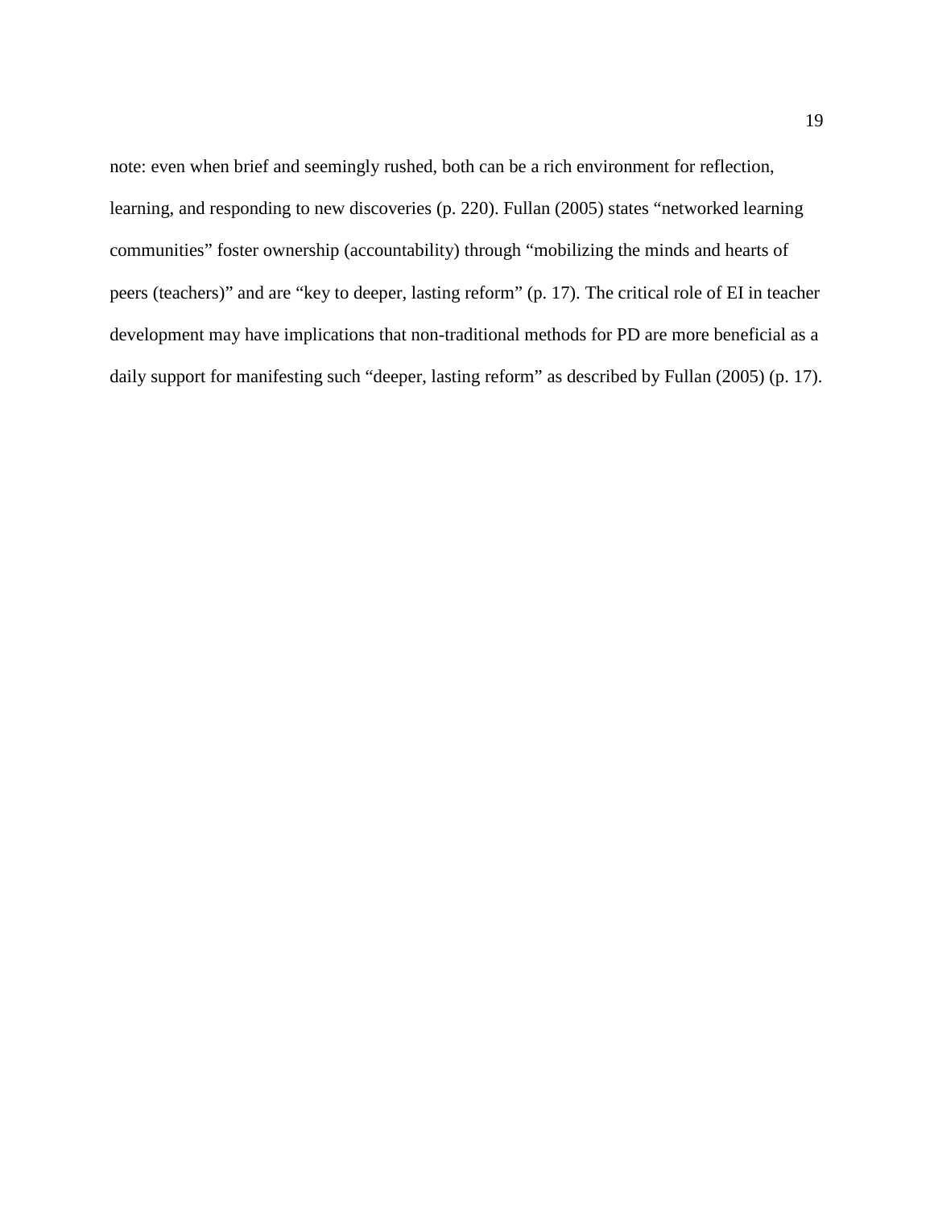note: even when brief and seemingly rushed, both can be a rich environment for reflection, learning, and responding to new discoveries (p. 220). Fullan (2005) states “networked learning communities” foster ownership (accountability) through “mobilizing the minds and hearts of peers (teachers)” and are “key to deeper, lasting reform” (p. 17). The critical role of EI in teacher development may have implications that non-traditional methods for PD are more beneficial as a daily support for manifesting such “deeper, lasting reform” as described by Fullan (2005) (p. 17).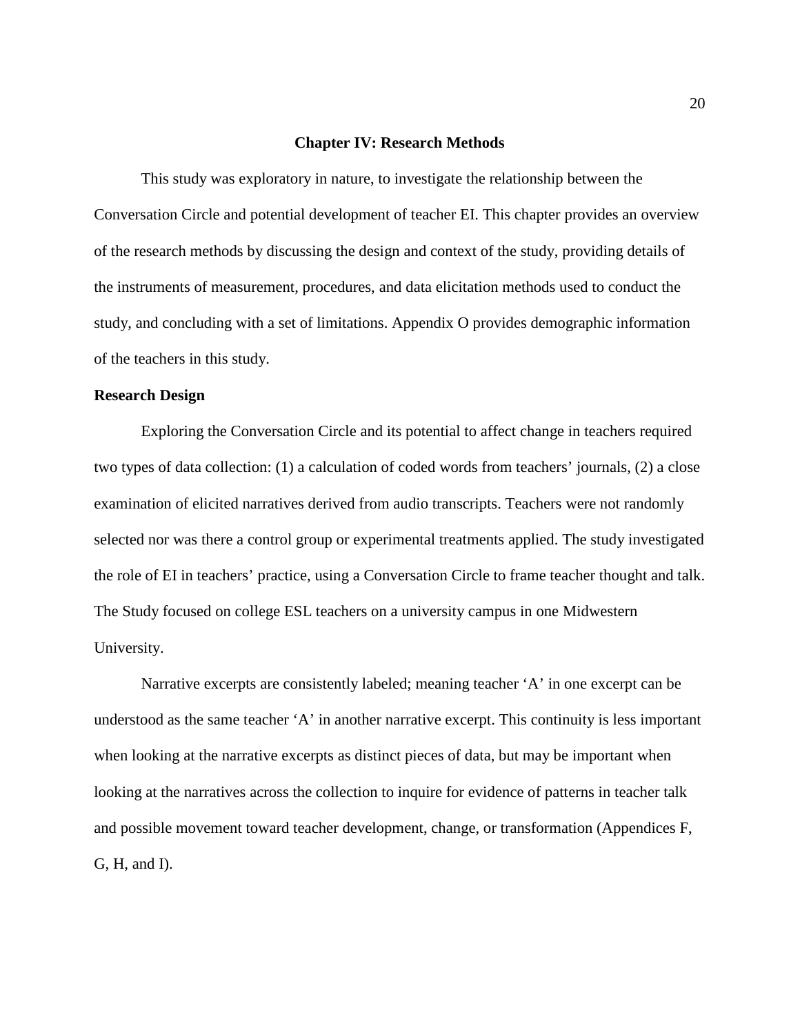# Chapter IV: Research Methods

This study was exploratory in nature, to investigate the relationship between the Conversation Circle and potential development of teacher EI. This chapter provides an overview of the research methods by discussing the design and context of the study, providing details of the instruments of measurement, procedures, and data elicitation methods used to conduct the study, and concluding with a set of limitations. Appendix O provides demographic information of the teachers in this study.

## Research Design

Exploring the Conversation Circle and its potential to affect change in teachers required two types of data collection: (1) a calculation of coded words from teachers' journals, (2) a close examination of elicited narratives derived from audio transcripts. Teachers were not randomly selected nor was there a control group or experimental treatments applied. The study investigated the role of EI in teachers' practice, using a Conversation Circle to frame teacher thought and talk. The Study focused on college ESL teachers on a university campus in one Midwestern University.

Narrative excerpts are consistently labeled; meaning teacher 'A' in one excerpt can be understood as the same teacher 'A' in another narrative excerpt. This continuity is less important when looking at the narrative excerpts as distinct pieces of data, but may be important when looking at the narratives across the collection to inquire for evidence of patterns in teacher talk and possible movement toward teacher development, change, or transformation (Appendices F, G, H, and I).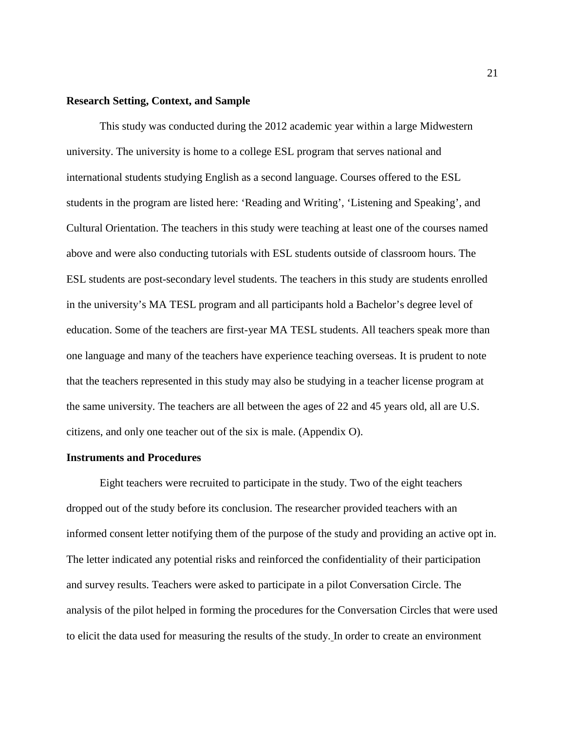**Research Setting, Context, and Sample**

This study was conducted during the 2012 academic year within a large Midwestern university. The university is home to a college ESL program that serves national and international students studying English as a second language. Courses offered to the ESL students in the program are listed here: 'Reading and Writing', 'Listening and Speaking', and Cultural Orientation. The teachers in this study were teaching at least one of the courses named above and were also conducting tutorials with ESL students outside of classroom hours. The ESL students are post-secondary level students. The teachers in this study are students enrolled in the university's MA TESL program and all participants hold a Bachelor's degree level of education. Some of the teachers are first-year MA TESL students. All teachers speak more than one language and many of the teachers have experience teaching overseas. It is prudent to note that the teachers represented in this study may also be studying in a teacher license program at the same university. The teachers are all between the ages of 22 and 45 years old, all are U.S. citizens, and only one teacher out of the six is male. (Appendix O).

**Instruments and Procedures**

Eight teachers were recruited to participate in the study. Two of the eight teachers dropped out of the study before its conclusion. The researcher provided teachers with an informed consent letter notifying them of the purpose of the study and providing an active opt in. The letter indicated any potential risks and reinforced the confidentiality of their participation and survey results. Teachers were asked to participate in a pilot Conversation Circle. The analysis of the pilot helped in forming the procedures for the Conversation Circles that were used to elicit the data used for measuring the results of the study. In order to create an environment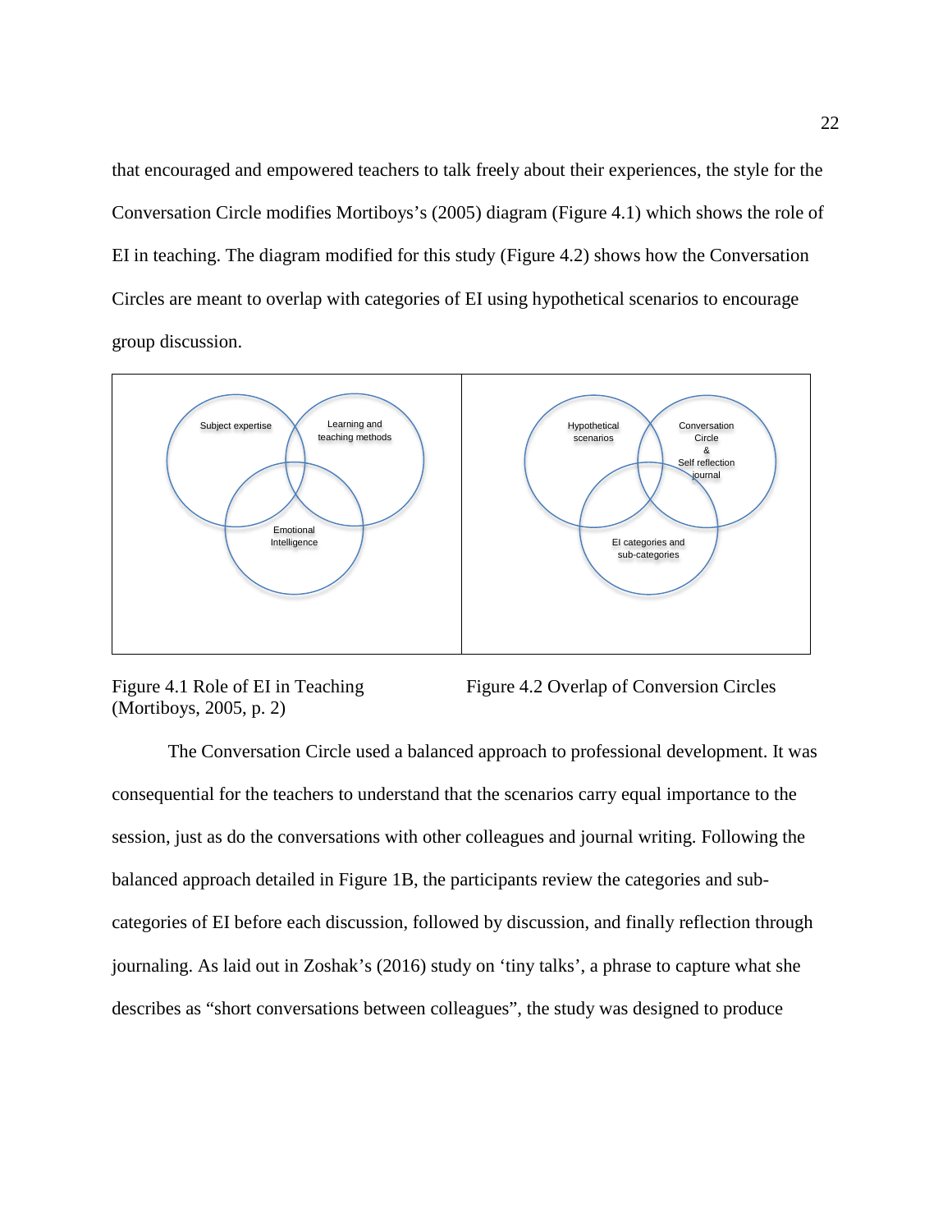that encouraged and empowered teachers to talk freely about their experiences, the style for the Conversation Circle modifies Mortiboys's (2005) diagram (Figure 4.1) which shows the role of EI in teaching. The diagram modified for this study (Figure 4.2) shows how the Conversation Circles are meant to overlap with categories of EI using hypothetical scenarios to encourage group discussion.

Figure 4.1 Role of EI in Teaching (Mortiboys, 2005, p. 2)

Figure 4.2 Overlap of Conversion Circles

The Conversation Circle used a balanced approach to professional development. It was consequential for the teachers to understand that the scenarios carry equal importance to the session, just as do the conversations with other colleagues and journal writing. Following the balanced approach detailed in Figure 1B, the participants review the categories and sub-categories of EI before each discussion, followed by discussion, and finally reflection through journaling. As laid out in Zoshak's (2016) study on 'tiny talks', a phrase to capture what she describes as "short conversations between colleagues", the study was designed to produce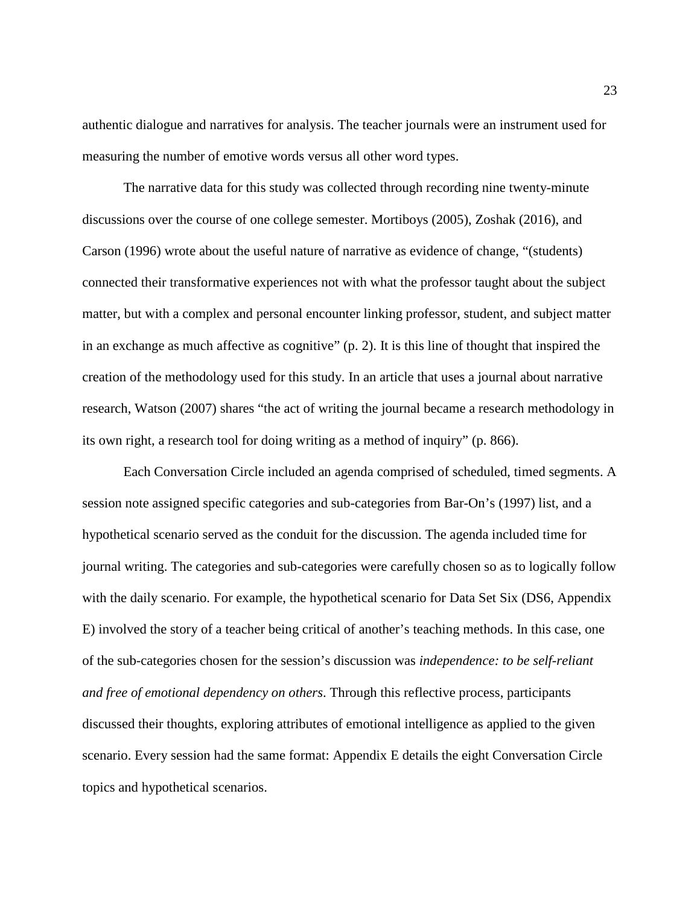authentic dialogue and narratives for analysis. The teacher journals were an instrument used for measuring the number of emotive words versus all other word types.

The narrative data for this study was collected through recording nine twenty-minute discussions over the course of one college semester. Mortiboys (2005), Zoshak (2016), and Carson (1996) wrote about the useful nature of narrative as evidence of change, "(students) connected their transformative experiences not with what the professor taught about the subject matter, but with a complex and personal encounter linking professor, student, and subject matter in an exchange as much affective as cognitive" (p. 2). It is this line of thought that inspired the creation of the methodology used for this study. In an article that uses a journal about narrative research, Watson (2007) shares "the act of writing the journal became a research methodology in its own right, a research tool for doing writing as a method of inquiry" (p. 866).

Each Conversation Circle included an agenda comprised of scheduled, timed segments. A session note assigned specific categories and sub-categories from Bar-On's (1997) list, and a hypothetical scenario served as the conduit for the discussion. The agenda included time for journal writing. The categories and sub-categories were carefully chosen so as to logically follow with the daily scenario. For example, the hypothetical scenario for Data Set Six (DS6, Appendix E) involved the story of a teacher being critical of another's teaching methods. In this case, one of the sub-categories chosen for the session's discussion was *independence: to be self-reliant and free of emotional dependency on others*. Through this reflective process, participants discussed their thoughts, exploring attributes of emotional intelligence as applied to the given scenario. Every session had the same format: Appendix E details the eight Conversation Circle topics and hypothetical scenarios.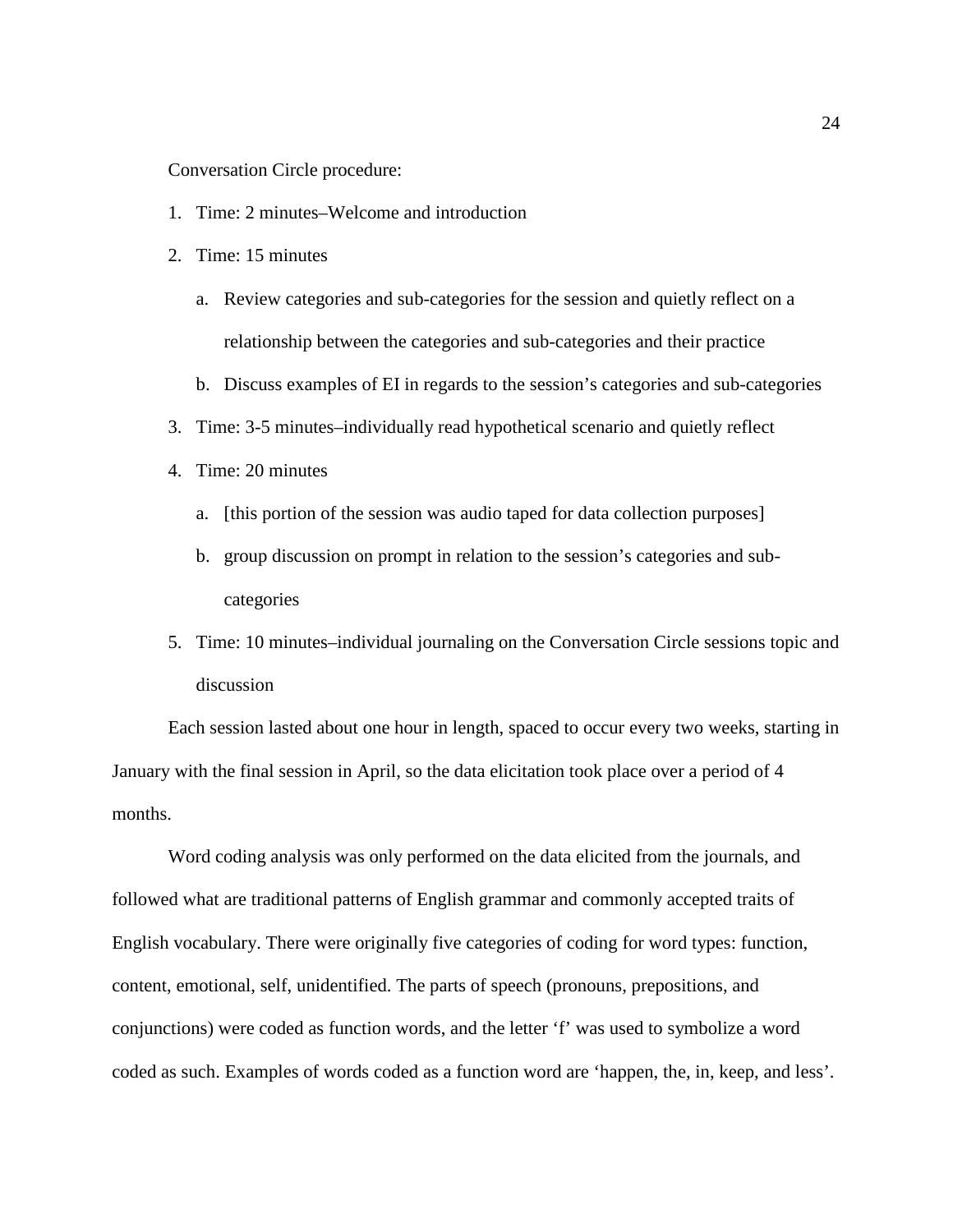Conversation Circle procedure:

1. Time: 2 minutes–Welcome and introduction
2. Time: 15 minutes
   a. Review categories and sub-categories for the session and quietly reflect on a relationship between the categories and sub-categories and their practice
   b. Discuss examples of EI in regards to the session's categories and sub-categories
3. Time: 3-5 minutes–individually read hypothetical scenario and quietly reflect
4. Time: 20 minutes
   a. [this portion of the session was audio taped for data collection purposes]
   b. group discussion on prompt in relation to the session's categories and sub-categories
5. Time: 10 minutes–individual journaling on the Conversation Circle sessions topic and discussion

Each session lasted about one hour in length, spaced to occur every two weeks, starting in January with the final session in April, so the data elicitation took place over a period of 4 months.

Word coding analysis was only performed on the data elicited from the journals, and followed what are traditional patterns of English grammar and commonly accepted traits of English vocabulary. There were originally five categories of coding for word types: function, content, emotional, self, unidentified. The parts of speech (pronouns, prepositions, and conjunctions) were coded as function words, and the letter 'f' was used to symbolize a word coded as such. Examples of words coded as a function word are 'happen, the, in, keep, and less'.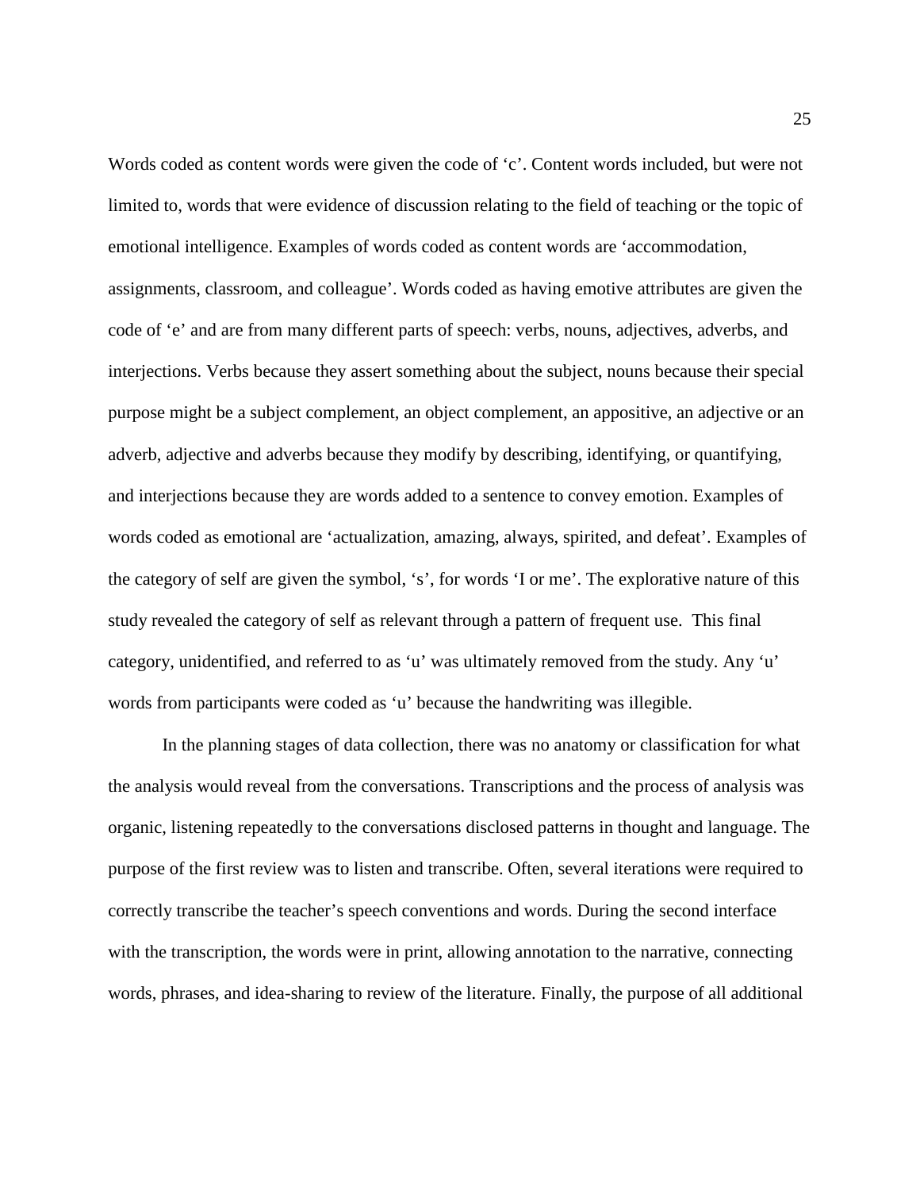Words coded as content words were given the code of ‘c’. Content words included, but were not limited to, words that were evidence of discussion relating to the field of teaching or the topic of emotional intelligence. Examples of words coded as content words are ‘accommodation, assignments, classroom, and colleague’. Words coded as having emotive attributes are given the code of ‘e’ and are from many different parts of speech: verbs, nouns, adjectives, adverbs, and interjections. Verbs because they assert something about the subject, nouns because their special purpose might be a subject complement, an object complement, an appositive, an adjective or an adverb, adjective and adverbs because they modify by describing, identifying, or quantifying, and interjections because they are words added to a sentence to convey emotion. Examples of words coded as emotional are ‘actualization, amazing, always, spirited, and defeat’. Examples of the category of self are given the symbol, ‘s’, for words ‘I or me’. The explorative nature of this study revealed the category of self as relevant through a pattern of frequent use. This final category, unidentified, and referred to as ‘u’ was ultimately removed from the study. Any ‘u’ words from participants were coded as ‘u’ because the handwriting was illegible.

In the planning stages of data collection, there was no anatomy or classification for what the analysis would reveal from the conversations. Transcriptions and the process of analysis was organic, listening repeatedly to the conversations disclosed patterns in thought and language. The purpose of the first review was to listen and transcribe. Often, several iterations were required to correctly transcribe the teacher’s speech conventions and words. During the second interface with the transcription, the words were in print, allowing annotation to the narrative, connecting words, phrases, and idea-sharing to review of the literature. Finally, the purpose of all additional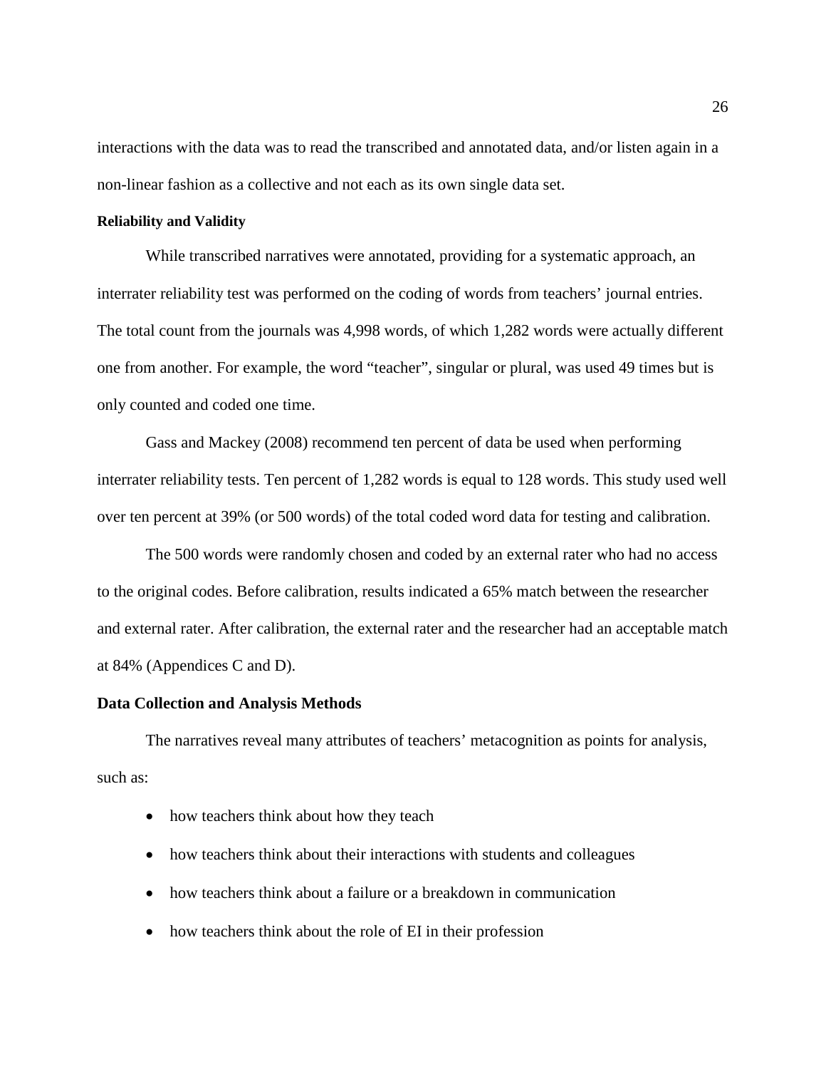interactions with the data was to read the transcribed and annotated data, and/or listen again in a non-linear fashion as a collective and not each as its own single data set.

#### Reliability and Validity

While transcribed narratives were annotated, providing for a systematic approach, an interrater reliability test was performed on the coding of words from teachers' journal entries. The total count from the journals was 4,998 words, of which 1,282 words were actually different one from another. For example, the word "teacher", singular or plural, was used 49 times but is only counted and coded one time.

Gass and Mackey (2008) recommend ten percent of data be used when performing interrater reliability tests. Ten percent of 1,282 words is equal to 128 words. This study used well over ten percent at 39% (or 500 words) of the total coded word data for testing and calibration.

The 500 words were randomly chosen and coded by an external rater who had no access to the original codes. Before calibration, results indicated a 65% match between the researcher and external rater. After calibration, the external rater and the researcher had an acceptable match at 84% (Appendices C and D).

### Data Collection and Analysis Methods

The narratives reveal many attributes of teachers' metacognition as points for analysis, such as:

- how teachers think about how they teach
- how teachers think about their interactions with students and colleagues
- how teachers think about a failure or a breakdown in communication
- how teachers think about the role of EI in their profession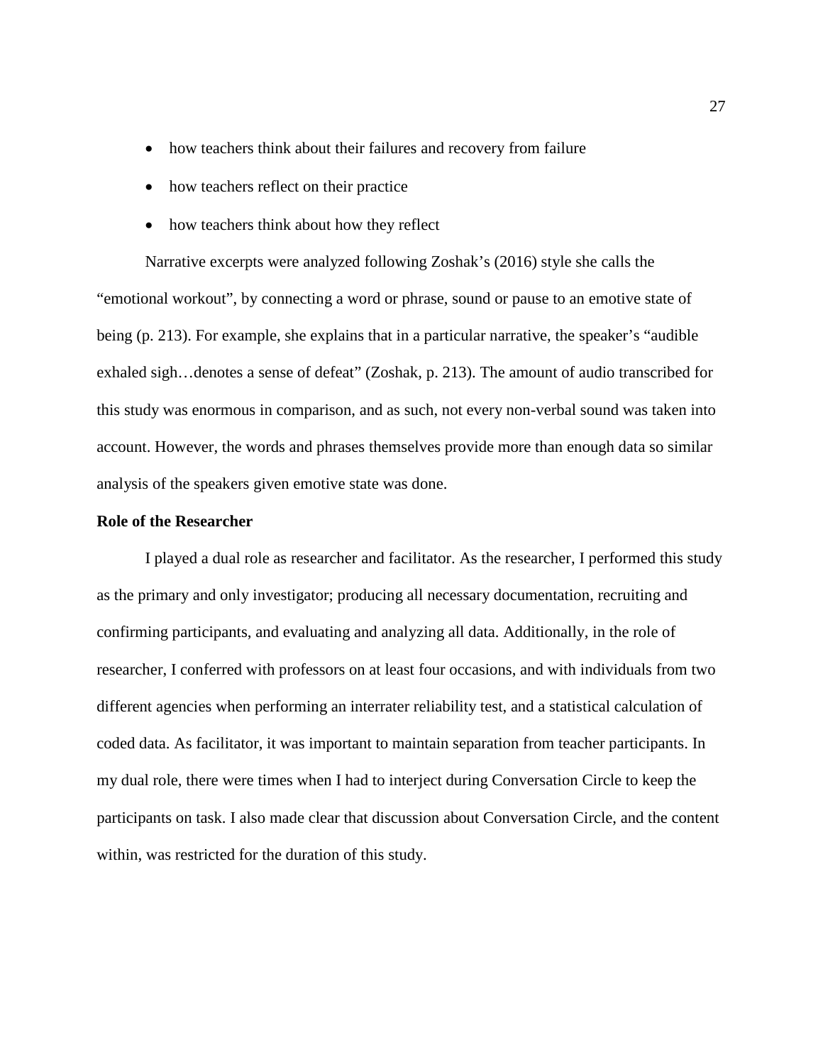- how teachers think about their failures and recovery from failure
- how teachers reflect on their practice
- how teachers think about how they reflect

Narrative excerpts were analyzed following Zoshak's (2016) style she calls the "emotional workout", by connecting a word or phrase, sound or pause to an emotive state of being (p. 213). For example, she explains that in a particular narrative, the speaker's "audible exhaled sigh…denotes a sense of defeat" (Zoshak, p. 213). The amount of audio transcribed for this study was enormous in comparison, and as such, not every non-verbal sound was taken into account. However, the words and phrases themselves provide more than enough data so similar analysis of the speakers given emotive state was done.

**Role of the Researcher**

I played a dual role as researcher and facilitator. As the researcher, I performed this study as the primary and only investigator; producing all necessary documentation, recruiting and confirming participants, and evaluating and analyzing all data. Additionally, in the role of researcher, I conferred with professors on at least four occasions, and with individuals from two different agencies when performing an interrater reliability test, and a statistical calculation of coded data. As facilitator, it was important to maintain separation from teacher participants. In my dual role, there were times when I had to interject during Conversation Circle to keep the participants on task. I also made clear that discussion about Conversation Circle, and the content within, was restricted for the duration of this study.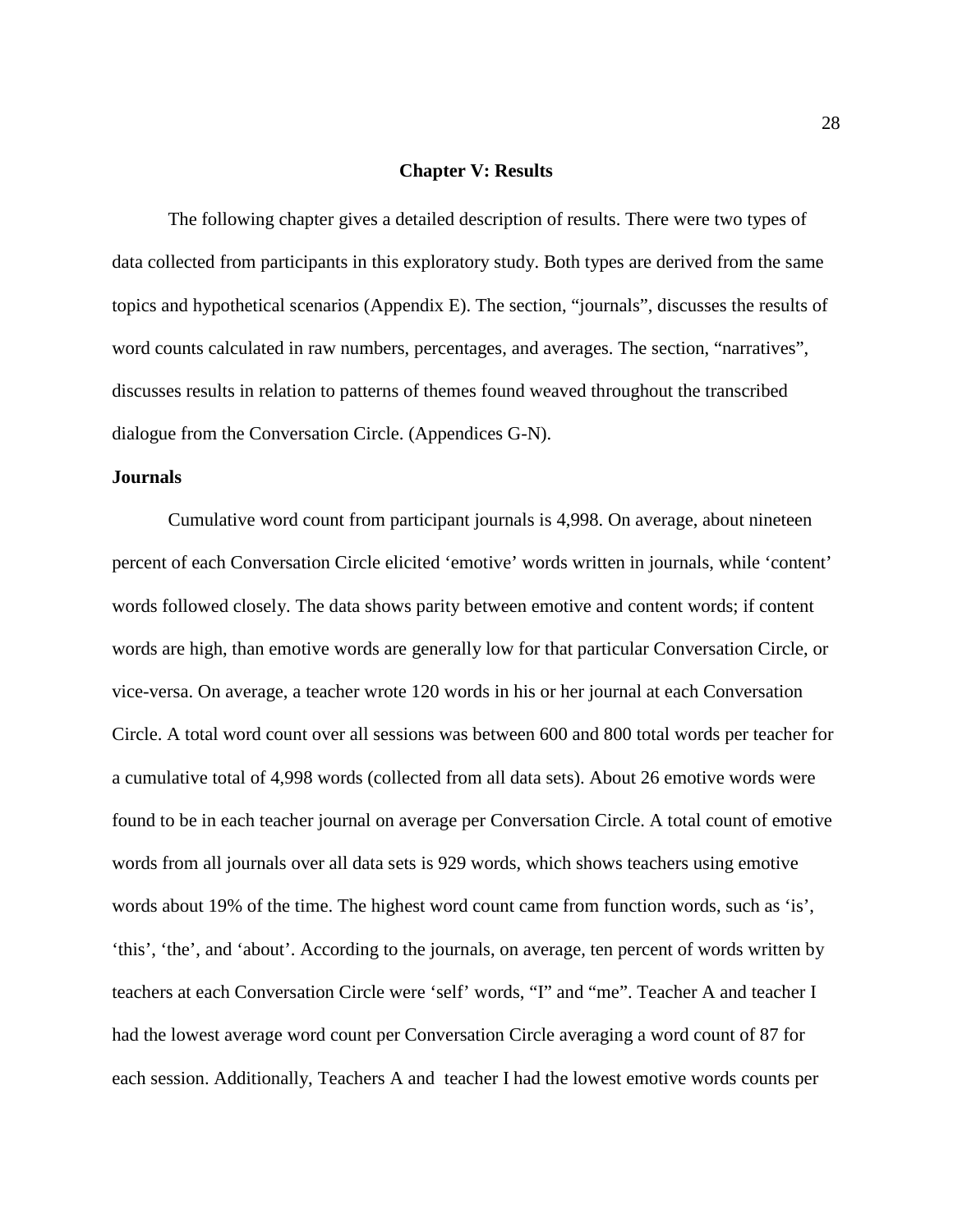# Chapter V: Results

The following chapter gives a detailed description of results. There were two types of data collected from participants in this exploratory study. Both types are derived from the same topics and hypothetical scenarios (Appendix E). The section, "journals", discusses the results of word counts calculated in raw numbers, percentages, and averages. The section, "narratives", discusses results in relation to patterns of themes found weaved throughout the transcribed dialogue from the Conversation Circle. (Appendices G-N).

## Journals

Cumulative word count from participant journals is 4,998. On average, about nineteen percent of each Conversation Circle elicited 'emotive' words written in journals, while 'content' words followed closely. The data shows parity between emotive and content words; if content words are high, than emotive words are generally low for that particular Conversation Circle, or vice-versa. On average, a teacher wrote 120 words in his or her journal at each Conversation Circle. A total word count over all sessions was between 600 and 800 total words per teacher for a cumulative total of 4,998 words (collected from all data sets). About 26 emotive words were found to be in each teacher journal on average per Conversation Circle. A total count of emotive words from all journals over all data sets is 929 words, which shows teachers using emotive words about 19% of the time. The highest word count came from function words, such as 'is', 'this', 'the', and 'about'. According to the journals, on average, ten percent of words written by teachers at each Conversation Circle were 'self' words, "I" and "me". Teacher A and teacher I had the lowest average word count per Conversation Circle averaging a word count of 87 for each session. Additionally, Teachers A and teacher I had the lowest emotive words counts per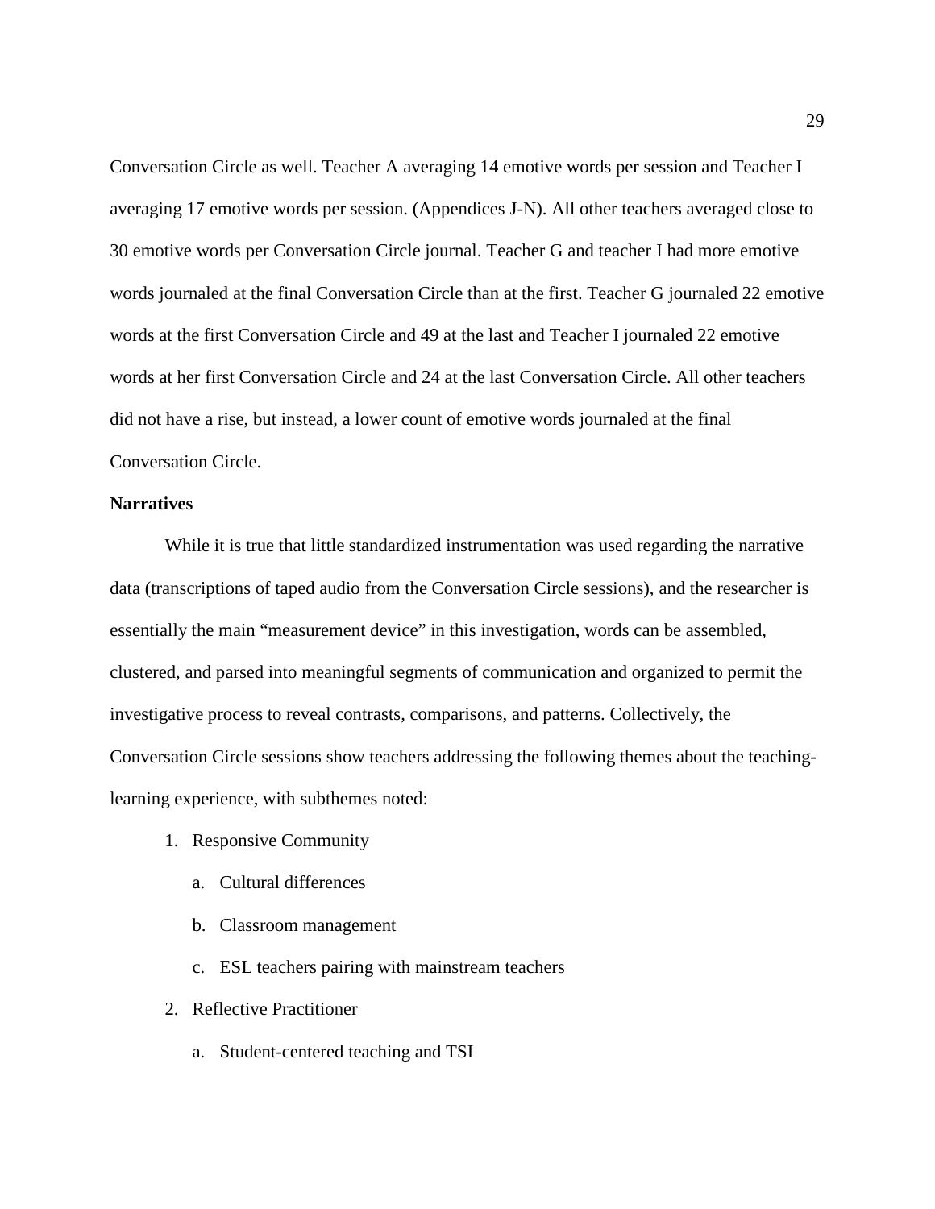Conversation Circle as well. Teacher A averaging 14 emotive words per session and Teacher I averaging 17 emotive words per session. (Appendices J-N). All other teachers averaged close to 30 emotive words per Conversation Circle journal. Teacher G and teacher I had more emotive words journaled at the final Conversation Circle than at the first. Teacher G journaled 22 emotive words at the first Conversation Circle and 49 at the last and Teacher I journaled 22 emotive words at her first Conversation Circle and 24 at the last Conversation Circle. All other teachers did not have a rise, but instead, a lower count of emotive words journaled at the final Conversation Circle.

**Narratives**

While it is true that little standardized instrumentation was used regarding the narrative data (transcriptions of taped audio from the Conversation Circle sessions), and the researcher is essentially the main "measurement device" in this investigation, words can be assembled, clustered, and parsed into meaningful segments of communication and organized to permit the investigative process to reveal contrasts, comparisons, and patterns. Collectively, the Conversation Circle sessions show teachers addressing the following themes about the teaching-learning experience, with subthemes noted:

1. Responsive Community
   a. Cultural differences
   b. Classroom management
   c. ESL teachers pairing with mainstream teachers
2. Reflective Practitioner
   a. Student-centered teaching and TSI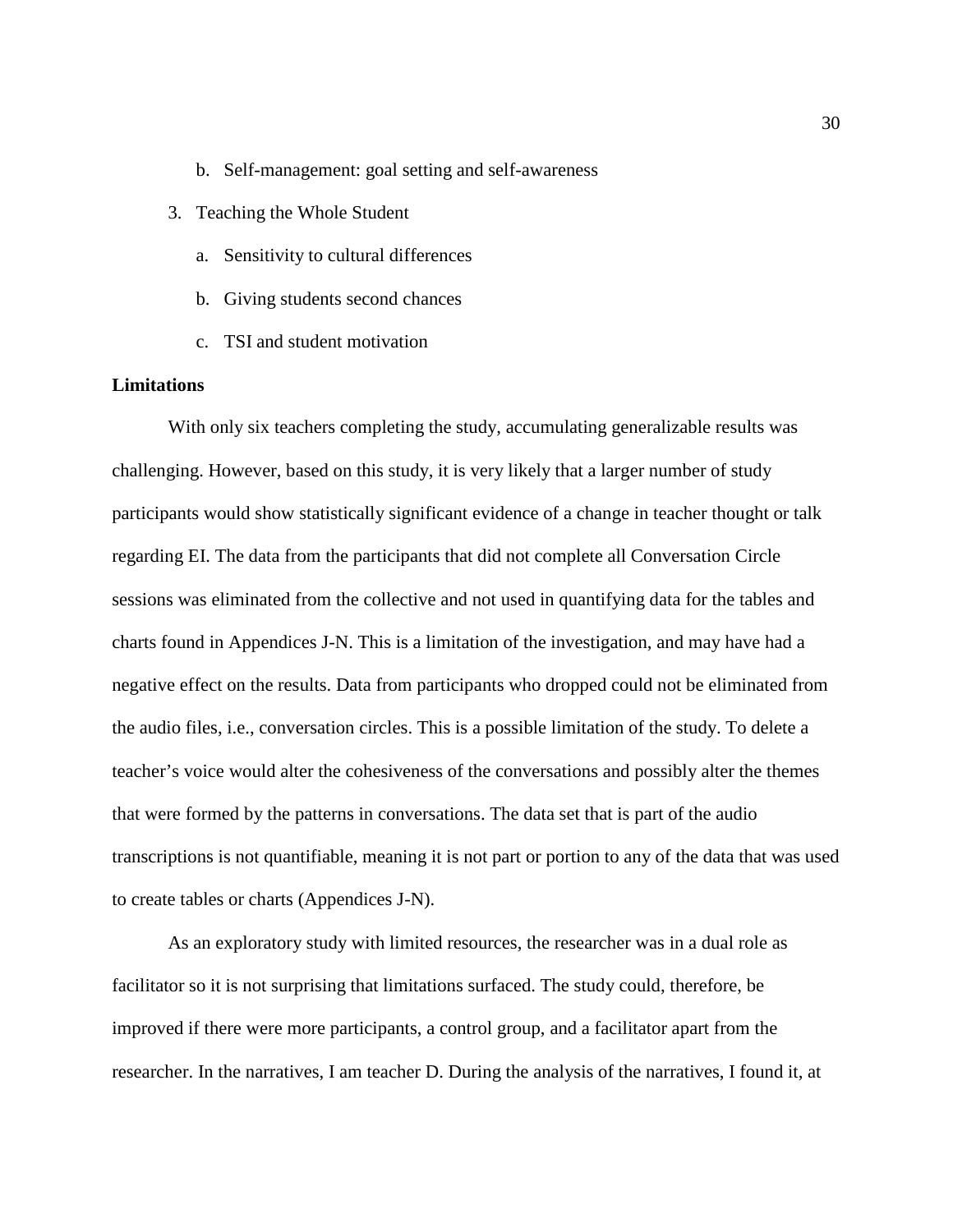b. Self-management: goal setting and self-awareness

3. Teaching the Whole Student
   a. Sensitivity to cultural differences
   b. Giving students second chances
   c. TSI and student motivation

**Limitations**

With only six teachers completing the study, accumulating generalizable results was challenging. However, based on this study, it is very likely that a larger number of study participants would show statistically significant evidence of a change in teacher thought or talk regarding EI. The data from the participants that did not complete all Conversation Circle sessions was eliminated from the collective and not used in quantifying data for the tables and charts found in Appendices J-N. This is a limitation of the investigation, and may have had a negative effect on the results. Data from participants who dropped could not be eliminated from the audio files, i.e., conversation circles. This is a possible limitation of the study. To delete a teacher's voice would alter the cohesiveness of the conversations and possibly alter the themes that were formed by the patterns in conversations. The data set that is part of the audio transcriptions is not quantifiable, meaning it is not part or portion to any of the data that was used to create tables or charts (Appendices J-N).

As an exploratory study with limited resources, the researcher was in a dual role as facilitator so it is not surprising that limitations surfaced. The study could, therefore, be improved if there were more participants, a control group, and a facilitator apart from the researcher. In the narratives, I am teacher D. During the analysis of the narratives, I found it, at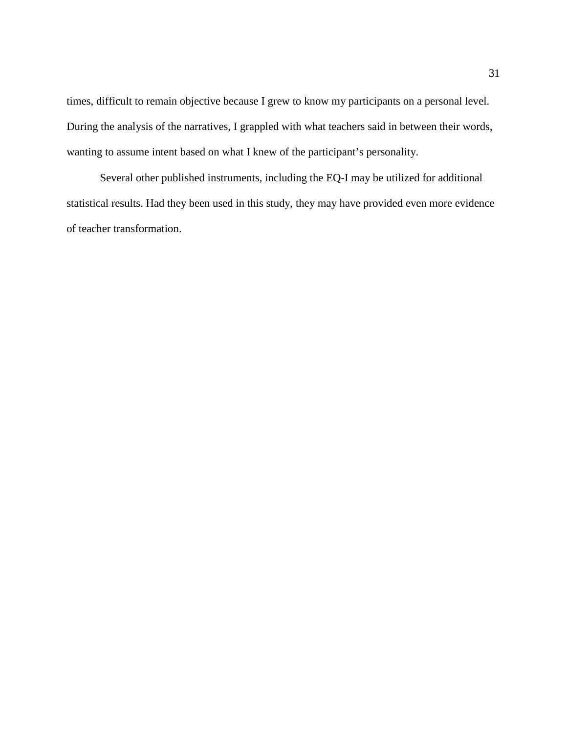times, difficult to remain objective because I grew to know my participants on a personal level. During the analysis of the narratives, I grappled with what teachers said in between their words, wanting to assume intent based on what I knew of the participant's personality.

Several other published instruments, including the EQ-I may be utilized for additional statistical results. Had they been used in this study, they may have provided even more evidence of teacher transformation.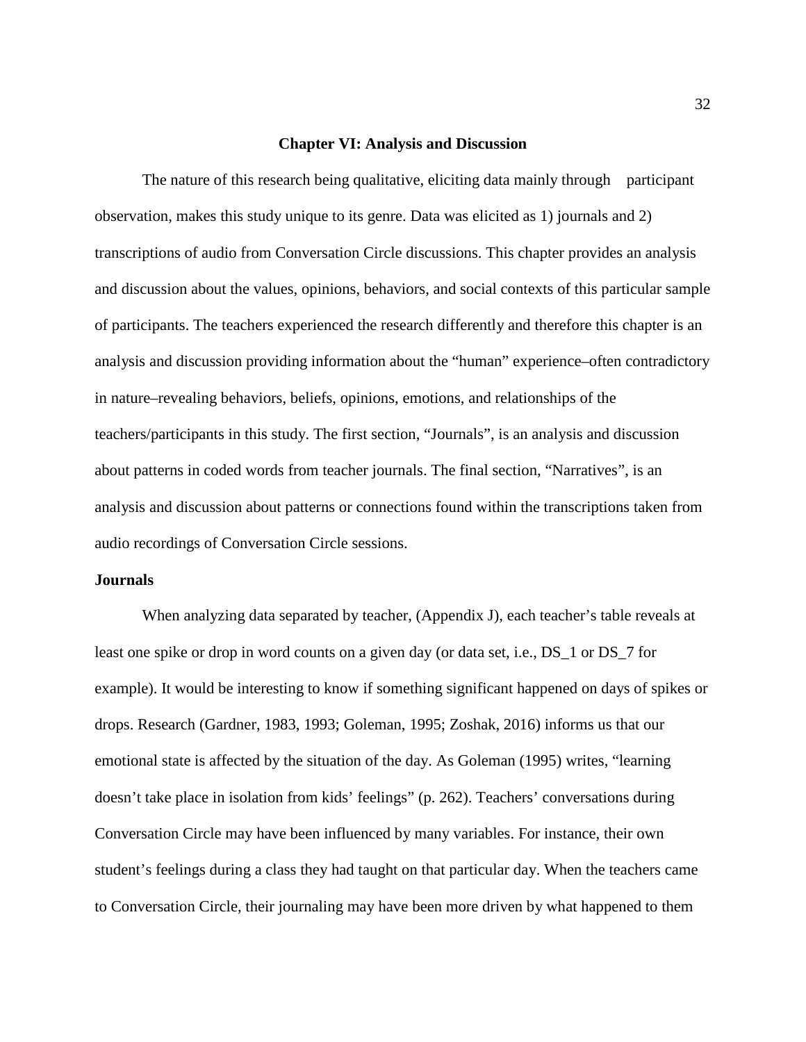# Chapter VI: Analysis and Discussion

The nature of this research being qualitative, eliciting data mainly through participant observation, makes this study unique to its genre. Data was elicited as 1) journals and 2) transcriptions of audio from Conversation Circle discussions. This chapter provides an analysis and discussion about the values, opinions, behaviors, and social contexts of this particular sample of participants. The teachers experienced the research differently and therefore this chapter is an analysis and discussion providing information about the "human" experience–often contradictory in nature–revealing behaviors, beliefs, opinions, emotions, and relationships of the teachers/participants in this study. The first section, "Journals", is an analysis and discussion about patterns in coded words from teacher journals. The final section, "Narratives", is an analysis and discussion about patterns or connections found within the transcriptions taken from audio recordings of Conversation Circle sessions.

## Journals

When analyzing data separated by teacher, (Appendix J), each teacher's table reveals at least one spike or drop in word counts on a given day (or data set, i.e., DS_1 or DS_7 for example). It would be interesting to know if something significant happened on days of spikes or drops. Research (Gardner, 1983, 1993; Goleman, 1995; Zoshak, 2016) informs us that our emotional state is affected by the situation of the day. As Goleman (1995) writes, "learning doesn't take place in isolation from kids' feelings" (p. 262). Teachers' conversations during Conversation Circle may have been influenced by many variables. For instance, their own student's feelings during a class they had taught on that particular day. When the teachers came to Conversation Circle, their journaling may have been more driven by what happened to them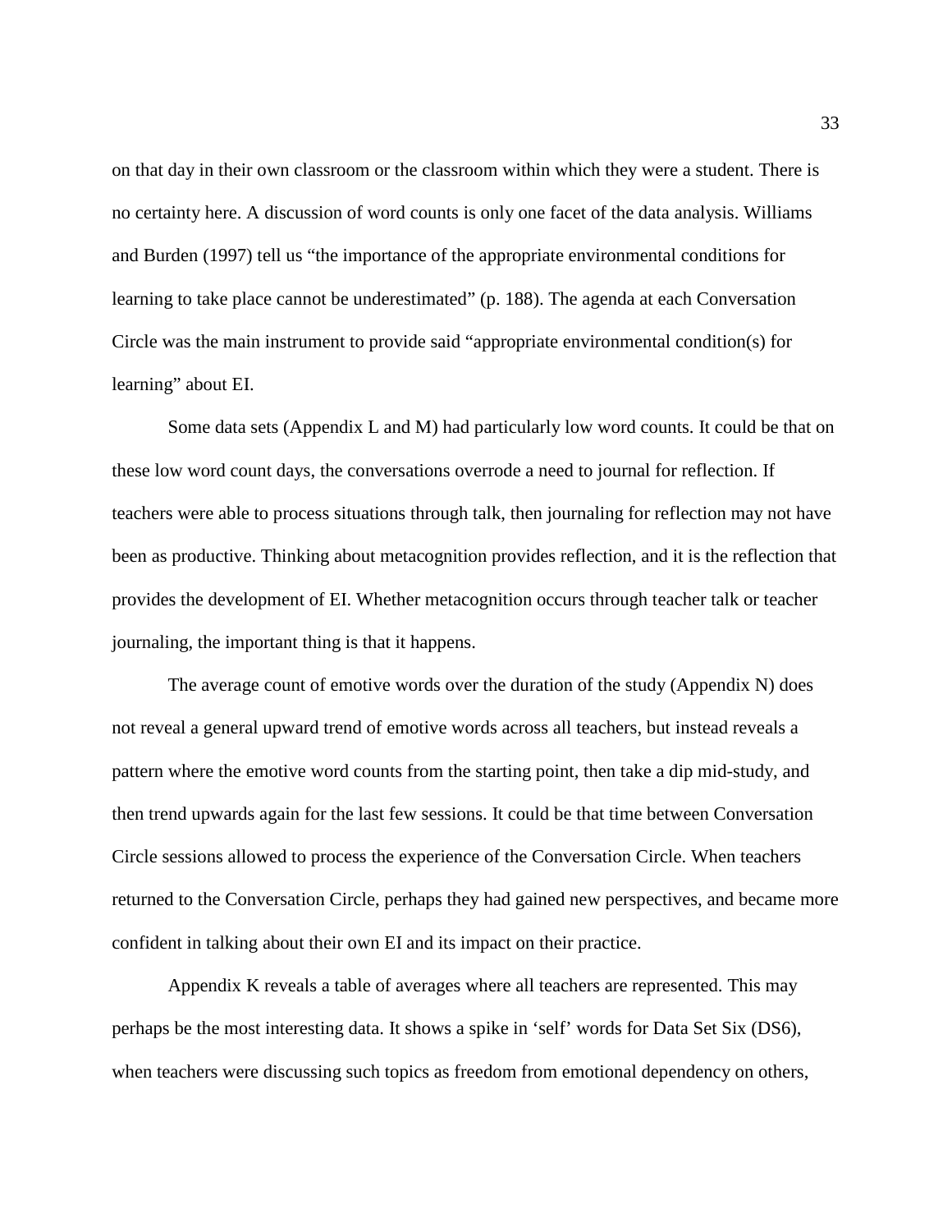on that day in their own classroom or the classroom within which they were a student. There is no certainty here. A discussion of word counts is only one facet of the data analysis. Williams and Burden (1997) tell us "the importance of the appropriate environmental conditions for learning to take place cannot be underestimated" (p. 188). The agenda at each Conversation Circle was the main instrument to provide said "appropriate environmental condition(s) for learning" about EI.

Some data sets (Appendix L and M) had particularly low word counts. It could be that on these low word count days, the conversations overrode a need to journal for reflection. If teachers were able to process situations through talk, then journaling for reflection may not have been as productive. Thinking about metacognition provides reflection, and it is the reflection that provides the development of EI. Whether metacognition occurs through teacher talk or teacher journaling, the important thing is that it happens.

The average count of emotive words over the duration of the study (Appendix N) does not reveal a general upward trend of emotive words across all teachers, but instead reveals a pattern where the emotive word counts from the starting point, then take a dip mid-study, and then trend upwards again for the last few sessions. It could be that time between Conversation Circle sessions allowed to process the experience of the Conversation Circle. When teachers returned to the Conversation Circle, perhaps they had gained new perspectives, and became more confident in talking about their own EI and its impact on their practice.

Appendix K reveals a table of averages where all teachers are represented. This may perhaps be the most interesting data. It shows a spike in 'self' words for Data Set Six (DS6), when teachers were discussing such topics as freedom from emotional dependency on others,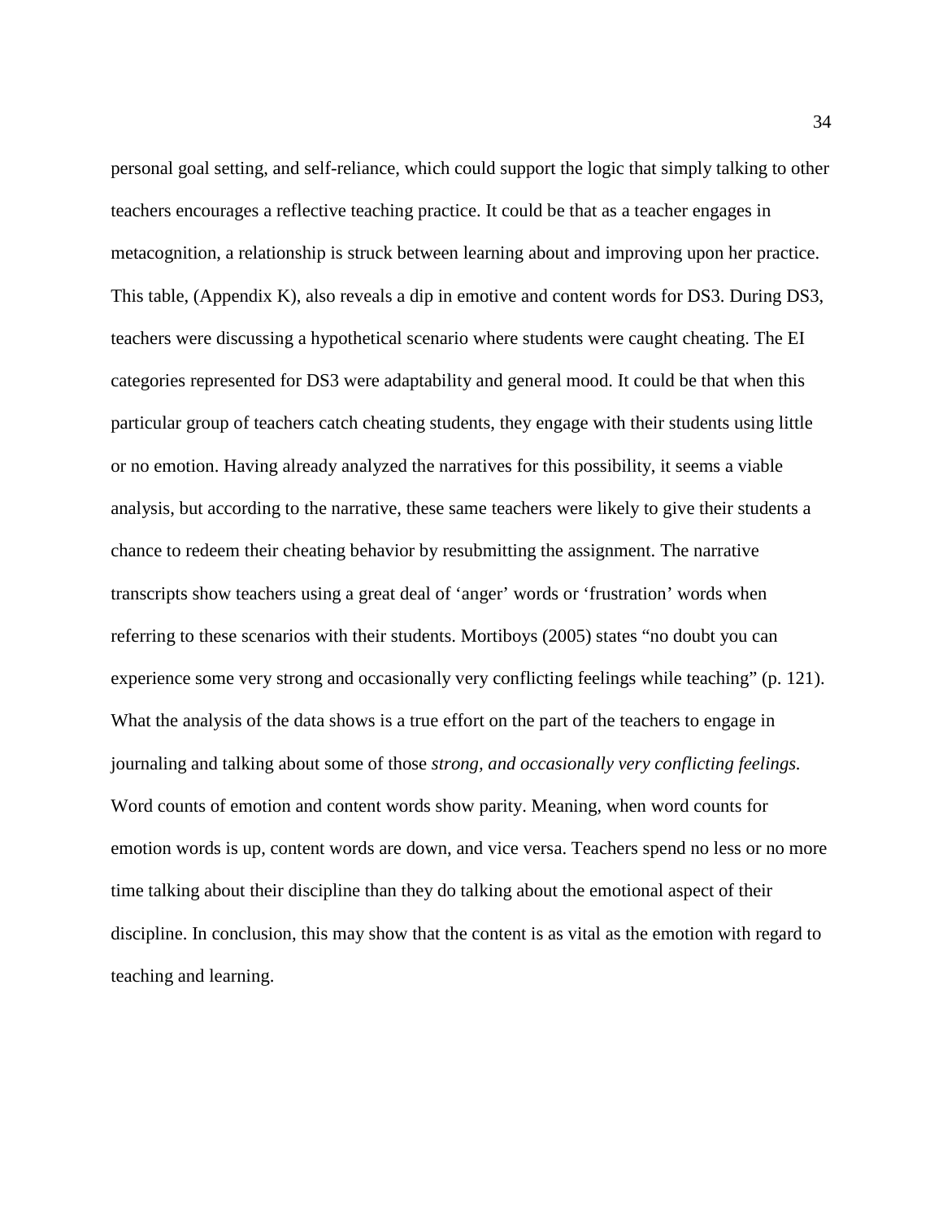personal goal setting, and self-reliance, which could support the logic that simply talking to other teachers encourages a reflective teaching practice. It could be that as a teacher engages in metacognition, a relationship is struck between learning about and improving upon her practice. This table, (Appendix K), also reveals a dip in emotive and content words for DS3. During DS3, teachers were discussing a hypothetical scenario where students were caught cheating. The EI categories represented for DS3 were adaptability and general mood. It could be that when this particular group of teachers catch cheating students, they engage with their students using little or no emotion. Having already analyzed the narratives for this possibility, it seems a viable analysis, but according to the narrative, these same teachers were likely to give their students a chance to redeem their cheating behavior by resubmitting the assignment. The narrative transcripts show teachers using a great deal of 'anger' words or 'frustration' words when referring to these scenarios with their students. Mortiboys (2005) states "no doubt you can experience some very strong and occasionally very conflicting feelings while teaching" (p. 121). What the analysis of the data shows is a true effort on the part of the teachers to engage in journaling and talking about some of those *strong, and occasionally very conflicting feelings.* Word counts of emotion and content words show parity. Meaning, when word counts for emotion words is up, content words are down, and vice versa. Teachers spend no less or no more time talking about their discipline than they do talking about the emotional aspect of their discipline. In conclusion, this may show that the content is as vital as the emotion with regard to teaching and learning.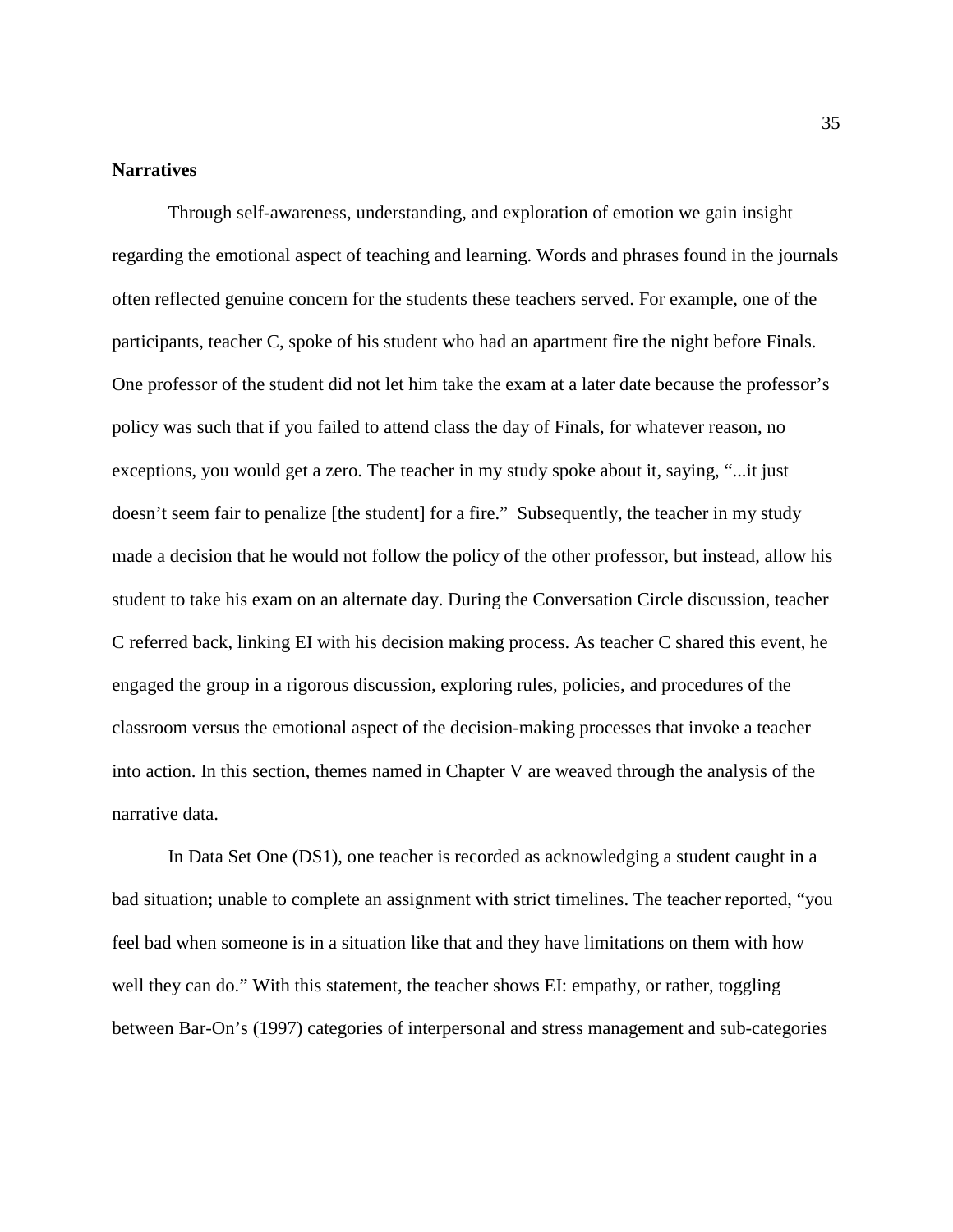**Narratives**

Through self-awareness, understanding, and exploration of emotion we gain insight regarding the emotional aspect of teaching and learning. Words and phrases found in the journals often reflected genuine concern for the students these teachers served. For example, one of the participants, teacher C, spoke of his student who had an apartment fire the night before Finals. One professor of the student did not let him take the exam at a later date because the professor's policy was such that if you failed to attend class the day of Finals, for whatever reason, no exceptions, you would get a zero. The teacher in my study spoke about it, saying, "...it just doesn't seem fair to penalize [the student] for a fire." Subsequently, the teacher in my study made a decision that he would not follow the policy of the other professor, but instead, allow his student to take his exam on an alternate day. During the Conversation Circle discussion, teacher C referred back, linking EI with his decision making process. As teacher C shared this event, he engaged the group in a rigorous discussion, exploring rules, policies, and procedures of the classroom versus the emotional aspect of the decision-making processes that invoke a teacher into action. In this section, themes named in Chapter V are weaved through the analysis of the narrative data.

In Data Set One (DS1), one teacher is recorded as acknowledging a student caught in a bad situation; unable to complete an assignment with strict timelines. The teacher reported, "you feel bad when someone is in a situation like that and they have limitations on them with how well they can do." With this statement, the teacher shows EI: empathy, or rather, toggling between Bar-On's (1997) categories of interpersonal and stress management and sub-categories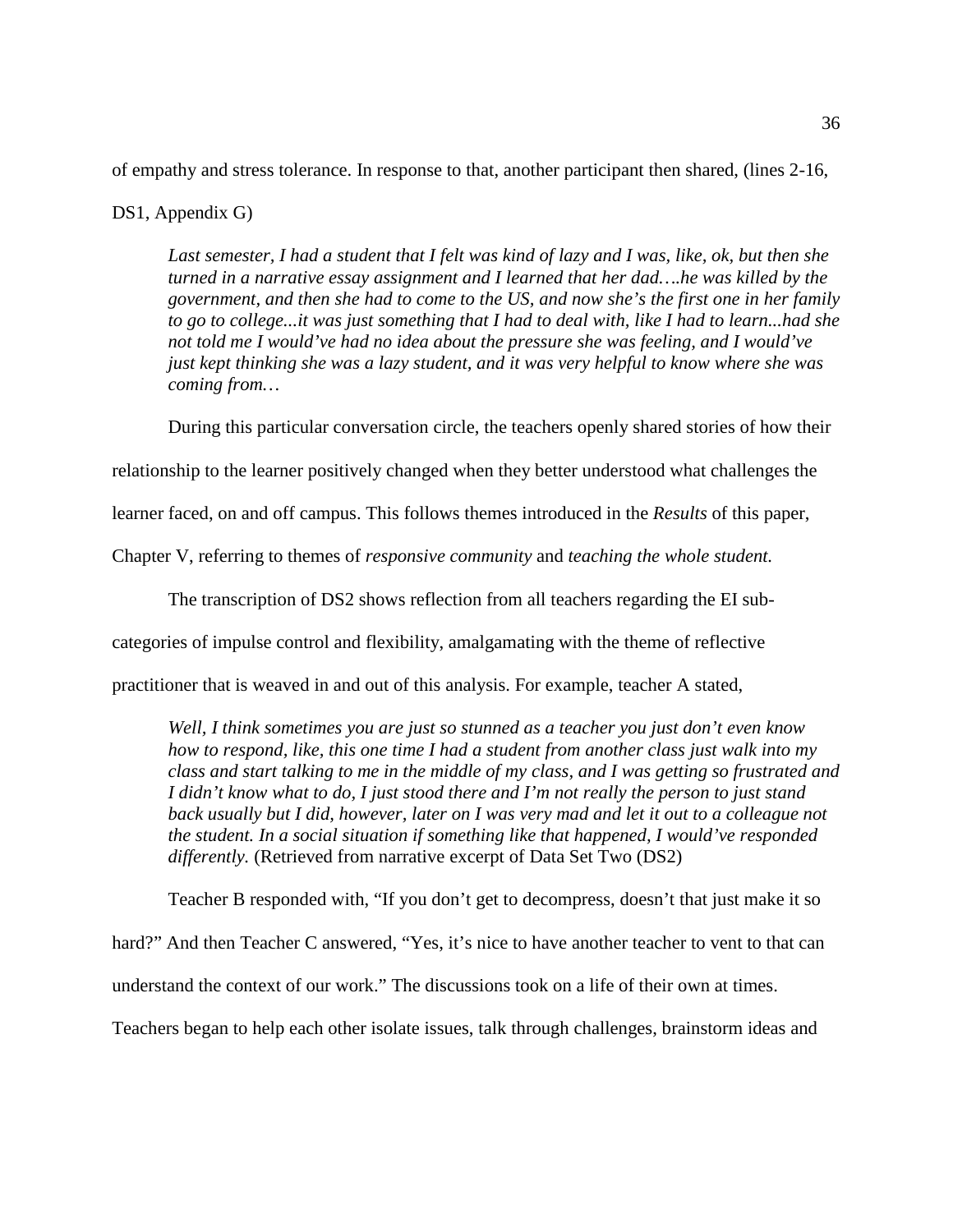of empathy and stress tolerance. In response to that, another participant then shared, (lines 2-16, DS1, Appendix G)

> *Last semester, I had a student that I felt was kind of lazy and I was, like, ok, but then she turned in a narrative essay assignment and I learned that her dad….he was killed by the government, and then she had to come to the US, and now she's the first one in her family to go to college...it was just something that I had to deal with, like I had to learn...had she not told me I would've had no idea about the pressure she was feeling, and I would've just kept thinking she was a lazy student, and it was very helpful to know where she was coming from…*

During this particular conversation circle, the teachers openly shared stories of how their relationship to the learner positively changed when they better understood what challenges the learner faced, on and off campus. This follows themes introduced in the *Results* of this paper, Chapter V, referring to themes of *responsive community* and *teaching the whole student.*

The transcription of DS2 shows reflection from all teachers regarding the EI sub-categories of impulse control and flexibility, amalgamating with the theme of reflective practitioner that is weaved in and out of this analysis. For example, teacher A stated,

> *Well, I think sometimes you are just so stunned as a teacher you just don't even know how to respond, like, this one time I had a student from another class just walk into my class and start talking to me in the middle of my class, and I was getting so frustrated and I didn't know what to do, I just stood there and I'm not really the person to just stand back usually but I did, however, later on I was very mad and let it out to a colleague not the student. In a social situation if something like that happened, I would've responded differently.* (Retrieved from narrative excerpt of Data Set Two (DS2)

Teacher B responded with, "If you don't get to decompress, doesn't that just make it so hard?" And then Teacher C answered, "Yes, it's nice to have another teacher to vent to that can understand the context of our work." The discussions took on a life of their own at times. Teachers began to help each other isolate issues, talk through challenges, brainstorm ideas and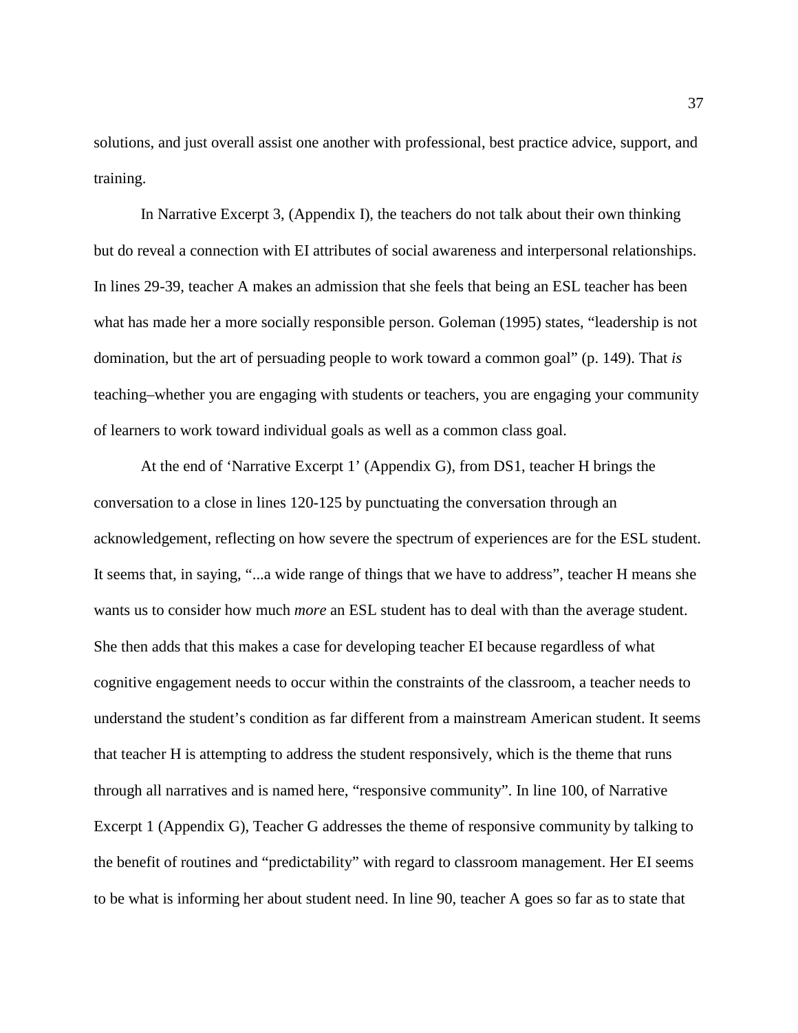solutions, and just overall assist one another with professional, best practice advice, support, and training.

In Narrative Excerpt 3, (Appendix I), the teachers do not talk about their own thinking but do reveal a connection with EI attributes of social awareness and interpersonal relationships. In lines 29-39, teacher A makes an admission that she feels that being an ESL teacher has been what has made her a more socially responsible person. Goleman (1995) states, "leadership is not domination, but the art of persuading people to work toward a common goal" (p. 149). That *is* teaching–whether you are engaging with students or teachers, you are engaging your community of learners to work toward individual goals as well as a common class goal.

At the end of 'Narrative Excerpt 1' (Appendix G), from DS1, teacher H brings the conversation to a close in lines 120-125 by punctuating the conversation through an acknowledgement, reflecting on how severe the spectrum of experiences are for the ESL student. It seems that, in saying, "...a wide range of things that we have to address", teacher H means she wants us to consider how much *more* an ESL student has to deal with than the average student. She then adds that this makes a case for developing teacher EI because regardless of what cognitive engagement needs to occur within the constraints of the classroom, a teacher needs to understand the student's condition as far different from a mainstream American student. It seems that teacher H is attempting to address the student responsively, which is the theme that runs through all narratives and is named here, "responsive community". In line 100, of Narrative Excerpt 1 (Appendix G), Teacher G addresses the theme of responsive community by talking to the benefit of routines and "predictability" with regard to classroom management. Her EI seems to be what is informing her about student need. In line 90, teacher A goes so far as to state that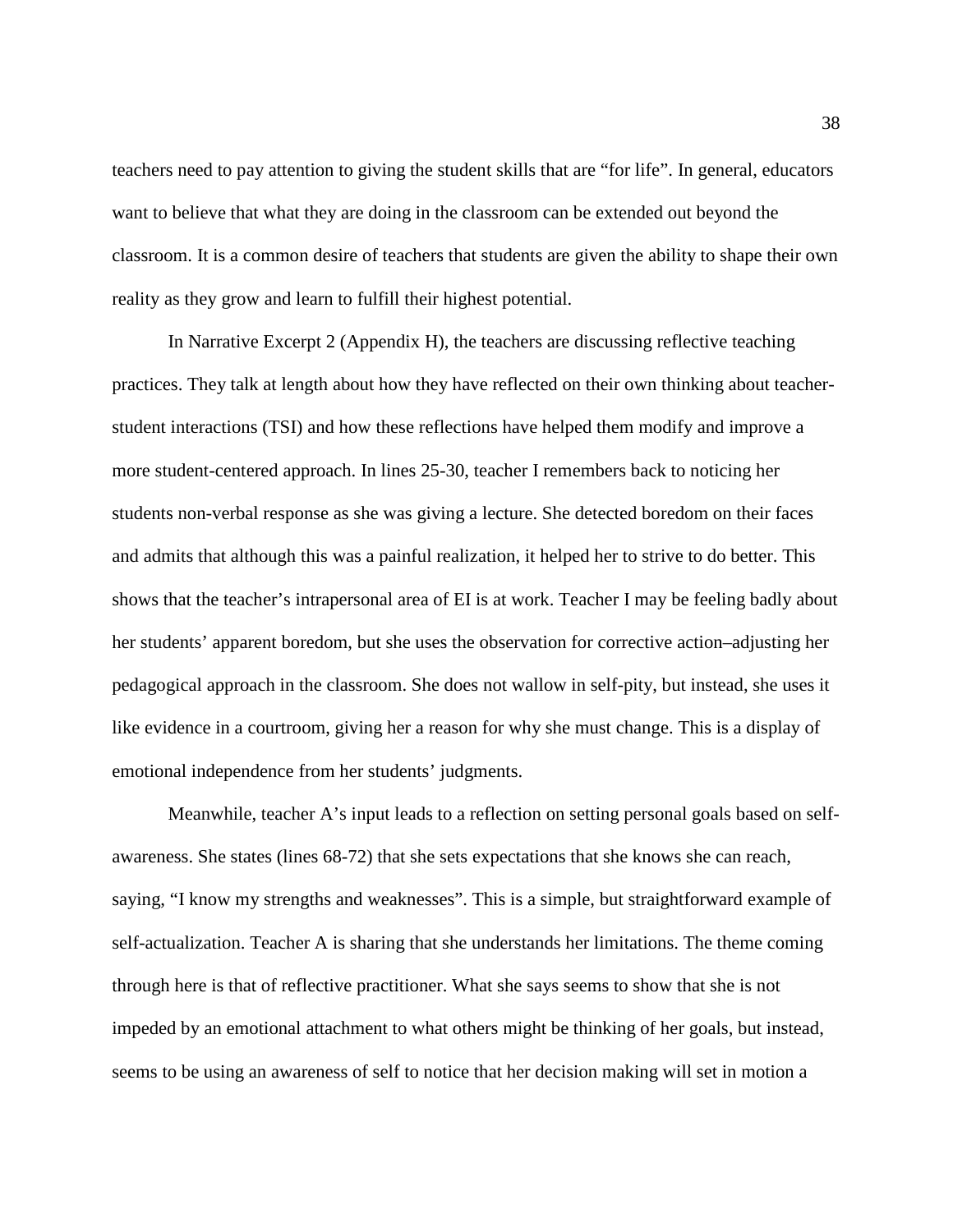teachers need to pay attention to giving the student skills that are "for life". In general, educators want to believe that what they are doing in the classroom can be extended out beyond the classroom. It is a common desire of teachers that students are given the ability to shape their own reality as they grow and learn to fulfill their highest potential.

In Narrative Excerpt 2 (Appendix H), the teachers are discussing reflective teaching practices. They talk at length about how they have reflected on their own thinking about teacher-student interactions (TSI) and how these reflections have helped them modify and improve a more student-centered approach. In lines 25-30, teacher I remembers back to noticing her students non-verbal response as she was giving a lecture. She detected boredom on their faces and admits that although this was a painful realization, it helped her to strive to do better. This shows that the teacher's intrapersonal area of EI is at work. Teacher I may be feeling badly about her students' apparent boredom, but she uses the observation for corrective action–adjusting her pedagogical approach in the classroom. She does not wallow in self-pity, but instead, she uses it like evidence in a courtroom, giving her a reason for why she must change. This is a display of emotional independence from her students' judgments.

Meanwhile, teacher A's input leads to a reflection on setting personal goals based on self-awareness. She states (lines 68-72) that she sets expectations that she knows she can reach, saying, "I know my strengths and weaknesses". This is a simple, but straightforward example of self-actualization. Teacher A is sharing that she understands her limitations. The theme coming through here is that of reflective practitioner. What she says seems to show that she is not impeded by an emotional attachment to what others might be thinking of her goals, but instead, seems to be using an awareness of self to notice that her decision making will set in motion a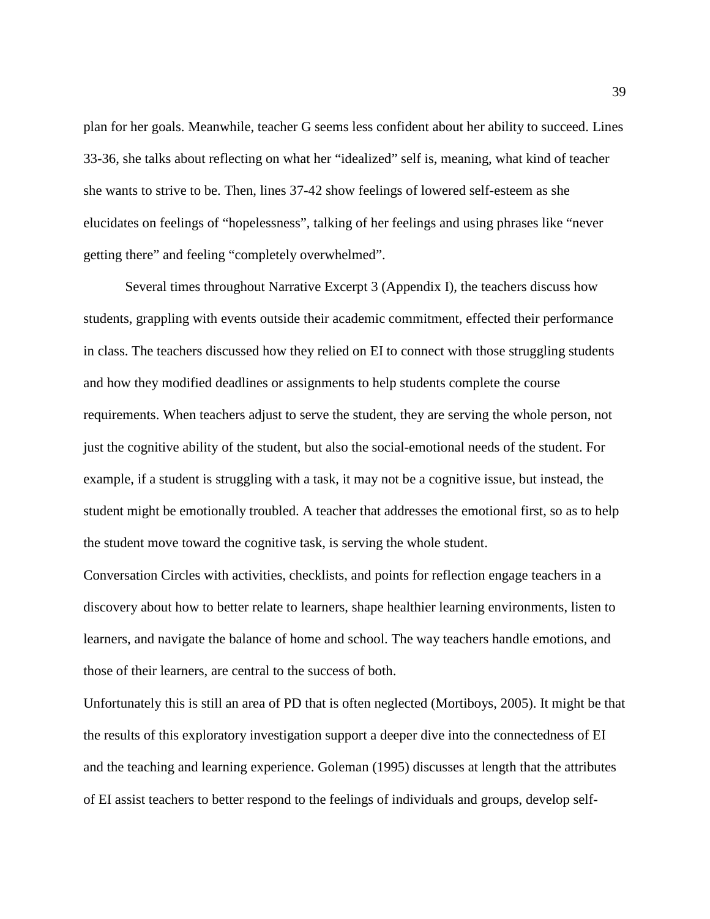plan for her goals. Meanwhile, teacher G seems less confident about her ability to succeed. Lines 33-36, she talks about reflecting on what her "idealized" self is, meaning, what kind of teacher she wants to strive to be. Then, lines 37-42 show feelings of lowered self-esteem as she elucidates on feelings of "hopelessness", talking of her feelings and using phrases like "never getting there" and feeling "completely overwhelmed".

Several times throughout Narrative Excerpt 3 (Appendix I), the teachers discuss how students, grappling with events outside their academic commitment, effected their performance in class. The teachers discussed how they relied on EI to connect with those struggling students and how they modified deadlines or assignments to help students complete the course requirements. When teachers adjust to serve the student, they are serving the whole person, not just the cognitive ability of the student, but also the social-emotional needs of the student. For example, if a student is struggling with a task, it may not be a cognitive issue, but instead, the student might be emotionally troubled. A teacher that addresses the emotional first, so as to help the student move toward the cognitive task, is serving the whole student.

Conversation Circles with activities, checklists, and points for reflection engage teachers in a discovery about how to better relate to learners, shape healthier learning environments, listen to learners, and navigate the balance of home and school. The way teachers handle emotions, and those of their learners, are central to the success of both.

Unfortunately this is still an area of PD that is often neglected (Mortiboys, 2005). It might be that the results of this exploratory investigation support a deeper dive into the connectedness of EI and the teaching and learning experience. Goleman (1995) discusses at length that the attributes of EI assist teachers to better respond to the feelings of individuals and groups, develop self-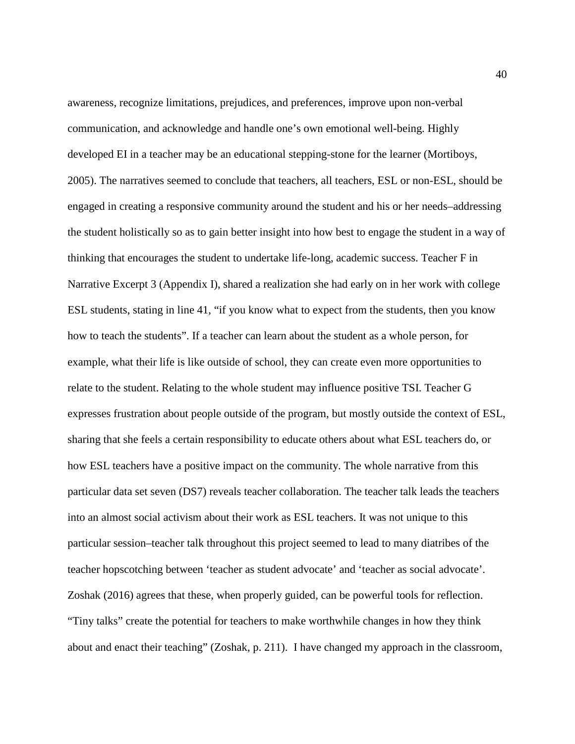awareness, recognize limitations, prejudices, and preferences, improve upon non-verbal communication, and acknowledge and handle one's own emotional well-being. Highly developed EI in a teacher may be an educational stepping-stone for the learner (Mortiboys, 2005). The narratives seemed to conclude that teachers, all teachers, ESL or non-ESL, should be engaged in creating a responsive community around the student and his or her needs–addressing the student holistically so as to gain better insight into how best to engage the student in a way of thinking that encourages the student to undertake life-long, academic success. Teacher F in Narrative Excerpt 3 (Appendix I), shared a realization she had early on in her work with college ESL students, stating in line 41, "if you know what to expect from the students, then you know how to teach the students". If a teacher can learn about the student as a whole person, for example, what their life is like outside of school, they can create even more opportunities to relate to the student. Relating to the whole student may influence positive TSI. Teacher G expresses frustration about people outside of the program, but mostly outside the context of ESL, sharing that she feels a certain responsibility to educate others about what ESL teachers do, or how ESL teachers have a positive impact on the community. The whole narrative from this particular data set seven (DS7) reveals teacher collaboration. The teacher talk leads the teachers into an almost social activism about their work as ESL teachers. It was not unique to this particular session–teacher talk throughout this project seemed to lead to many diatribes of the teacher hopscotching between 'teacher as student advocate' and 'teacher as social advocate'. Zoshak (2016) agrees that these, when properly guided, can be powerful tools for reflection. "Tiny talks" create the potential for teachers to make worthwhile changes in how they think about and enact their teaching" (Zoshak, p. 211). I have changed my approach in the classroom,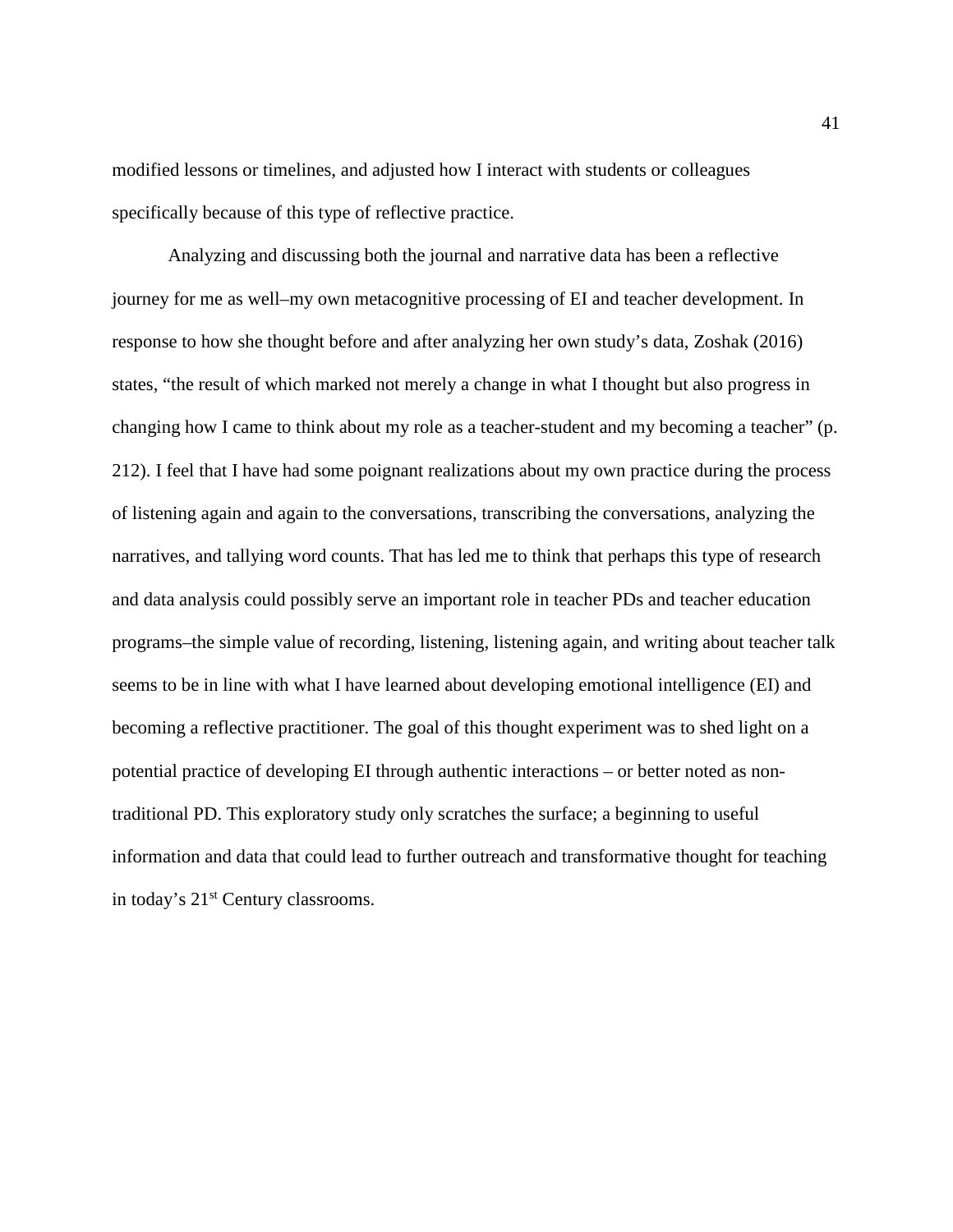modified lessons or timelines, and adjusted how I interact with students or colleagues specifically because of this type of reflective practice.

Analyzing and discussing both the journal and narrative data has been a reflective journey for me as well–my own metacognitive processing of EI and teacher development. In response to how she thought before and after analyzing her own study's data, Zoshak (2016) states, "the result of which marked not merely a change in what I thought but also progress in changing how I came to think about my role as a teacher-student and my becoming a teacher" (p. 212). I feel that I have had some poignant realizations about my own practice during the process of listening again and again to the conversations, transcribing the conversations, analyzing the narratives, and tallying word counts. That has led me to think that perhaps this type of research and data analysis could possibly serve an important role in teacher PDs and teacher education programs–the simple value of recording, listening, listening again, and writing about teacher talk seems to be in line with what I have learned about developing emotional intelligence (EI) and becoming a reflective practitioner. The goal of this thought experiment was to shed light on a potential practice of developing EI through authentic interactions – or better noted as non-traditional PD. This exploratory study only scratches the surface; a beginning to useful information and data that could lead to further outreach and transformative thought for teaching in today's 21st Century classrooms.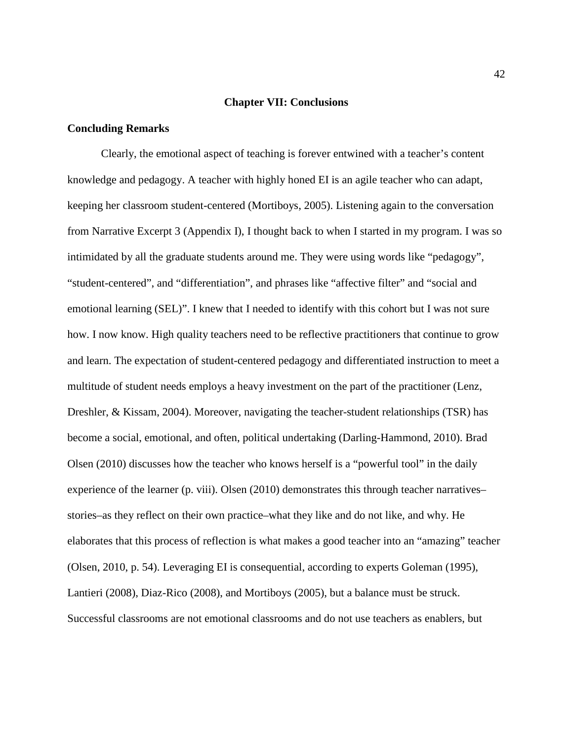# Chapter VII: Conclusions

## Concluding Remarks

Clearly, the emotional aspect of teaching is forever entwined with a teacher's content knowledge and pedagogy. A teacher with highly honed EI is an agile teacher who can adapt, keeping her classroom student-centered (Mortiboys, 2005). Listening again to the conversation from Narrative Excerpt 3 (Appendix I), I thought back to when I started in my program. I was so intimidated by all the graduate students around me. They were using words like "pedagogy", "student-centered", and "differentiation", and phrases like "affective filter" and "social and emotional learning (SEL)". I knew that I needed to identify with this cohort but I was not sure how. I now know. High quality teachers need to be reflective practitioners that continue to grow and learn. The expectation of student-centered pedagogy and differentiated instruction to meet a multitude of student needs employs a heavy investment on the part of the practitioner (Lenz, Dreshler, & Kissam, 2004). Moreover, navigating the teacher-student relationships (TSR) has become a social, emotional, and often, political undertaking (Darling-Hammond, 2010). Brad Olsen (2010) discusses how the teacher who knows herself is a "powerful tool" in the daily experience of the learner (p. viii). Olsen (2010) demonstrates this through teacher narratives–stories–as they reflect on their own practice–what they like and do not like, and why. He elaborates that this process of reflection is what makes a good teacher into an "amazing" teacher (Olsen, 2010, p. 54). Leveraging EI is consequential, according to experts Goleman (1995), Lantieri (2008), Diaz-Rico (2008), and Mortiboys (2005), but a balance must be struck. Successful classrooms are not emotional classrooms and do not use teachers as enablers, but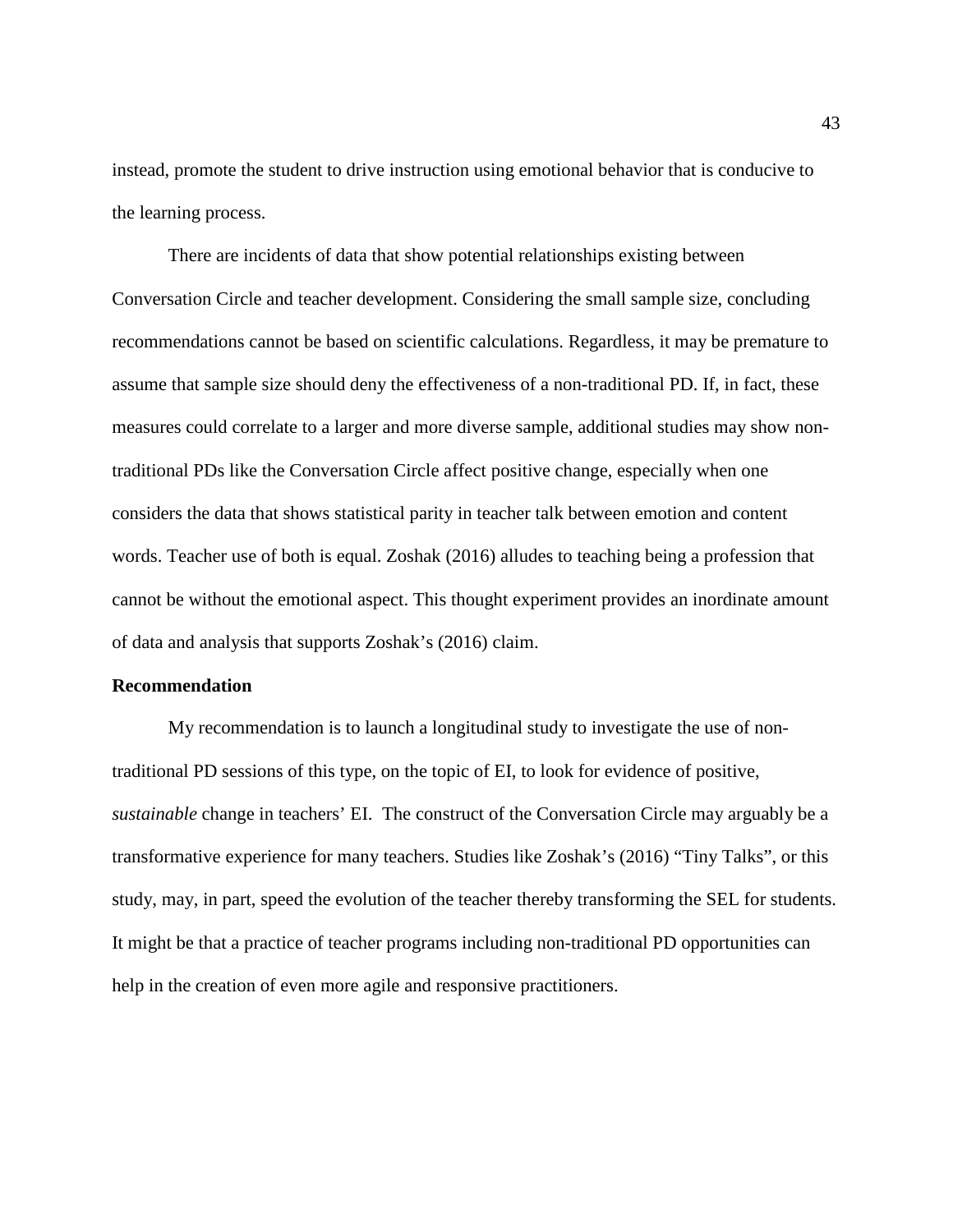instead, promote the student to drive instruction using emotional behavior that is conducive to the learning process.

There are incidents of data that show potential relationships existing between Conversation Circle and teacher development. Considering the small sample size, concluding recommendations cannot be based on scientific calculations. Regardless, it may be premature to assume that sample size should deny the effectiveness of a non-traditional PD. If, in fact, these measures could correlate to a larger and more diverse sample, additional studies may show non-traditional PDs like the Conversation Circle affect positive change, especially when one considers the data that shows statistical parity in teacher talk between emotion and content words. Teacher use of both is equal. Zoshak (2016) alludes to teaching being a profession that cannot be without the emotional aspect. This thought experiment provides an inordinate amount of data and analysis that supports Zoshak's (2016) claim.

**Recommendation**

My recommendation is to launch a longitudinal study to investigate the use of non-traditional PD sessions of this type, on the topic of EI, to look for evidence of positive, *sustainable* change in teachers' EI. The construct of the Conversation Circle may arguably be a transformative experience for many teachers. Studies like Zoshak's (2016) "Tiny Talks", or this study, may, in part, speed the evolution of the teacher thereby transforming the SEL for students. It might be that a practice of teacher programs including non-traditional PD opportunities can help in the creation of even more agile and responsive practitioners.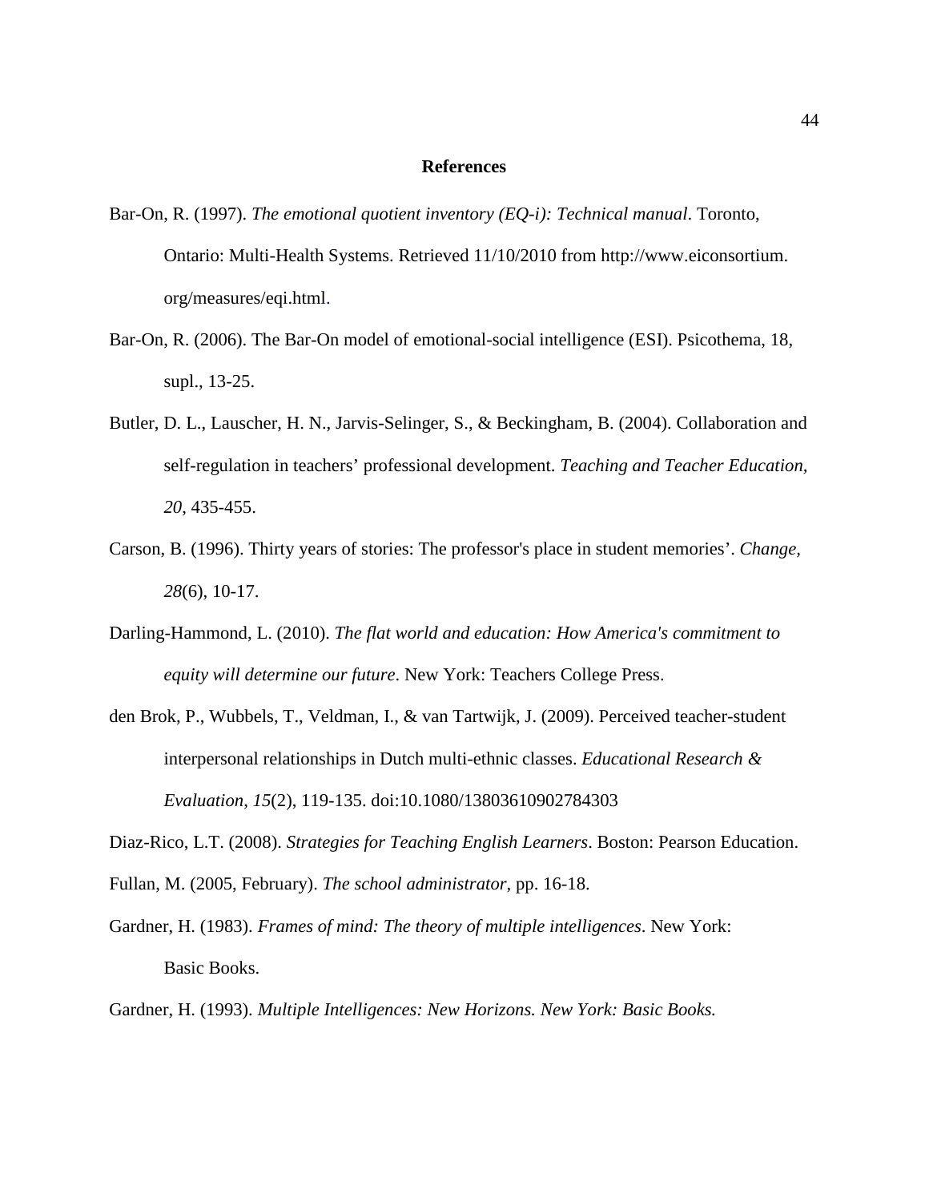# References

Bar-On, R. (1997). *The emotional quotient inventory (EQ-i): Technical manual*. Toronto, Ontario: Multi-Health Systems. Retrieved 11/10/2010 from http://www.eiconsortium.org/measures/eqi.html.

Bar-On, R. (2006). The Bar-On model of emotional-social intelligence (ESI). Psicothema, 18, supl., 13-25.

Butler, D. L., Lauscher, H. N., Jarvis-Selinger, S., & Beckingham, B. (2004). Collaboration and self-regulation in teachers' professional development. *Teaching and Teacher Education, 20*, 435-455.

Carson, B. (1996). Thirty years of stories: The professor's place in student memories'. *Change, 28*(6), 10-17.

Darling-Hammond, L. (2010). *The flat world and education: How America's commitment to equity will determine our future*. New York: Teachers College Press.

den Brok, P., Wubbels, T., Veldman, I., & van Tartwijk, J. (2009). Perceived teacher-student interpersonal relationships in Dutch multi-ethnic classes. *Educational Research & Evaluation*, *15*(2), 119-135. doi:10.1080/13803610902784303

Diaz-Rico, L.T. (2008). *Strategies for Teaching English Learners*. Boston: Pearson Education.

Fullan, M. (2005, February). *The school administrator*, pp. 16-18.

Gardner, H. (1983). *Frames of mind: The theory of multiple intelligences*. New York: Basic Books.

Gardner, H. (1993). *Multiple Intelligences: New Horizons. New York: Basic Books.*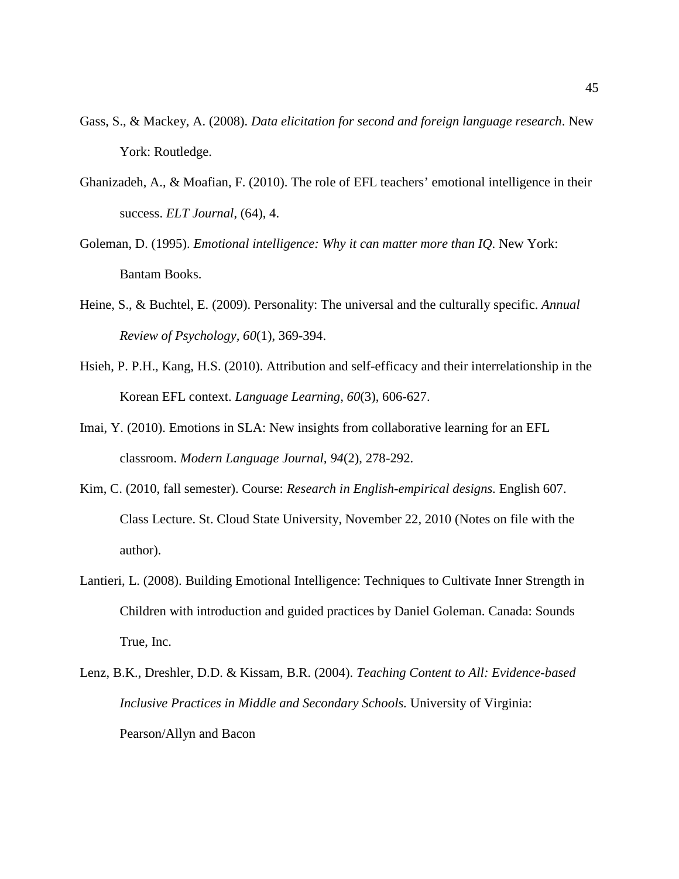Gass, S., & Mackey, A. (2008). *Data elicitation for second and foreign language research*. New York: Routledge.

Ghanizadeh, A., & Moafian, F. (2010). The role of EFL teachers' emotional intelligence in their success. *ELT Journal*, (64), 4.

Goleman, D. (1995). *Emotional intelligence: Why it can matter more than IQ*. New York: Bantam Books.

Heine, S., & Buchtel, E. (2009). Personality: The universal and the culturally specific. *Annual Review of Psychology, 60*(1), 369-394.

Hsieh, P. P.H., Kang, H.S. (2010). Attribution and self-efficacy and their interrelationship in the Korean EFL context. *Language Learning, 60*(3), 606-627.

Imai, Y. (2010). Emotions in SLA: New insights from collaborative learning for an EFL classroom. *Modern Language Journal, 94*(2), 278-292.

Kim, C. (2010, fall semester). Course: *Research in English-empirical designs.* English 607. Class Lecture. St. Cloud State University, November 22, 2010 (Notes on file with the author).

Lantieri, L. (2008). Building Emotional Intelligence: Techniques to Cultivate Inner Strength in Children with introduction and guided practices by Daniel Goleman. Canada: Sounds True, Inc.

Lenz, B.K., Dreshler, D.D. & Kissam, B.R. (2004). *Teaching Content to All: Evidence-based Inclusive Practices in Middle and Secondary Schools.* University of Virginia: Pearson/Allyn and Bacon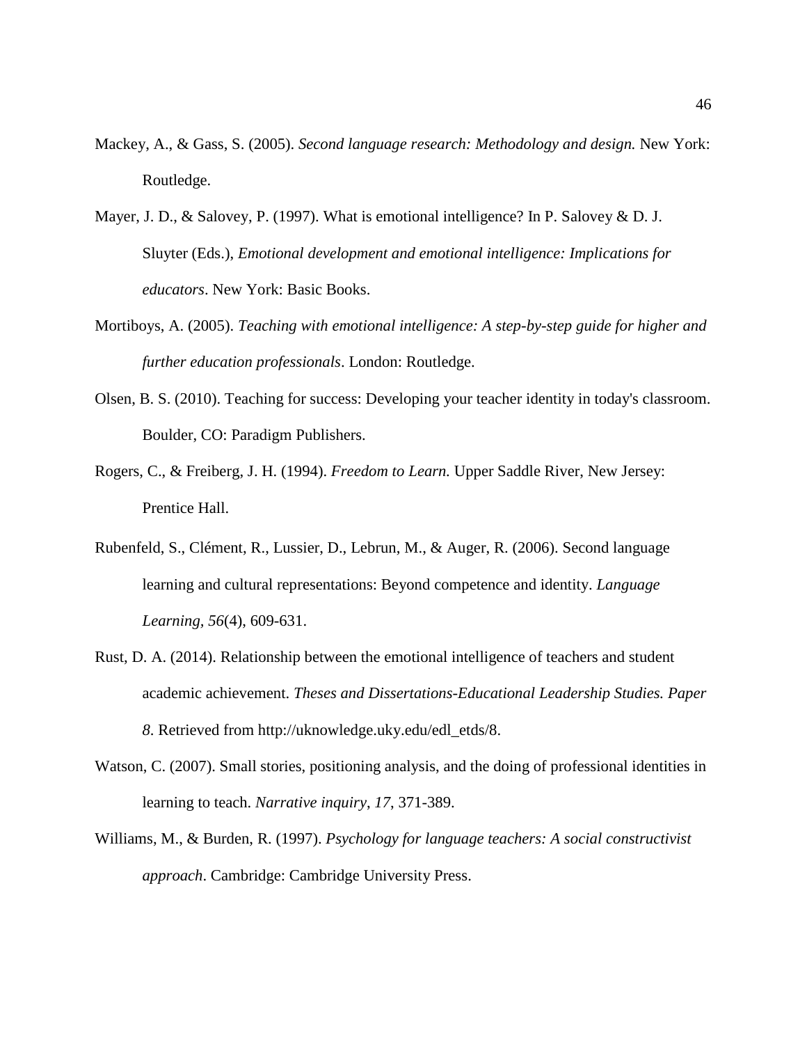Mackey, A., & Gass, S. (2005). *Second language research: Methodology and design.* New York: Routledge.

Mayer, J. D., & Salovey, P. (1997). What is emotional intelligence? In P. Salovey & D. J. Sluyter (Eds.), *Emotional development and emotional intelligence: Implications for educators*. New York: Basic Books.

Mortiboys, A. (2005). *Teaching with emotional intelligence: A step-by-step guide for higher and further education professionals*. London: Routledge.

Olsen, B. S. (2010). Teaching for success: Developing your teacher identity in today's classroom. Boulder, CO: Paradigm Publishers.

Rogers, C., & Freiberg, J. H. (1994). *Freedom to Learn.* Upper Saddle River, New Jersey: Prentice Hall.

Rubenfeld, S., Clément, R., Lussier, D., Lebrun, M., & Auger, R. (2006). Second language learning and cultural representations: Beyond competence and identity. *Language Learning*, *56*(4), 609-631.

Rust, D. A. (2014). Relationship between the emotional intelligence of teachers and student academic achievement. *Theses and Dissertations-Educational Leadership Studies. Paper 8*. Retrieved from http://uknowledge.uky.edu/edl_etds/8.

Watson, C. (2007). Small stories, positioning analysis, and the doing of professional identities in learning to teach. *Narrative inquiry*, *17*, 371-389.

Williams, M., & Burden, R. (1997). *Psychology for language teachers: A social constructivist approach*. Cambridge: Cambridge University Press.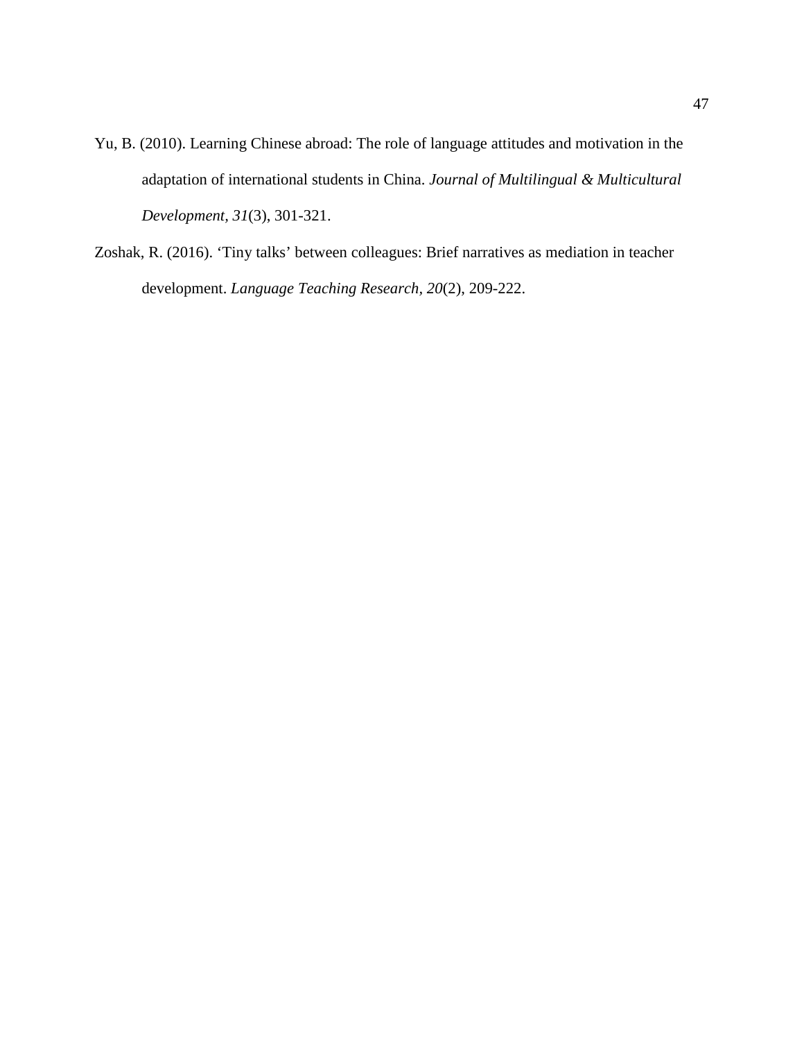Yu, B. (2010). Learning Chinese abroad: The role of language attitudes and motivation in the adaptation of international students in China. *Journal of Multilingual & Multicultural Development, 31*(3), 301-321.

Zoshak, R. (2016). 'Tiny talks' between colleagues: Brief narratives as mediation in teacher development. *Language Teaching Research, 20*(2), 209-222.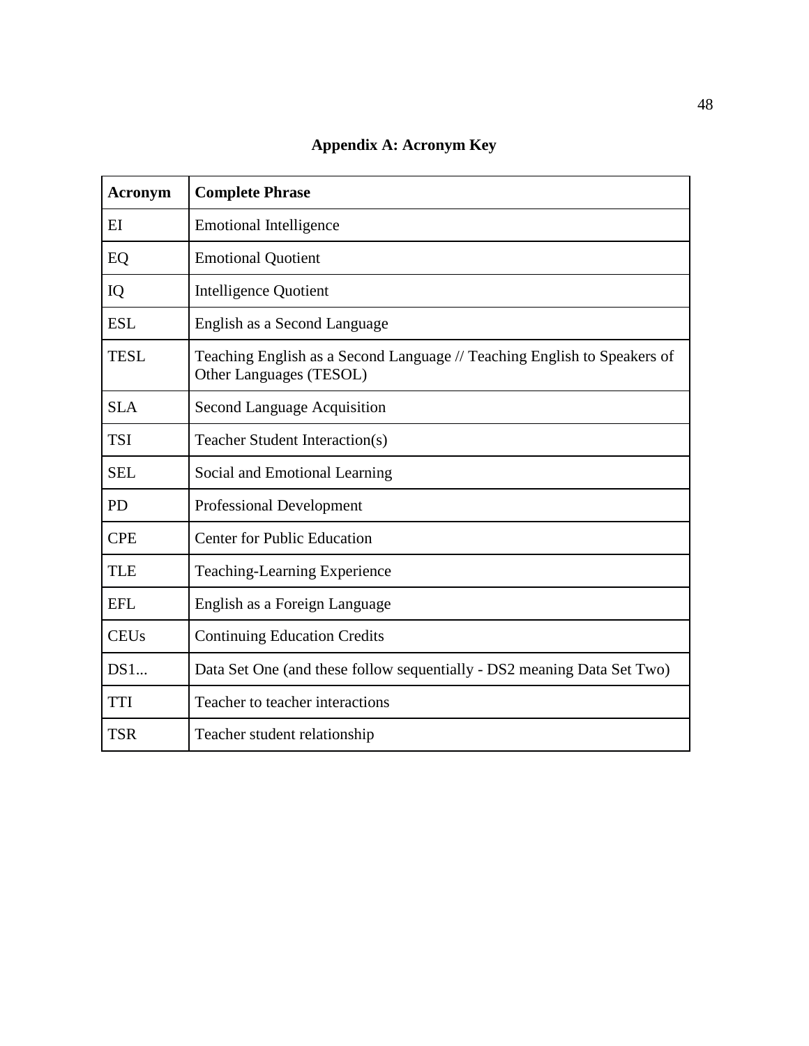## Appendix A: Acronym Key

| Acronym | Complete Phrase |
|---|---|
| EI | Emotional Intelligence |
| EQ | Emotional Quotient |
| IQ | Intelligence Quotient |
| ESL | English as a Second Language |
| TESL | Teaching English as a Second Language // Teaching English to Speakers of Other Languages (TESOL) |
| SLA | Second Language Acquisition |
| TSI | Teacher Student Interaction(s) |
| SEL | Social and Emotional Learning |
| PD | Professional Development |
| CPE | Center for Public Education |
| TLE | Teaching-Learning Experience |
| EFL | English as a Foreign Language |
| CEUs | Continuing Education Credits |
| DS1... | Data Set One (and these follow sequentially - DS2 meaning Data Set Two) |
| TTI | Teacher to teacher interactions |
| TSR | Teacher student relationship |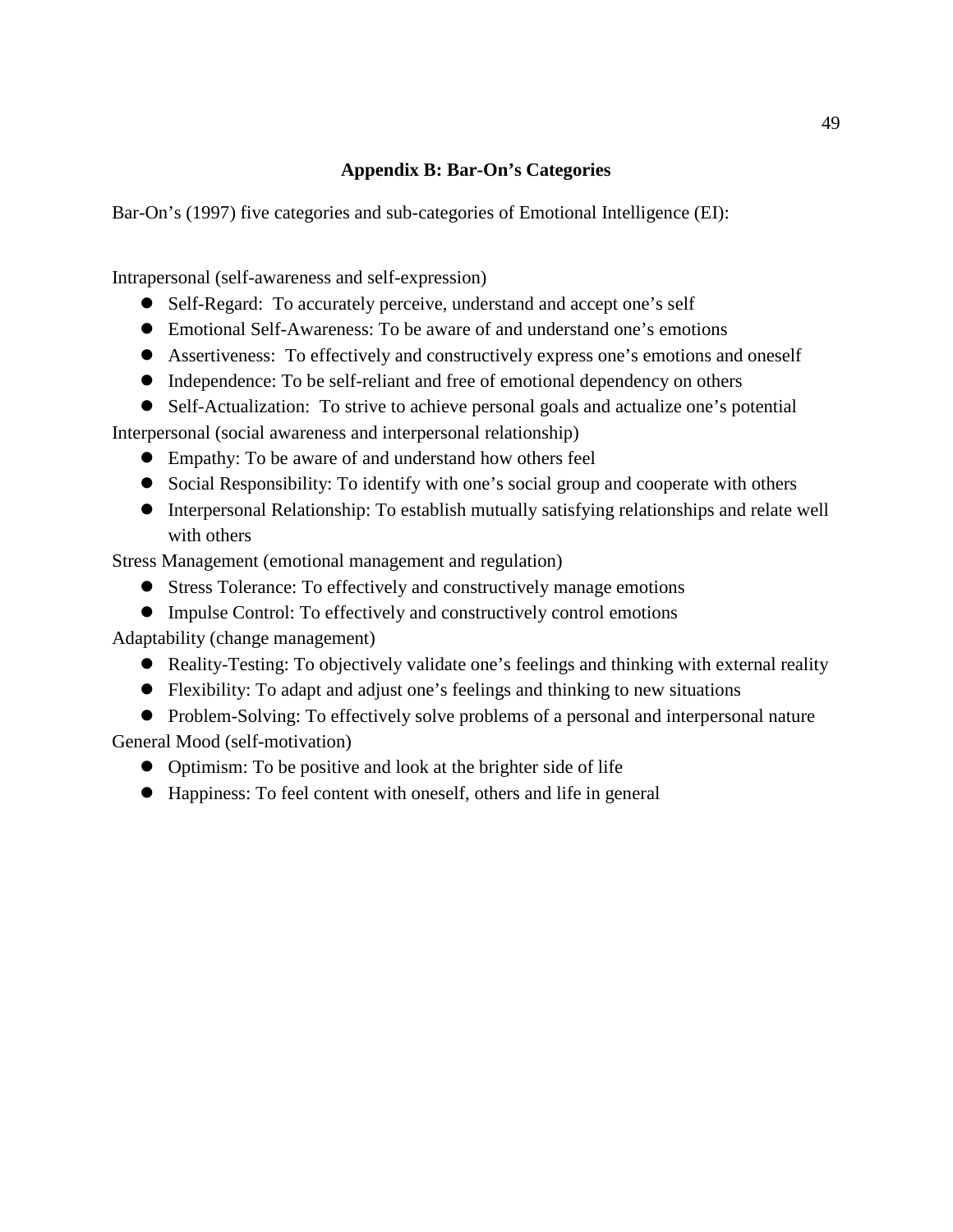## Appendix B: Bar-On's Categories

Bar-On's (1997) five categories and sub-categories of Emotional Intelligence (EI):

Intrapersonal (self-awareness and self-expression)

- Self-Regard: To accurately perceive, understand and accept one's self
- Emotional Self-Awareness: To be aware of and understand one's emotions
- Assertiveness: To effectively and constructively express one's emotions and oneself
- Independence: To be self-reliant and free of emotional dependency on others
- Self-Actualization: To strive to achieve personal goals and actualize one's potential

Interpersonal (social awareness and interpersonal relationship)

- Empathy: To be aware of and understand how others feel
- Social Responsibility: To identify with one's social group and cooperate with others
- Interpersonal Relationship: To establish mutually satisfying relationships and relate well with others

Stress Management (emotional management and regulation)

- Stress Tolerance: To effectively and constructively manage emotions
- Impulse Control: To effectively and constructively control emotions

Adaptability (change management)

- Reality-Testing: To objectively validate one's feelings and thinking with external reality
- Flexibility: To adapt and adjust one's feelings and thinking to new situations
- Problem-Solving: To effectively solve problems of a personal and interpersonal nature

General Mood (self-motivation)

- Optimism: To be positive and look at the brighter side of life
- Happiness: To feel content with oneself, others and life in general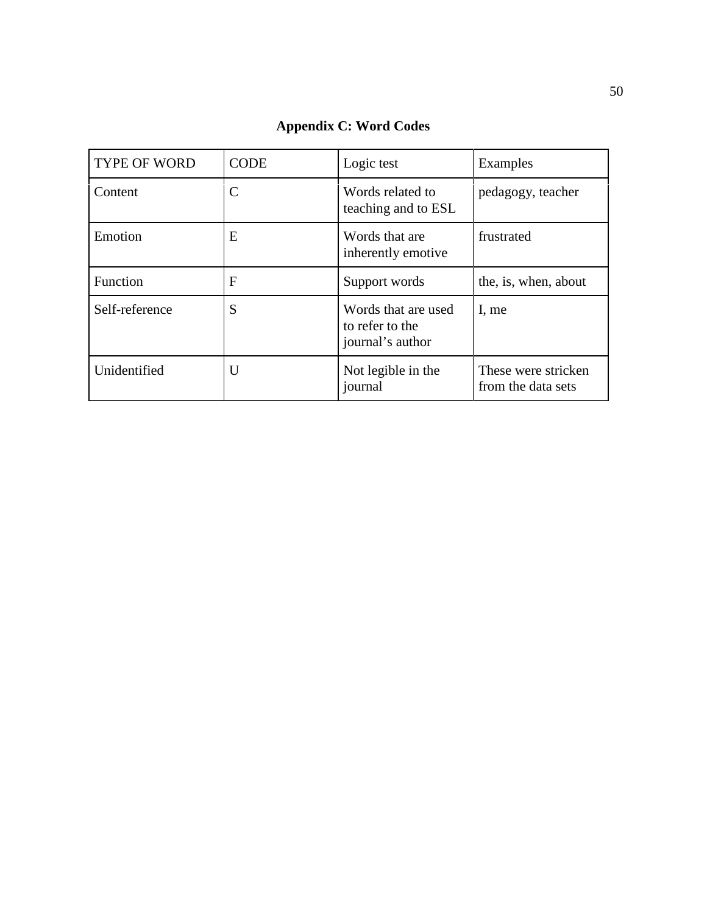## Appendix C: Word Codes

| TYPE OF WORD | CODE | Logic test | Examples |
|---|---|---|---|
| Content | C | Words related to teaching and to ESL | pedagogy, teacher |
| Emotion | E | Words that are inherently emotive | frustrated |
| Function | F | Support words | the, is, when, about |
| Self-reference | S | Words that are used to refer to the journal's author | I, me |
| Unidentified | U | Not legible in the journal | These were stricken from the data sets |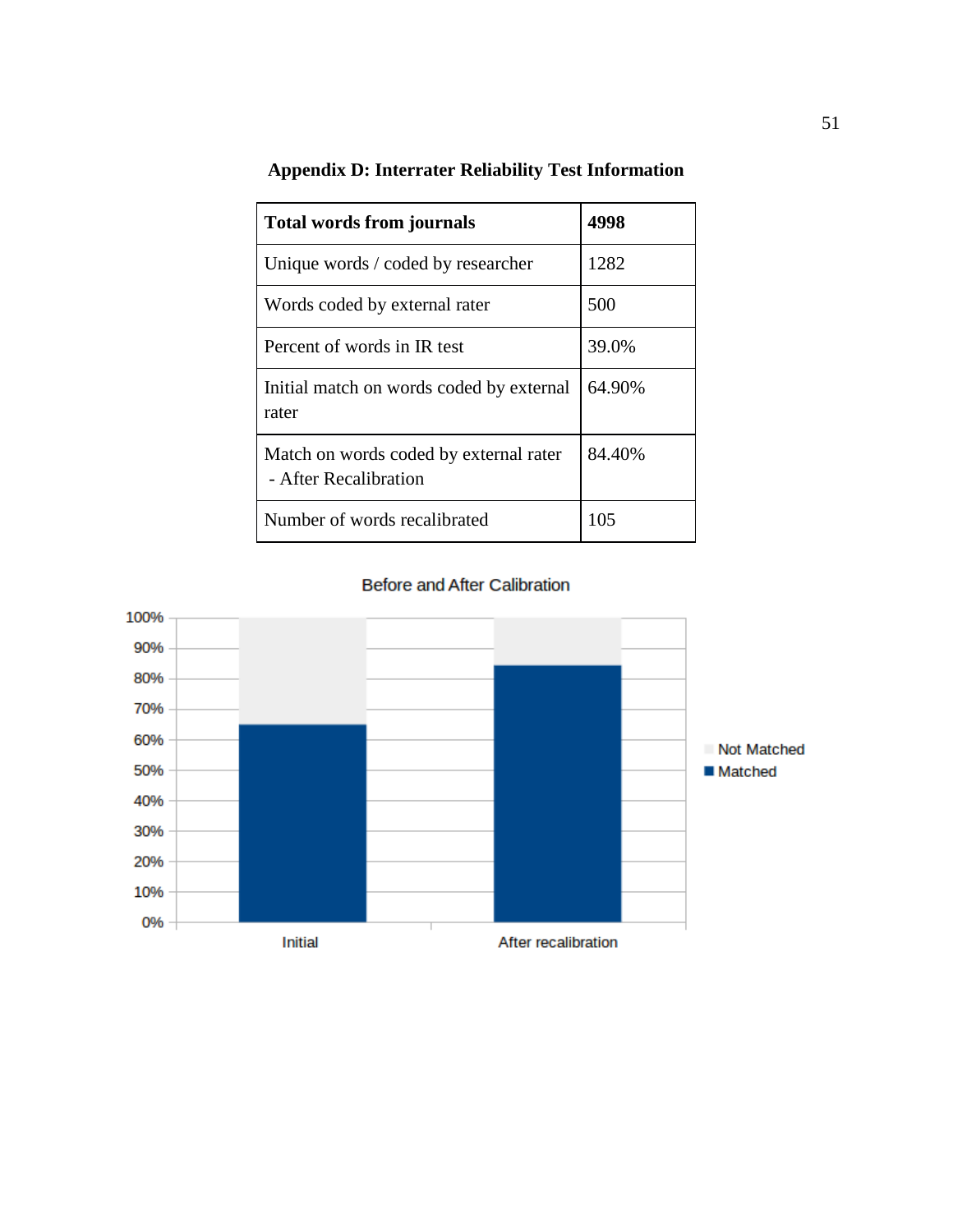## Appendix D: Interrater Reliability Test Information

| **Total words from journals** | **4998** |
|---|---|
| Unique words / coded by researcher | 1282 |
| Words coded by external rater | 500 |
| Percent of words in IR test | 39.0% |
| Initial match on words coded by external rater | 64.90% |
| Match on words coded by external rater - After Recalibration | 84.40% |
| Number of words recalibrated | 105 |

Before and After Calibration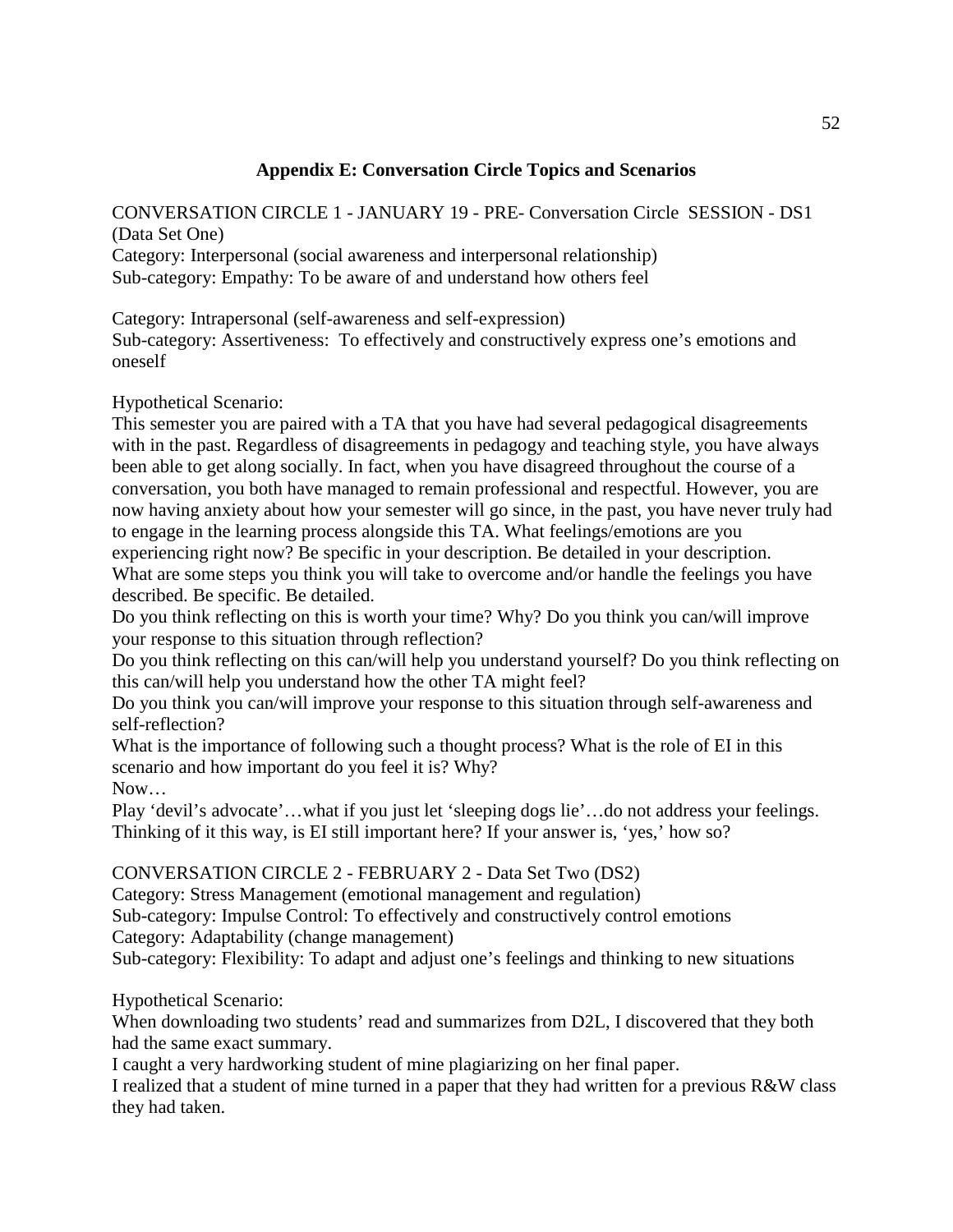## Appendix E: Conversation Circle Topics and Scenarios

CONVERSATION CIRCLE 1 - JANUARY 19 - PRE- Conversation Circle SESSION - DS1 (Data Set One)
Category: Interpersonal (social awareness and interpersonal relationship)
Sub-category: Empathy: To be aware of and understand how others feel

Category: Intrapersonal (self-awareness and self-expression)
Sub-category: Assertiveness: To effectively and constructively express one's emotions and oneself

Hypothetical Scenario:
This semester you are paired with a TA that you have had several pedagogical disagreements with in the past. Regardless of disagreements in pedagogy and teaching style, you have always been able to get along socially. In fact, when you have disagreed throughout the course of a conversation, you both have managed to remain professional and respectful. However, you are now having anxiety about how your semester will go since, in the past, you have never truly had to engage in the learning process alongside this TA. What feelings/emotions are you experiencing right now? Be specific in your description. Be detailed in your description.
What are some steps you think you will take to overcome and/or handle the feelings you have described. Be specific. Be detailed.
Do you think reflecting on this is worth your time? Why? Do you think you can/will improve your response to this situation through reflection?
Do you think reflecting on this can/will help you understand yourself? Do you think reflecting on this can/will help you understand how the other TA might feel?
Do you think you can/will improve your response to this situation through self-awareness and self-reflection?
What is the importance of following such a thought process? What is the role of EI in this scenario and how important do you feel it is? Why?
Now…
Play 'devil's advocate'…what if you just let 'sleeping dogs lie'…do not address your feelings. Thinking of it this way, is EI still important here? If your answer is, 'yes,' how so?

CONVERSATION CIRCLE 2 - FEBRUARY 2 - Data Set Two (DS2)
Category: Stress Management (emotional management and regulation)
Sub-category: Impulse Control: To effectively and constructively control emotions
Category: Adaptability (change management)
Sub-category: Flexibility: To adapt and adjust one's feelings and thinking to new situations

Hypothetical Scenario:
When downloading two students' read and summarizes from D2L, I discovered that they both had the same exact summary.
I caught a very hardworking student of mine plagiarizing on her final paper.
I realized that a student of mine turned in a paper that they had written for a previous R&W class they had taken.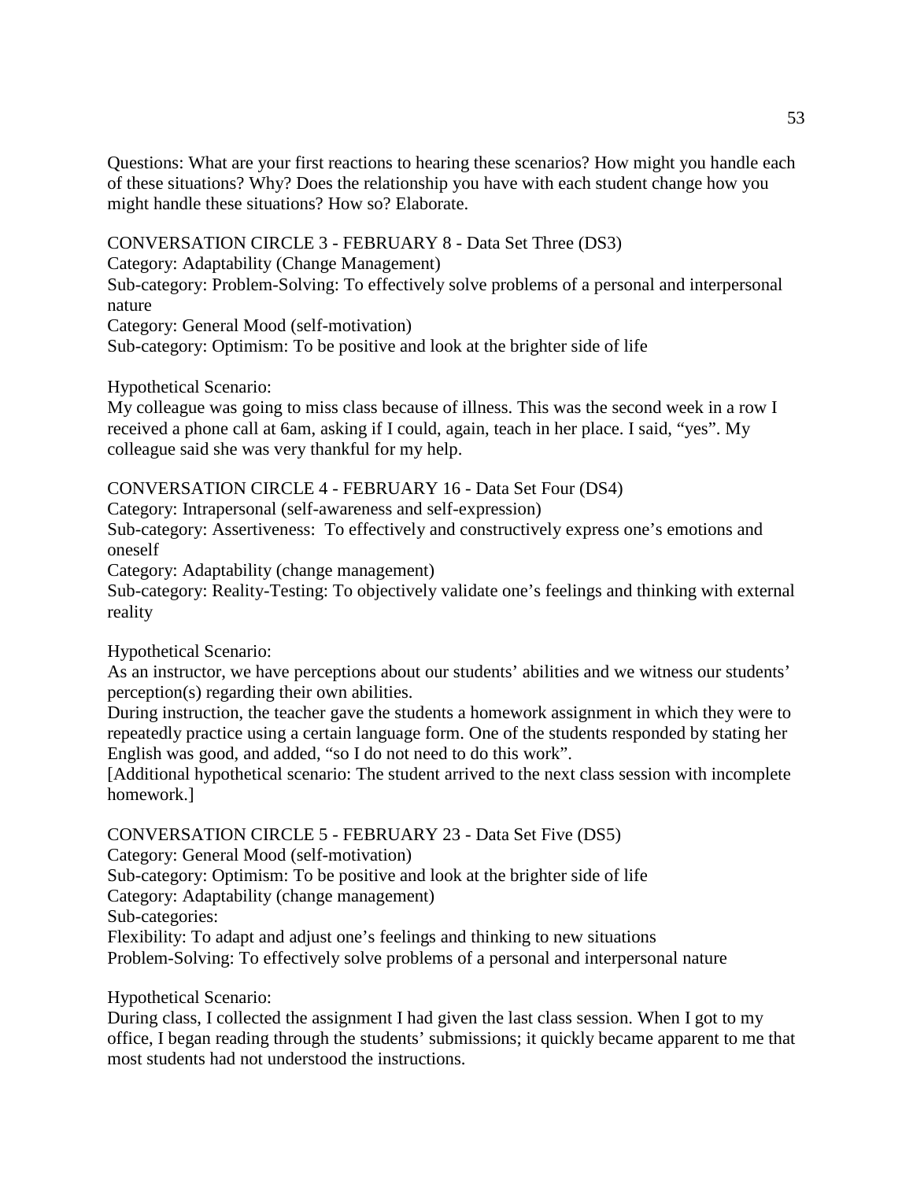Questions: What are your first reactions to hearing these scenarios? How might you handle each of these situations? Why? Does the relationship you have with each student change how you might handle these situations? How so? Elaborate.

CONVERSATION CIRCLE 3 - FEBRUARY 8 - Data Set Three (DS3)
Category: Adaptability (Change Management)
Sub-category: Problem-Solving: To effectively solve problems of a personal and interpersonal nature
Category: General Mood (self-motivation)
Sub-category: Optimism: To be positive and look at the brighter side of life

Hypothetical Scenario:
My colleague was going to miss class because of illness. This was the second week in a row I received a phone call at 6am, asking if I could, again, teach in her place. I said, "yes". My colleague said she was very thankful for my help.

CONVERSATION CIRCLE 4 - FEBRUARY 16 - Data Set Four (DS4)
Category: Intrapersonal (self-awareness and self-expression)
Sub-category: Assertiveness: To effectively and constructively express one's emotions and oneself
Category: Adaptability (change management)
Sub-category: Reality-Testing: To objectively validate one's feelings and thinking with external reality

Hypothetical Scenario:
As an instructor, we have perceptions about our students' abilities and we witness our students' perception(s) regarding their own abilities.
During instruction, the teacher gave the students a homework assignment in which they were to repeatedly practice using a certain language form. One of the students responded by stating her English was good, and added, "so I do not need to do this work".
[Additional hypothetical scenario: The student arrived to the next class session with incomplete homework.]

CONVERSATION CIRCLE 5 - FEBRUARY 23 - Data Set Five (DS5)
Category: General Mood (self-motivation)
Sub-category: Optimism: To be positive and look at the brighter side of life
Category: Adaptability (change management)
Sub-categories:
Flexibility: To adapt and adjust one's feelings and thinking to new situations
Problem-Solving: To effectively solve problems of a personal and interpersonal nature

Hypothetical Scenario:
During class, I collected the assignment I had given the last class session. When I got to my office, I began reading through the students' submissions; it quickly became apparent to me that most students had not understood the instructions.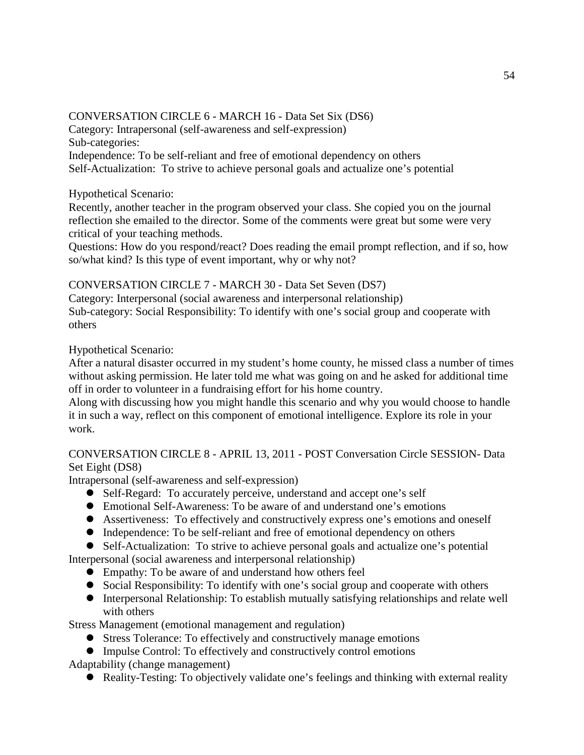CONVERSATION CIRCLE 6 - MARCH 16 - Data Set Six (DS6)
Category: Intrapersonal (self-awareness and self-expression)
Sub-categories:
Independence: To be self-reliant and free of emotional dependency on others
Self-Actualization: To strive to achieve personal goals and actualize one's potential

Hypothetical Scenario:
Recently, another teacher in the program observed your class. She copied you on the journal reflection she emailed to the director. Some of the comments were great but some were very critical of your teaching methods.
Questions: How do you respond/react? Does reading the email prompt reflection, and if so, how so/what kind? Is this type of event important, why or why not?

CONVERSATION CIRCLE 7 - MARCH 30 - Data Set Seven (DS7)
Category: Interpersonal (social awareness and interpersonal relationship)
Sub-category: Social Responsibility: To identify with one's social group and cooperate with others

Hypothetical Scenario:
After a natural disaster occurred in my student's home county, he missed class a number of times without asking permission. He later told me what was going on and he asked for additional time off in order to volunteer in a fundraising effort for his home country.
Along with discussing how you might handle this scenario and why you would choose to handle it in such a way, reflect on this component of emotional intelligence. Explore its role in your work.

CONVERSATION CIRCLE 8 - APRIL 13, 2011 - POST Conversation Circle SESSION- Data Set Eight (DS8)
Intrapersonal (self-awareness and self-expression)

- Self-Regard: To accurately perceive, understand and accept one's self
- Emotional Self-Awareness: To be aware of and understand one's emotions
- Assertiveness: To effectively and constructively express one's emotions and oneself
- Independence: To be self-reliant and free of emotional dependency on others
- Self-Actualization: To strive to achieve personal goals and actualize one's potential

Interpersonal (social awareness and interpersonal relationship)

- Empathy: To be aware of and understand how others feel
- Social Responsibility: To identify with one's social group and cooperate with others
- Interpersonal Relationship: To establish mutually satisfying relationships and relate well with others

Stress Management (emotional management and regulation)

- Stress Tolerance: To effectively and constructively manage emotions
- Impulse Control: To effectively and constructively control emotions

Adaptability (change management)

- Reality-Testing: To objectively validate one's feelings and thinking with external reality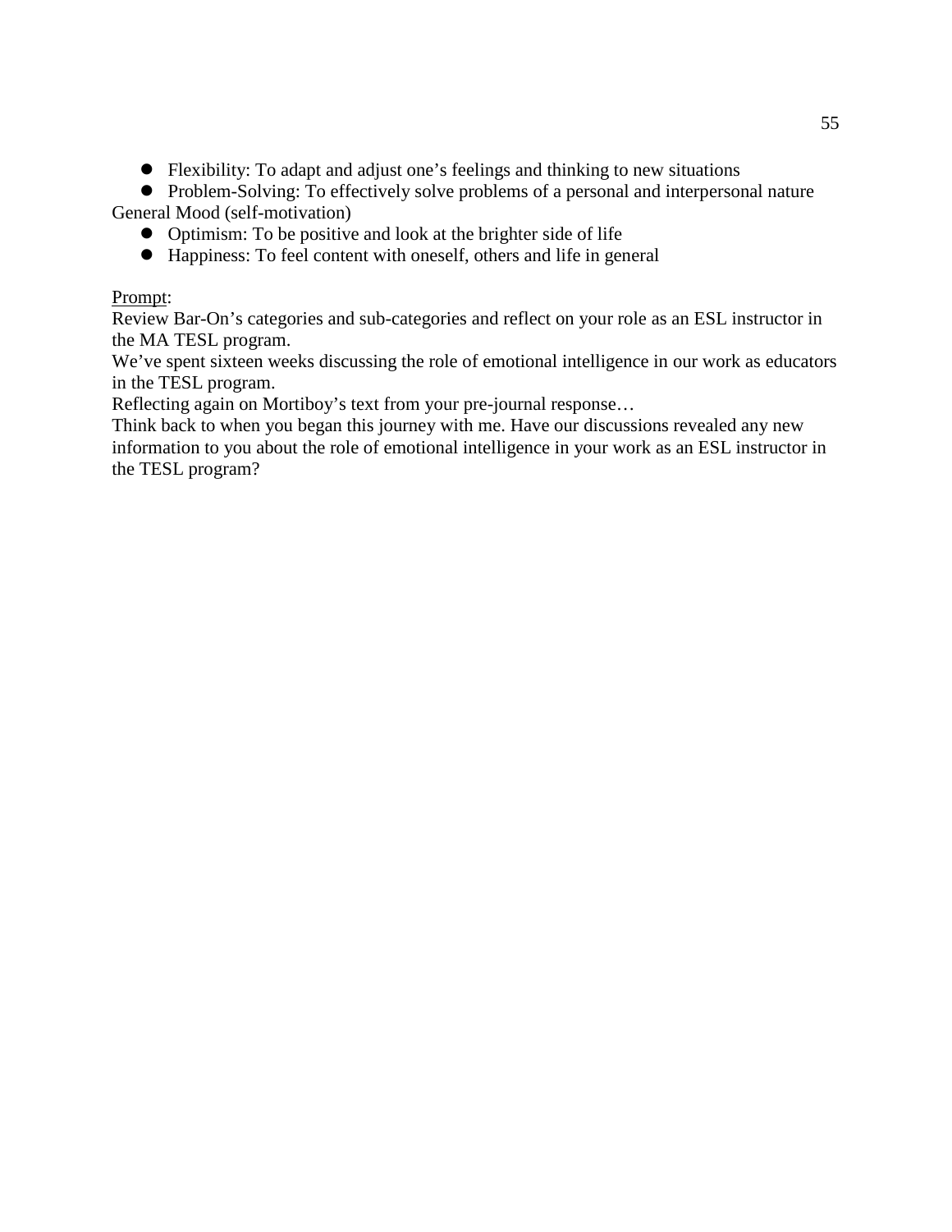- Flexibility: To adapt and adjust one's feelings and thinking to new situations
- Problem-Solving: To effectively solve problems of a personal and interpersonal nature

General Mood (self-motivation)

- Optimism: To be positive and look at the brighter side of life
- Happiness: To feel content with oneself, others and life in general

<u>Prompt</u>:

Review Bar-On's categories and sub-categories and reflect on your role as an ESL instructor in the MA TESL program.

We've spent sixteen weeks discussing the role of emotional intelligence in our work as educators in the TESL program.

Reflecting again on Mortiboy's text from your pre-journal response…

Think back to when you began this journey with me. Have our discussions revealed any new information to you about the role of emotional intelligence in your work as an ESL instructor in the TESL program?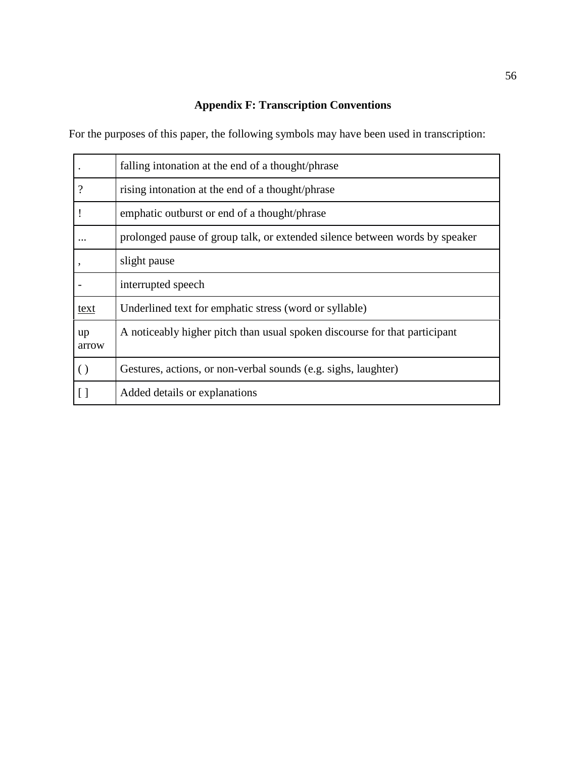## Appendix F: Transcription Conventions

For the purposes of this paper, the following symbols may have been used in transcription:

| Symbol | Meaning |
|---|---|
| . | falling intonation at the end of a thought/phrase |
| ? | rising intonation at the end of a thought/phrase |
| ! | emphatic outburst or end of a thought/phrase |
| ... | prolonged pause of group talk, or extended silence between words by speaker |
| , | slight pause |
| - | interrupted speech |
| <u>text</u> | Underlined text for emphatic stress (word or syllable) |
| up arrow | A noticeably higher pitch than usual spoken discourse for that participant |
| ( ) | Gestures, actions, or non-verbal sounds (e.g. sighs, laughter) |
| [ ] | Added details or explanations |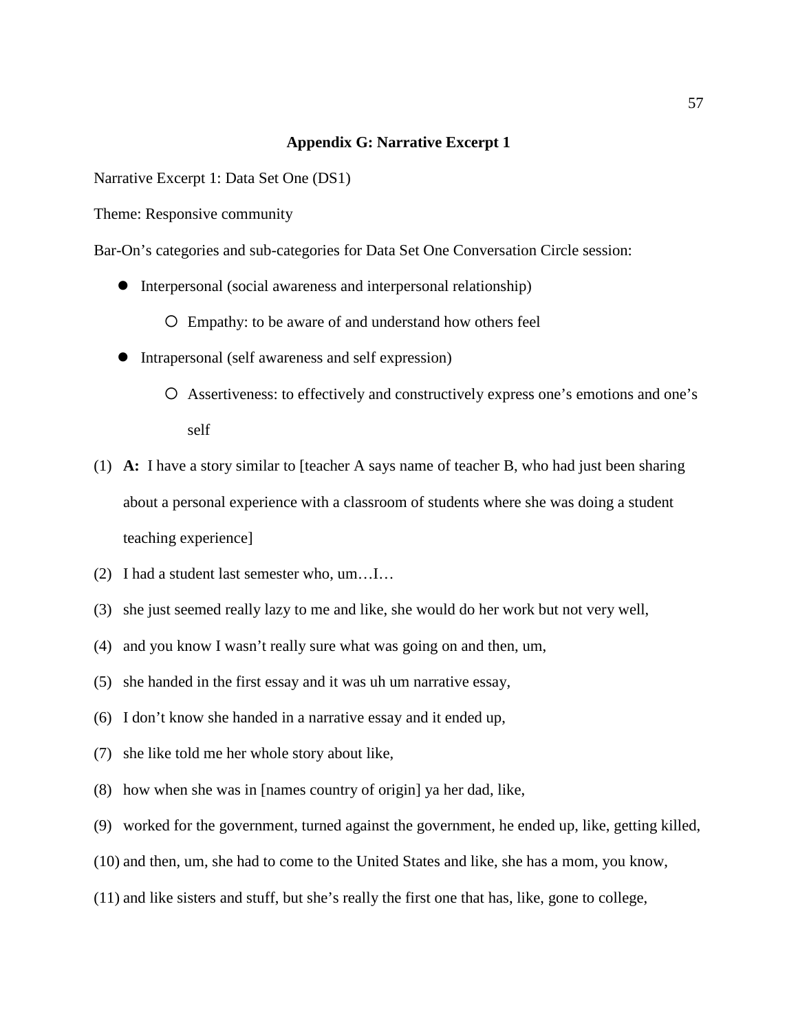## Appendix G: Narrative Excerpt 1

Narrative Excerpt 1: Data Set One (DS1)

Theme: Responsive community

Bar-On's categories and sub-categories for Data Set One Conversation Circle session:

- Interpersonal (social awareness and interpersonal relationship)
  - Empathy: to be aware of and understand how others feel
- Intrapersonal (self awareness and self expression)
  - Assertiveness: to effectively and constructively express one's emotions and one's self

(1) **A:** I have a story similar to [teacher A says name of teacher B, who had just been sharing about a personal experience with a classroom of students where she was doing a student teaching experience]

(2) I had a student last semester who, um…I…

(3) she just seemed really lazy to me and like, she would do her work but not very well,

(4) and you know I wasn't really sure what was going on and then, um,

(5) she handed in the first essay and it was uh um narrative essay,

(6) I don't know she handed in a narrative essay and it ended up,

(7) she like told me her whole story about like,

(8) how when she was in [names country of origin] ya her dad, like,

(9) worked for the government, turned against the government, he ended up, like, getting killed,

(10) and then, um, she had to come to the United States and like, she has a mom, you know,

(11) and like sisters and stuff, but she's really the first one that has, like, gone to college,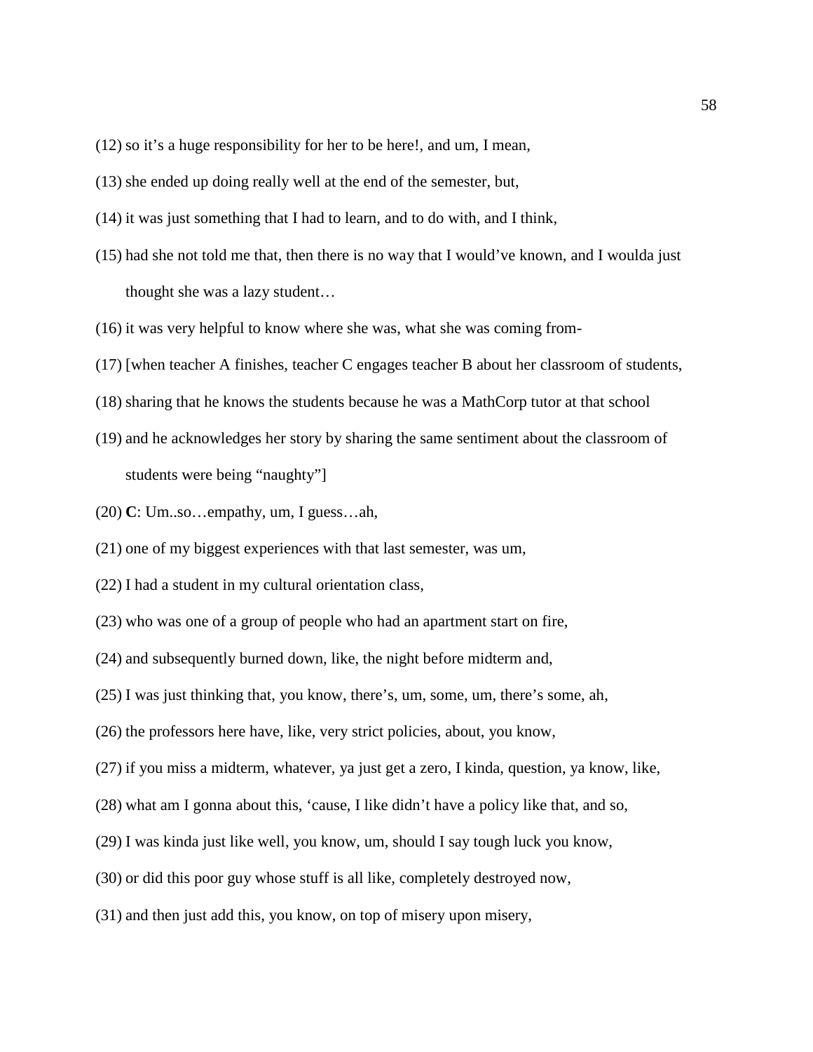(12) so it's a huge responsibility for her to be here!, and um, I mean,

(13) she ended up doing really well at the end of the semester, but,

(14) it was just something that I had to learn, and to do with, and I think,

(15) had she not told me that, then there is no way that I would've known, and I woulda just thought she was a lazy student…

(16) it was very helpful to know where she was, what she was coming from-

(17) [when teacher A finishes, teacher C engages teacher B about her classroom of students,

(18) sharing that he knows the students because he was a MathCorp tutor at that school

(19) and he acknowledges her story by sharing the same sentiment about the classroom of students were being "naughty"]

(20) **C**: Um..so…empathy, um, I guess…ah,

(21) one of my biggest experiences with that last semester, was um,

(22) I had a student in my cultural orientation class,

(23) who was one of a group of people who had an apartment start on fire,

(24) and subsequently burned down, like, the night before midterm and,

(25) I was just thinking that, you know, there's, um, some, um, there's some, ah,

(26) the professors here have, like, very strict policies, about, you know,

(27) if you miss a midterm, whatever, ya just get a zero, I kinda, question, ya know, like,

(28) what am I gonna about this, 'cause, I like didn't have a policy like that, and so,

(29) I was kinda just like well, you know, um, should I say tough luck you know,

(30) or did this poor guy whose stuff is all like, completely destroyed now,

(31) and then just add this, you know, on top of misery upon misery,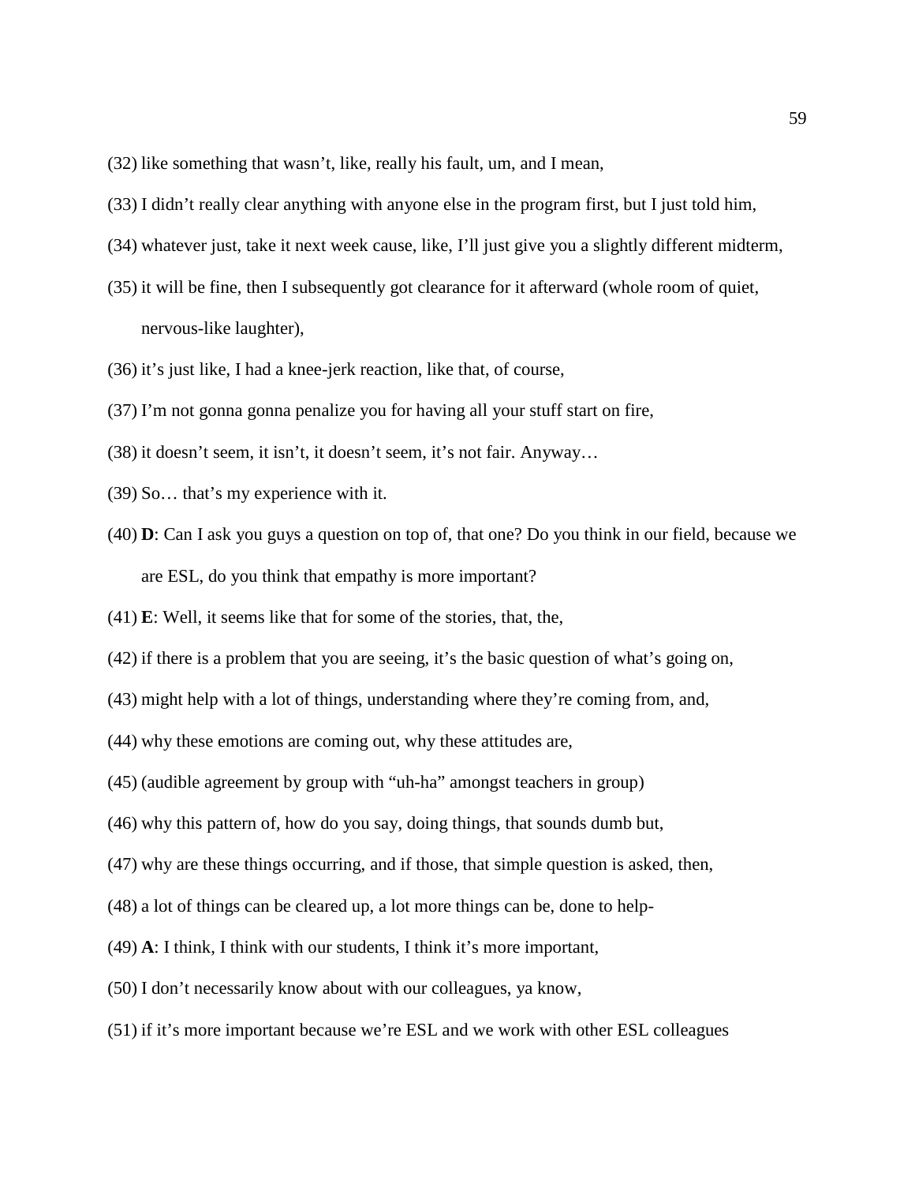(32) like something that wasn't, like, really his fault, um, and I mean,

(33) I didn't really clear anything with anyone else in the program first, but I just told him,

(34) whatever just, take it next week cause, like, I'll just give you a slightly different midterm,

(35) it will be fine, then I subsequently got clearance for it afterward (whole room of quiet, nervous-like laughter),

(36) it's just like, I had a knee-jerk reaction, like that, of course,

(37) I'm not gonna gonna penalize you for having all your stuff start on fire,

(38) it doesn't seem, it isn't, it doesn't seem, it's not fair. Anyway…

(39) So… that's my experience with it.

(40) **D**: Can I ask you guys a question on top of, that one? Do you think in our field, because we are ESL, do you think that empathy is more important?

(41) **E**: Well, it seems like that for some of the stories, that, the,

(42) if there is a problem that you are seeing, it's the basic question of what's going on,

(43) might help with a lot of things, understanding where they're coming from, and,

(44) why these emotions are coming out, why these attitudes are,

(45) (audible agreement by group with "uh-ha" amongst teachers in group)

(46) why this pattern of, how do you say, doing things, that sounds dumb but,

(47) why are these things occurring, and if those, that simple question is asked, then,

(48) a lot of things can be cleared up, a lot more things can be, done to help-

(49) **A**: I think, I think with our students, I think it's more important,

(50) I don't necessarily know about with our colleagues, ya know,

(51) if it's more important because we're ESL and we work with other ESL colleagues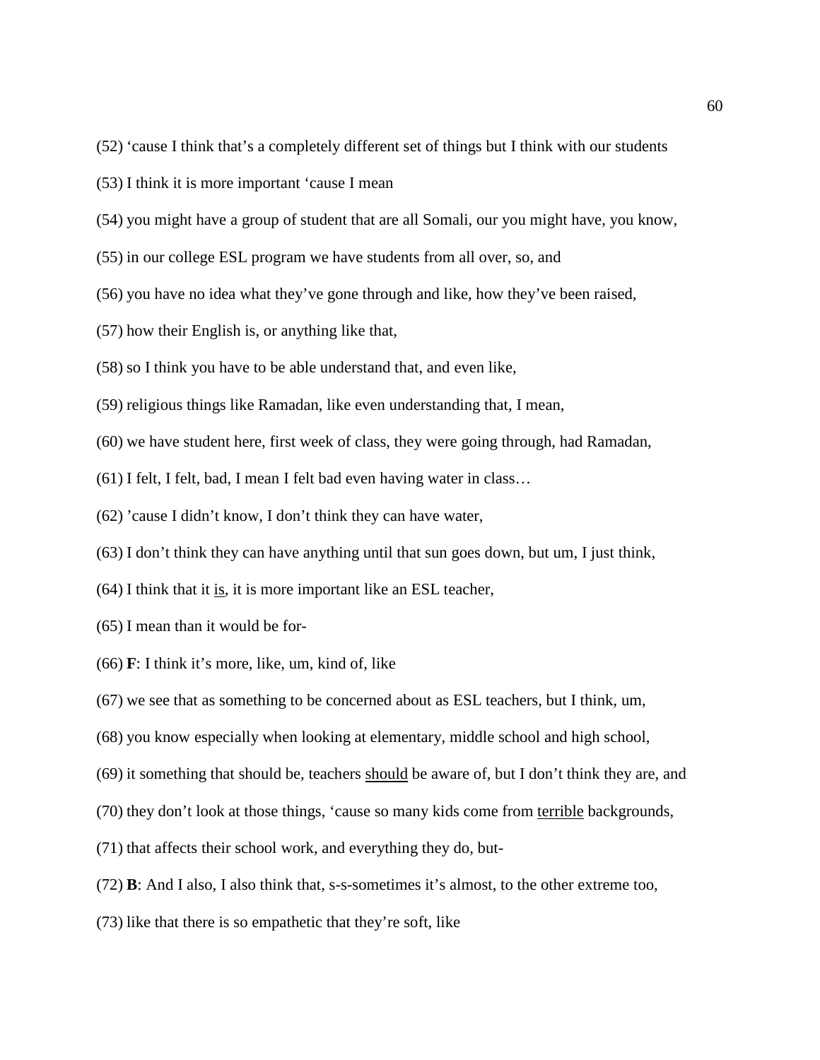(52) ‘cause I think that’s a completely different set of things but I think with our students

(53) I think it is more important ‘cause I mean

(54) you might have a group of student that are all Somali, our you might have, you know,

(55) in our college ESL program we have students from all over, so, and

(56) you have no idea what they’ve gone through and like, how they’ve been raised,

(57) how their English is, or anything like that,

(58) so I think you have to be able understand that, and even like,

(59) religious things like Ramadan, like even understanding that, I mean,

(60) we have student here, first week of class, they were going through, had Ramadan,

(61) I felt, I felt, bad, I mean I felt bad even having water in class…

(62) ’cause I didn’t know, I don’t think they can have water,

(63) I don’t think they can have anything until that sun goes down, but um, I just think,

(64) I think that it <u>is</u>, it is more important like an ESL teacher,

(65) I mean than it would be for-

(66) **F**: I think it’s more, like, um, kind of, like

(67) we see that as something to be concerned about as ESL teachers, but I think, um,

(68) you know especially when looking at elementary, middle school and high school,

(69) it something that should be, teachers <u>should</u> be aware of, but I don’t think they are, and

(70) they don’t look at those things, ‘cause so many kids come from <u>terrible</u> backgrounds,

(71) that affects their school work, and everything they do, but-

(72) **B**: And I also, I also think that, s-s-sometimes it’s almost, to the other extreme too,

(73) like that there is so empathetic that they’re soft, like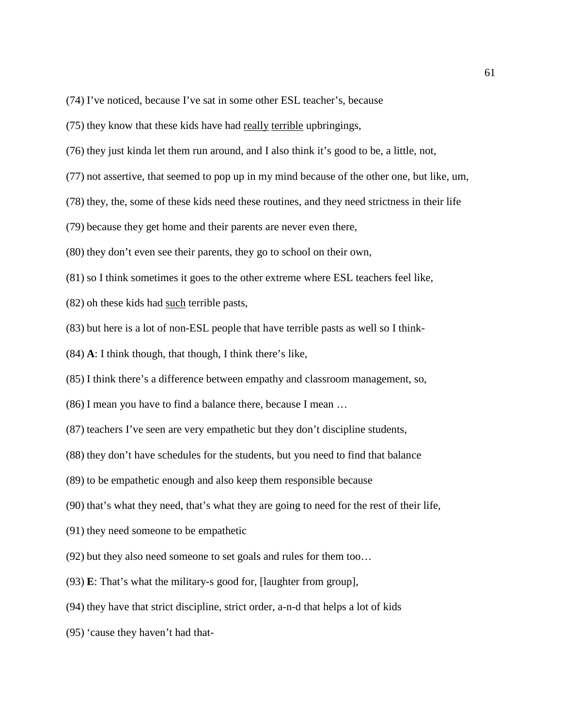(74) I've noticed, because I've sat in some other ESL teacher's, because

(75) they know that these kids have had <u>really</u> <u>terrible</u> upbringings,

(76) they just kinda let them run around, and I also think it's good to be, a little, not,

(77) not assertive, that seemed to pop up in my mind because of the other one, but like, um,

(78) they, the, some of these kids need these routines, and they need strictness in their life

(79) because they get home and their parents are never even there,

(80) they don't even see their parents, they go to school on their own,

(81) so I think sometimes it goes to the other extreme where ESL teachers feel like,

(82) oh these kids had <u>such</u> terrible pasts,

(83) but here is a lot of non-ESL people that have terrible pasts as well so I think-

(84) **A**: I think though, that though, I think there's like,

(85) I think there's a difference between empathy and classroom management, so,

(86) I mean you have to find a balance there, because I mean …

(87) teachers I've seen are very empathetic but they don't discipline students,

(88) they don't have schedules for the students, but you need to find that balance

(89) to be empathetic enough and also keep them responsible because

(90) that's what they need, that's what they are going to need for the rest of their life,

(91) they need someone to be empathetic

(92) but they also need someone to set goals and rules for them too…

(93) **E**: That's what the military-s good for, [laughter from group],

(94) they have that strict discipline, strict order, a-n-d that helps a lot of kids

(95) 'cause they haven't had that-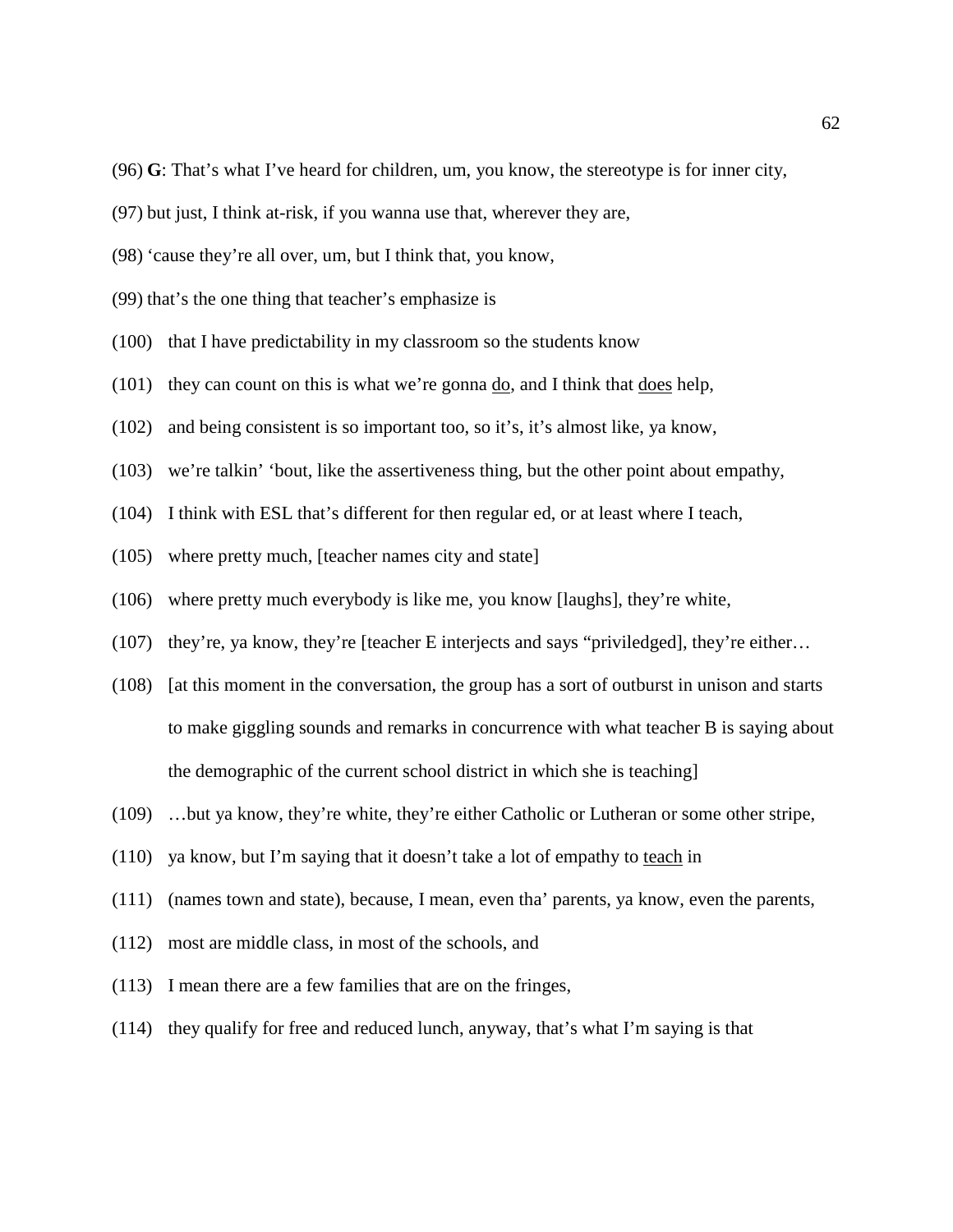(96) **G**: That's what I've heard for children, um, you know, the stereotype is for inner city,

(97) but just, I think at-risk, if you wanna use that, wherever they are,

(98) 'cause they're all over, um, but I think that, you know,

(99) that's the one thing that teacher's emphasize is

(100) that I have predictability in my classroom so the students know

(101) they can count on this is what we're gonna <u>do</u>, and I think that <u>does</u> help,

(102) and being consistent is so important too, so it's, it's almost like, ya know,

(103) we're talkin' 'bout, like the assertiveness thing, but the other point about empathy,

(104) I think with ESL that's different for then regular ed, or at least where I teach,

(105) where pretty much, [teacher names city and state]

(106) where pretty much everybody is like me, you know [laughs], they're white,

(107) they're, ya know, they're [teacher E interjects and says "priviledged], they're either…

(108) [at this moment in the conversation, the group has a sort of outburst in unison and starts to make giggling sounds and remarks in concurrence with what teacher B is saying about the demographic of the current school district in which she is teaching]

(109) …but ya know, they're white, they're either Catholic or Lutheran or some other stripe,

(110) ya know, but I'm saying that it doesn't take a lot of empathy to <u>teach</u> in

(111) (names town and state), because, I mean, even tha' parents, ya know, even the parents,

(112) most are middle class, in most of the schools, and

(113) I mean there are a few families that are on the fringes,

(114) they qualify for free and reduced lunch, anyway, that's what I'm saying is that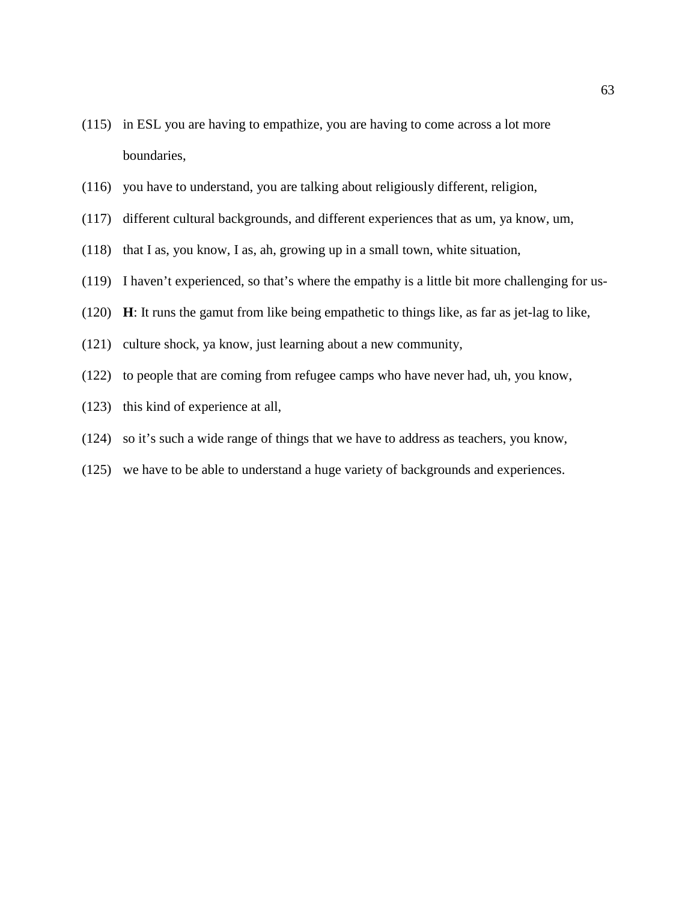(115) in ESL you are having to empathize, you are having to come across a lot more boundaries,

(116) you have to understand, you are talking about religiously different, religion,

(117) different cultural backgrounds, and different experiences that as um, ya know, um,

(118) that I as, you know, I as, ah, growing up in a small town, white situation,

(119) I haven't experienced, so that's where the empathy is a little bit more challenging for us-

(120) **H**: It runs the gamut from like being empathetic to things like, as far as jet-lag to like,

(121) culture shock, ya know, just learning about a new community,

(122) to people that are coming from refugee camps who have never had, uh, you know,

(123) this kind of experience at all,

(124) so it's such a wide range of things that we have to address as teachers, you know,

(125) we have to be able to understand a huge variety of backgrounds and experiences.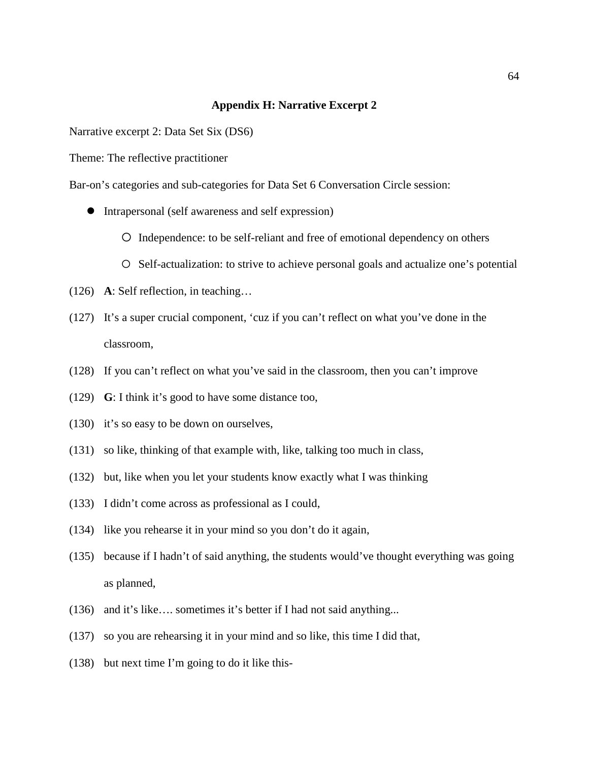## Appendix H: Narrative Excerpt 2

Narrative excerpt 2: Data Set Six (DS6)

Theme: The reflective practitioner

Bar-on's categories and sub-categories for Data Set 6 Conversation Circle session:

- Intrapersonal (self awareness and self expression)
  - Independence: to be self-reliant and free of emotional dependency on others
  - Self-actualization: to strive to achieve personal goals and actualize one's potential

(126) **A**: Self reflection, in teaching…

(127) It's a super crucial component, 'cuz if you can't reflect on what you've done in the classroom,

(128) If you can't reflect on what you've said in the classroom, then you can't improve

(129) **G**: I think it's good to have some distance too,

(130) it's so easy to be down on ourselves,

(131) so like, thinking of that example with, like, talking too much in class,

(132) but, like when you let your students know exactly what I was thinking

(133) I didn't come across as professional as I could,

(134) like you rehearse it in your mind so you don't do it again,

(135) because if I hadn't of said anything, the students would've thought everything was going as planned,

(136) and it's like…. sometimes it's better if I had not said anything...

(137) so you are rehearsing it in your mind and so like, this time I did that,

(138) but next time I'm going to do it like this-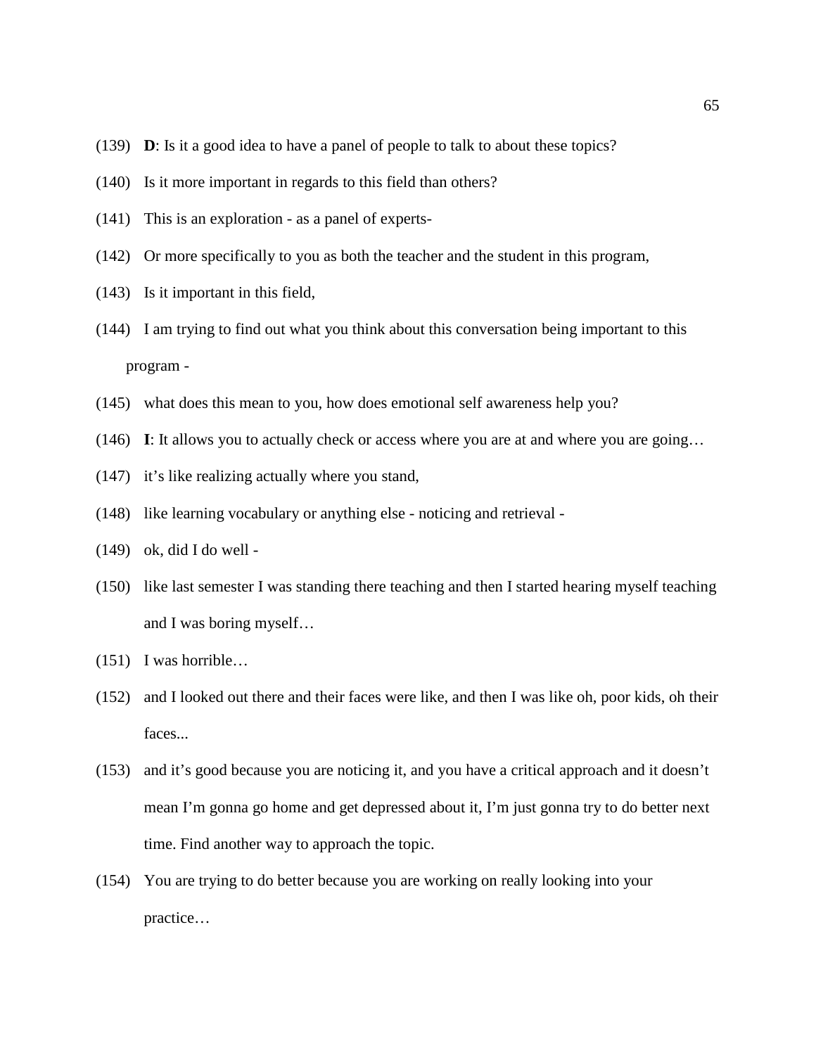(139) **D**: Is it a good idea to have a panel of people to talk to about these topics?

(140) Is it more important in regards to this field than others?

(141) This is an exploration - as a panel of experts-

(142) Or more specifically to you as both the teacher and the student in this program,

(143) Is it important in this field,

(144) I am trying to find out what you think about this conversation being important to this program -

(145) what does this mean to you, how does emotional self awareness help you?

(146) **I**: It allows you to actually check or access where you are at and where you are going…

(147) it's like realizing actually where you stand,

(148) like learning vocabulary or anything else - noticing and retrieval -

(149) ok, did I do well -

(150) like last semester I was standing there teaching and then I started hearing myself teaching and I was boring myself…

(151) I was horrible…

(152) and I looked out there and their faces were like, and then I was like oh, poor kids, oh their faces...

(153) and it's good because you are noticing it, and you have a critical approach and it doesn't mean I'm gonna go home and get depressed about it, I'm just gonna try to do better next time. Find another way to approach the topic.

(154) You are trying to do better because you are working on really looking into your practice…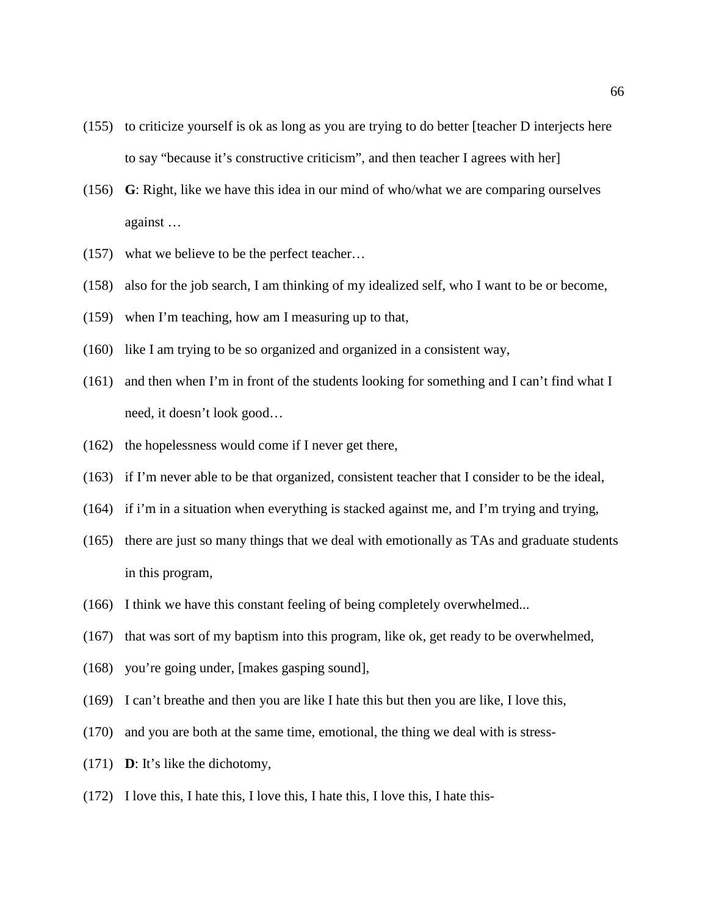(155) to criticize yourself is ok as long as you are trying to do better [teacher D interjects here to say "because it's constructive criticism", and then teacher I agrees with her]

(156) **G**: Right, like we have this idea in our mind of who/what we are comparing ourselves against …

(157) what we believe to be the perfect teacher…

(158) also for the job search, I am thinking of my idealized self, who I want to be or become,

(159) when I'm teaching, how am I measuring up to that,

(160) like I am trying to be so organized and organized in a consistent way,

(161) and then when I'm in front of the students looking for something and I can't find what I need, it doesn't look good…

(162) the hopelessness would come if I never get there,

(163) if I'm never able to be that organized, consistent teacher that I consider to be the ideal,

(164) if i'm in a situation when everything is stacked against me, and I'm trying and trying,

(165) there are just so many things that we deal with emotionally as TAs and graduate students in this program,

(166) I think we have this constant feeling of being completely overwhelmed...

(167) that was sort of my baptism into this program, like ok, get ready to be overwhelmed,

(168) you're going under, [makes gasping sound],

(169) I can't breathe and then you are like I hate this but then you are like, I love this,

(170) and you are both at the same time, emotional, the thing we deal with is stress-

(171) **D**: It's like the dichotomy,

(172) I love this, I hate this, I love this, I hate this, I love this, I hate this-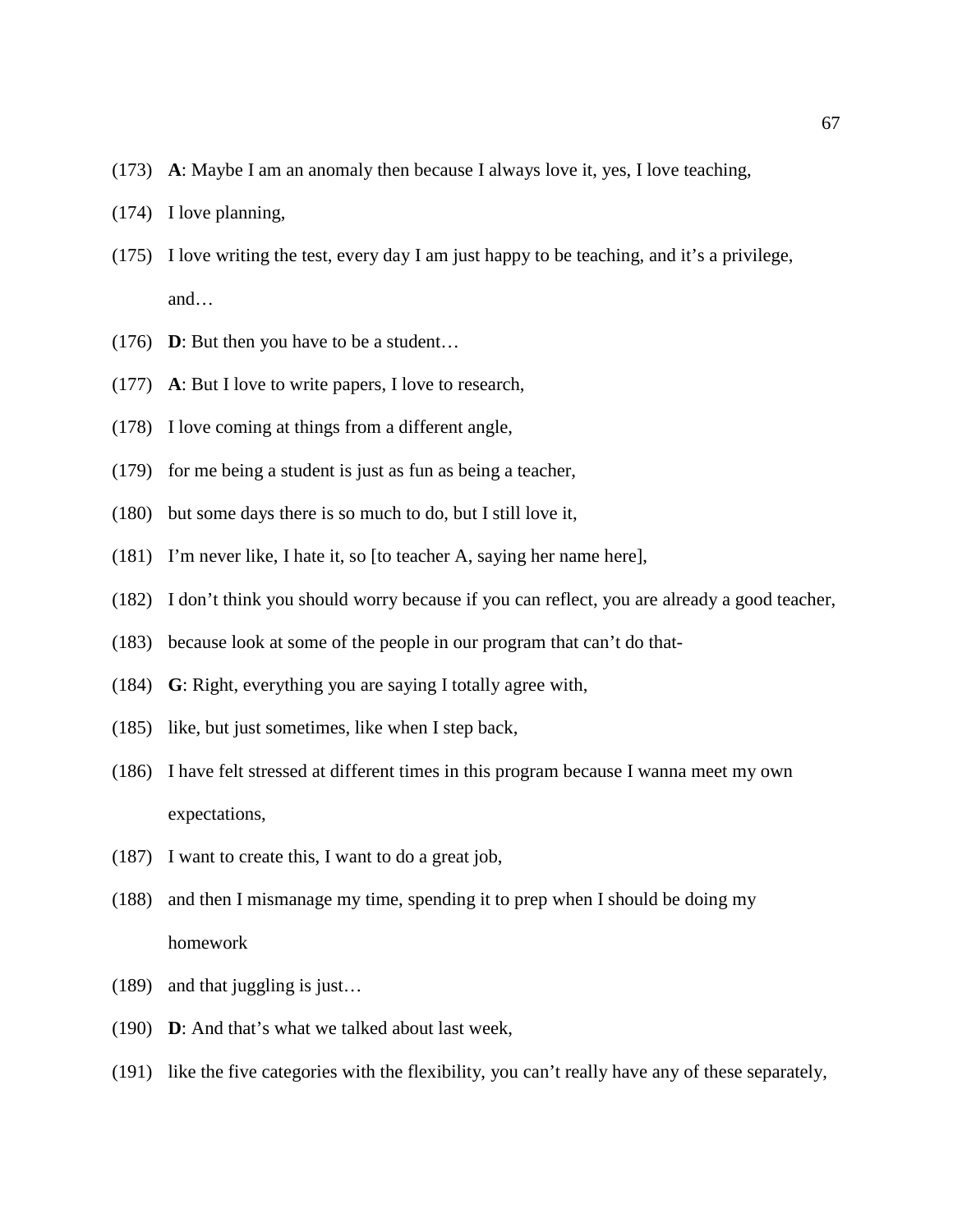(173) **A**: Maybe I am an anomaly then because I always love it, yes, I love teaching,

(174) I love planning,

(175) I love writing the test, every day I am just happy to be teaching, and it's a privilege, and…

(176) **D**: But then you have to be a student…

(177) **A**: But I love to write papers, I love to research,

(178) I love coming at things from a different angle,

(179) for me being a student is just as fun as being a teacher,

(180) but some days there is so much to do, but I still love it,

(181) I'm never like, I hate it, so [to teacher A, saying her name here],

(182) I don't think you should worry because if you can reflect, you are already a good teacher,

(183) because look at some of the people in our program that can't do that-

(184) **G**: Right, everything you are saying I totally agree with,

(185) like, but just sometimes, like when I step back,

(186) I have felt stressed at different times in this program because I wanna meet my own expectations,

(187) I want to create this, I want to do a great job,

(188) and then I mismanage my time, spending it to prep when I should be doing my homework

(189) and that juggling is just…

(190) **D**: And that's what we talked about last week,

(191) like the five categories with the flexibility, you can't really have any of these separately,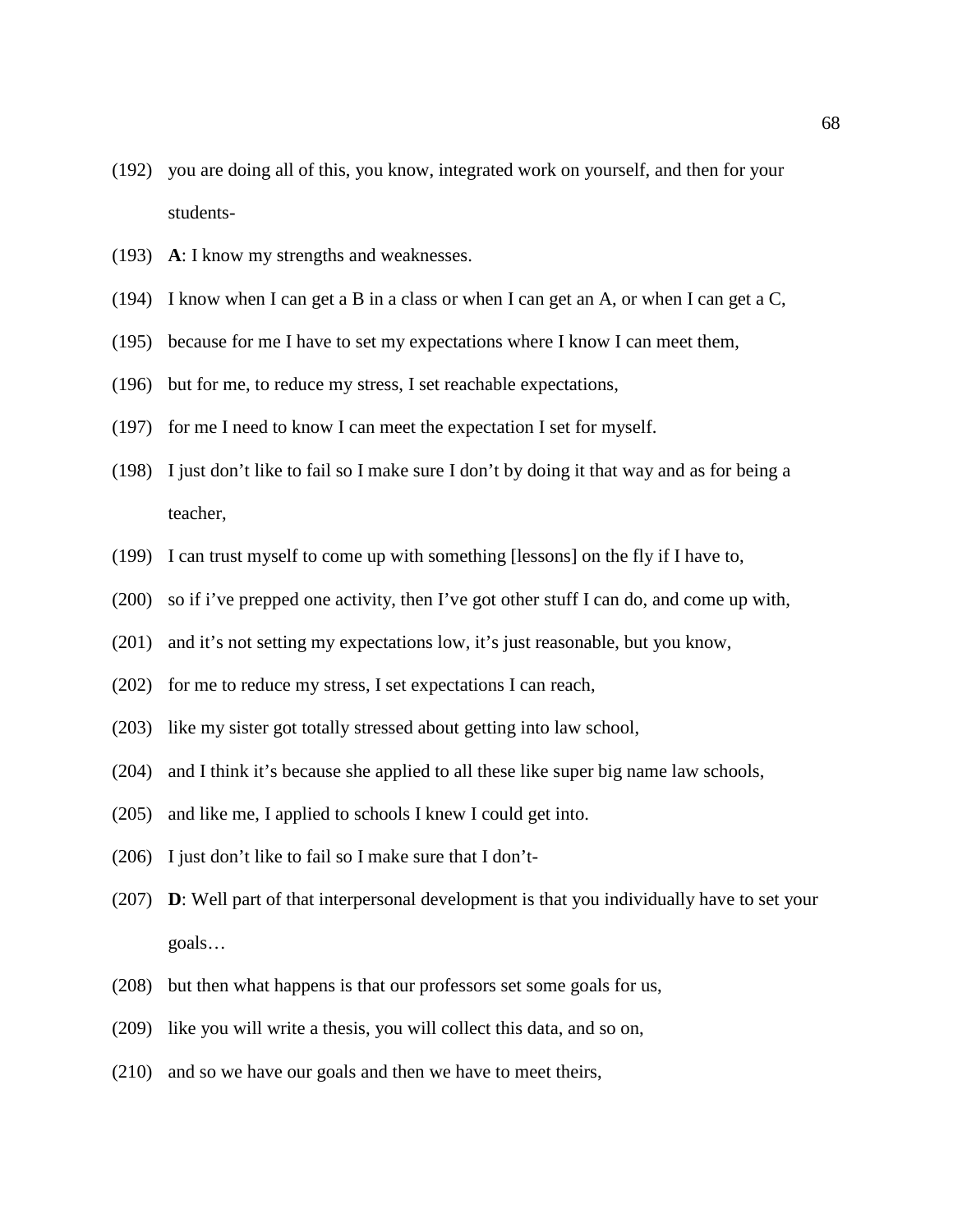(192) you are doing all of this, you know, integrated work on yourself, and then for your students-

(193) **A**: I know my strengths and weaknesses.

(194) I know when I can get a B in a class or when I can get an A, or when I can get a C,

(195) because for me I have to set my expectations where I know I can meet them,

(196) but for me, to reduce my stress, I set reachable expectations,

(197) for me I need to know I can meet the expectation I set for myself.

(198) I just don't like to fail so I make sure I don't by doing it that way and as for being a teacher,

(199) I can trust myself to come up with something [lessons] on the fly if I have to,

(200) so if i've prepped one activity, then I've got other stuff I can do, and come up with,

(201) and it's not setting my expectations low, it's just reasonable, but you know,

(202) for me to reduce my stress, I set expectations I can reach,

(203) like my sister got totally stressed about getting into law school,

(204) and I think it's because she applied to all these like super big name law schools,

(205) and like me, I applied to schools I knew I could get into.

(206) I just don't like to fail so I make sure that I don't-

(207) **D**: Well part of that interpersonal development is that you individually have to set your goals…

(208) but then what happens is that our professors set some goals for us,

(209) like you will write a thesis, you will collect this data, and so on,

(210) and so we have our goals and then we have to meet theirs,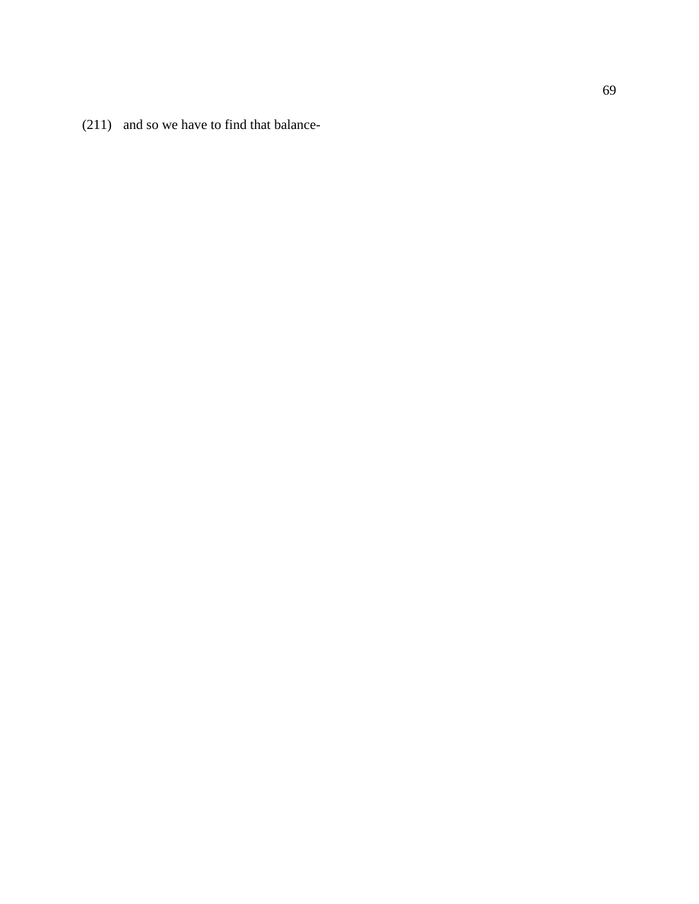(211) and so we have to find that balance-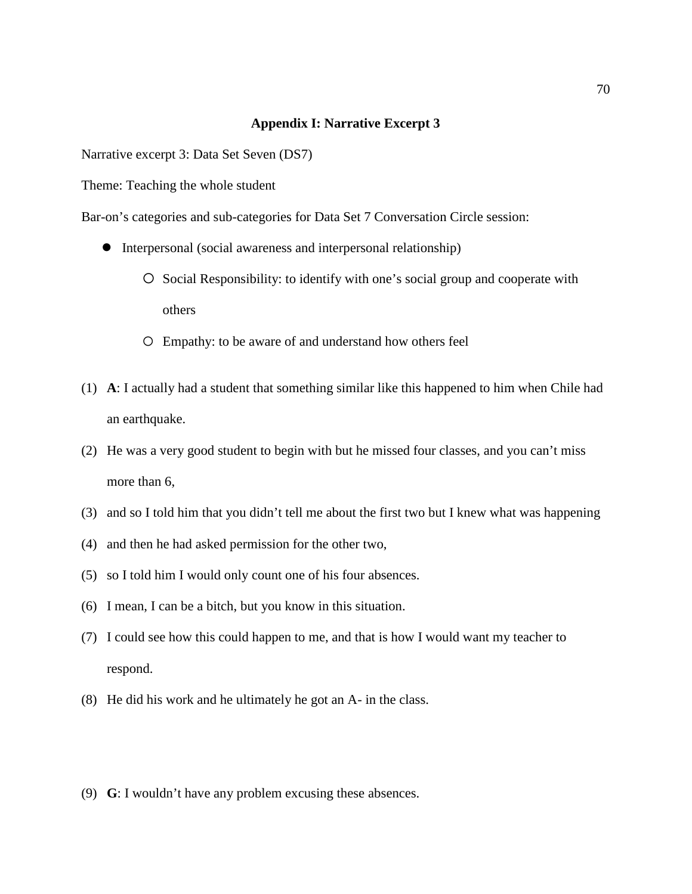## Appendix I: Narrative Excerpt 3

Narrative excerpt 3: Data Set Seven (DS7)

Theme: Teaching the whole student

Bar-on's categories and sub-categories for Data Set 7 Conversation Circle session:

- Interpersonal (social awareness and interpersonal relationship)
  - Social Responsibility: to identify with one's social group and cooperate with others
  - Empathy: to be aware of and understand how others feel

(1) **A**: I actually had a student that something similar like this happened to him when Chile had an earthquake.

(2) He was a very good student to begin with but he missed four classes, and you can't miss more than 6,

(3) and so I told him that you didn't tell me about the first two but I knew what was happening

(4) and then he had asked permission for the other two,

(5) so I told him I would only count one of his four absences.

(6) I mean, I can be a bitch, but you know in this situation.

(7) I could see how this could happen to me, and that is how I would want my teacher to respond.

(8) He did his work and he ultimately he got an A- in the class.

(9) **G**: I wouldn't have any problem excusing these absences.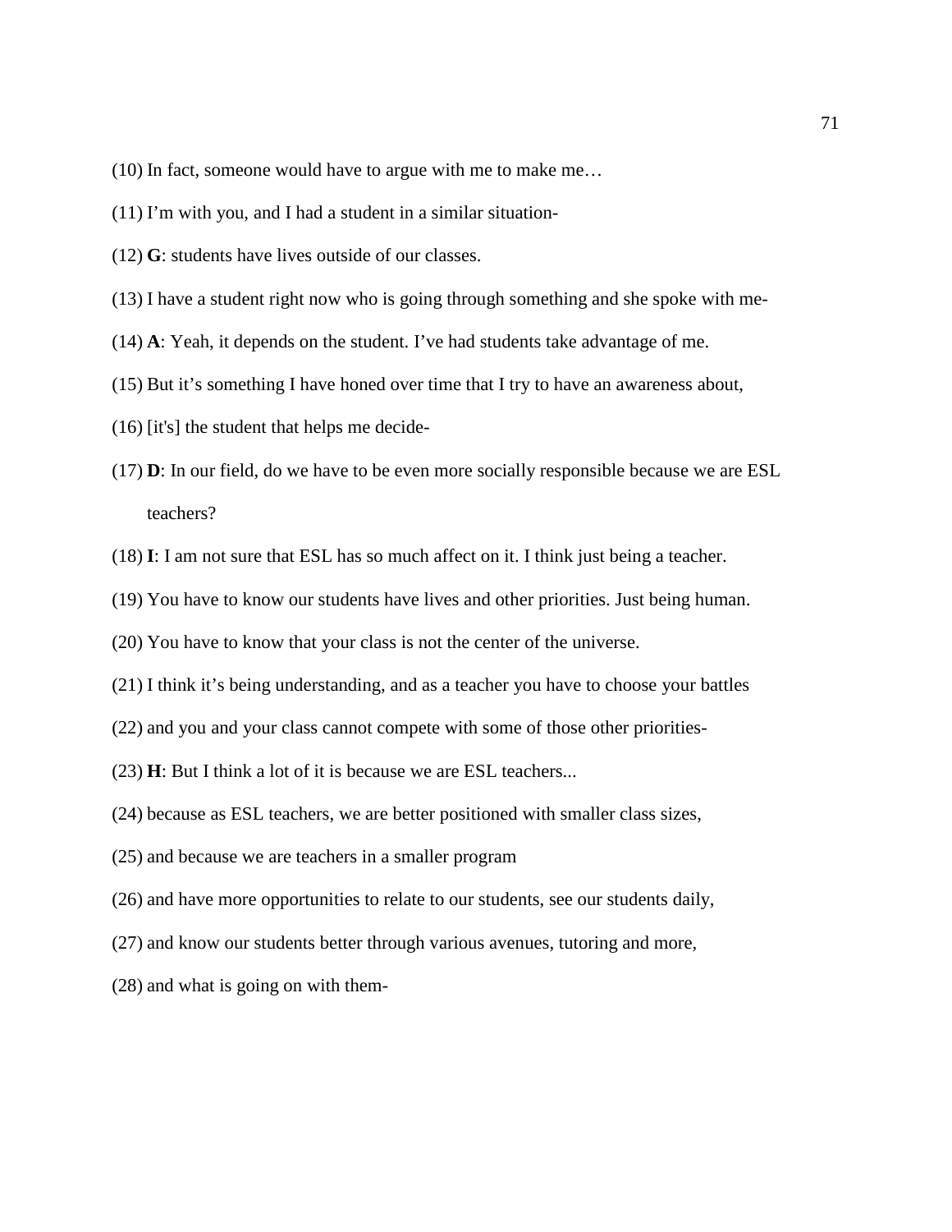(10) In fact, someone would have to argue with me to make me…

(11) I'm with you, and I had a student in a similar situation-

(12) **G**: students have lives outside of our classes.

(13) I have a student right now who is going through something and she spoke with me-

(14) **A**: Yeah, it depends on the student. I've had students take advantage of me.

(15) But it's something I have honed over time that I try to have an awareness about,

(16) [it's] the student that helps me decide-

(17) **D**: In our field, do we have to be even more socially responsible because we are ESL teachers?

(18) **I**: I am not sure that ESL has so much affect on it. I think just being a teacher.

(19) You have to know our students have lives and other priorities. Just being human.

(20) You have to know that your class is not the center of the universe.

(21) I think it's being understanding, and as a teacher you have to choose your battles

(22) and you and your class cannot compete with some of those other priorities-

(23) **H**: But I think a lot of it is because we are ESL teachers...

(24) because as ESL teachers, we are better positioned with smaller class sizes,

(25) and because we are teachers in a smaller program

(26) and have more opportunities to relate to our students, see our students daily,

(27) and know our students better through various avenues, tutoring and more,

(28) and what is going on with them-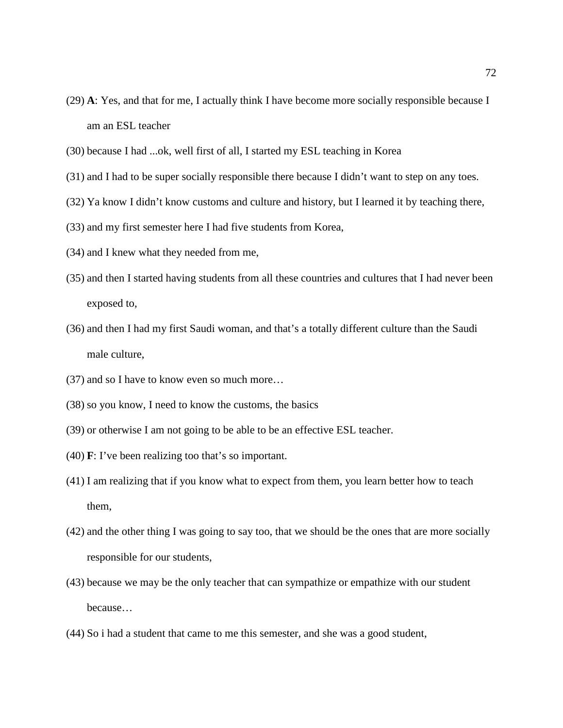(29) **A**: Yes, and that for me, I actually think I have become more socially responsible because I am an ESL teacher

(30) because I had ...ok, well first of all, I started my ESL teaching in Korea

(31) and I had to be super socially responsible there because I didn't want to step on any toes.

(32) Ya know I didn't know customs and culture and history, but I learned it by teaching there,

(33) and my first semester here I had five students from Korea,

(34) and I knew what they needed from me,

(35) and then I started having students from all these countries and cultures that I had never been exposed to,

(36) and then I had my first Saudi woman, and that's a totally different culture than the Saudi male culture,

(37) and so I have to know even so much more…

(38) so you know, I need to know the customs, the basics

(39) or otherwise I am not going to be able to be an effective ESL teacher.

(40) **F**: I've been realizing too that's so important.

(41) I am realizing that if you know what to expect from them, you learn better how to teach them,

(42) and the other thing I was going to say too, that we should be the ones that are more socially responsible for our students,

(43) because we may be the only teacher that can sympathize or empathize with our student because…

(44) So i had a student that came to me this semester, and she was a good student,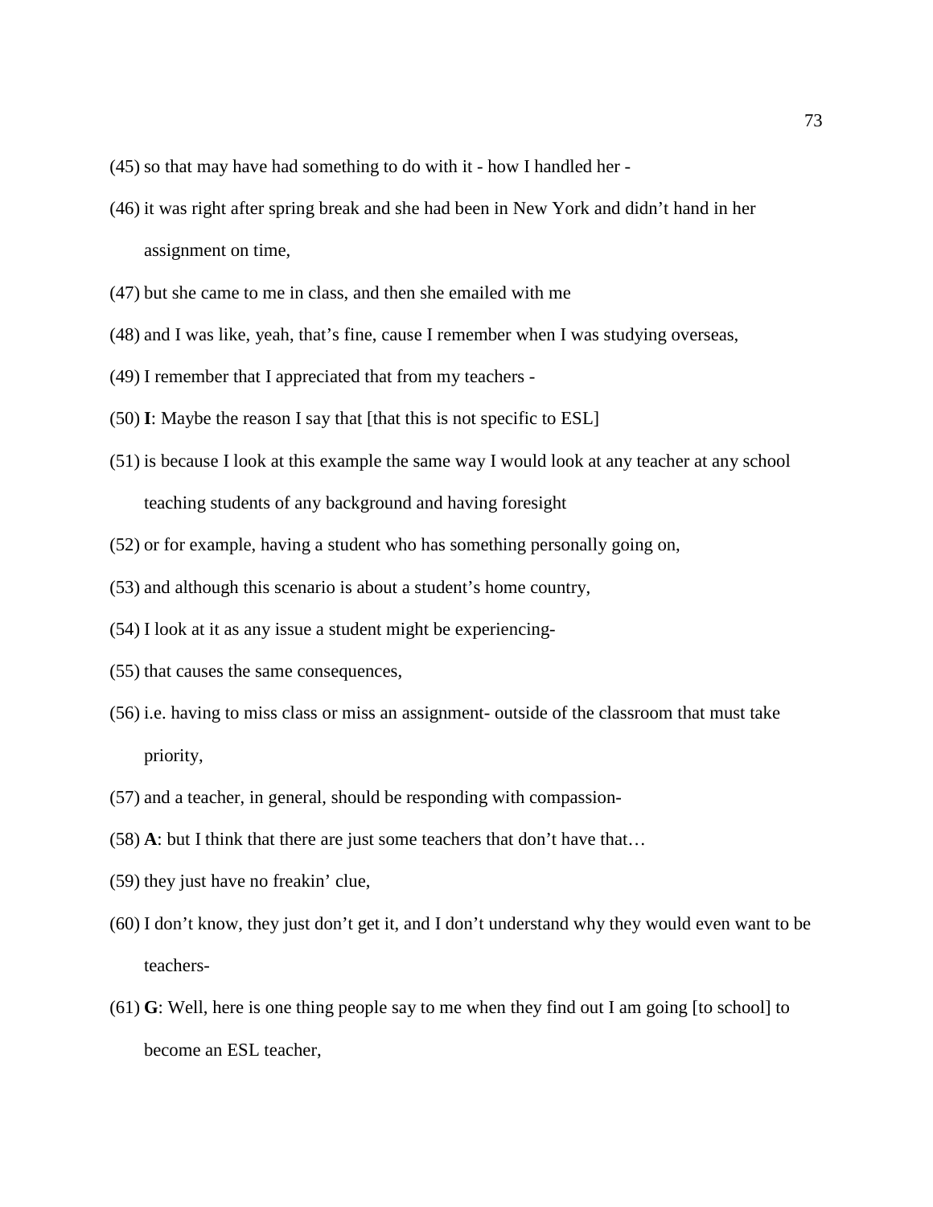(45) so that may have had something to do with it - how I handled her -

(46) it was right after spring break and she had been in New York and didn't hand in her assignment on time,

(47) but she came to me in class, and then she emailed with me

(48) and I was like, yeah, that's fine, cause I remember when I was studying overseas,

(49) I remember that I appreciated that from my teachers -

(50) **I**: Maybe the reason I say that [that this is not specific to ESL]

(51) is because I look at this example the same way I would look at any teacher at any school teaching students of any background and having foresight

(52) or for example, having a student who has something personally going on,

(53) and although this scenario is about a student's home country,

(54) I look at it as any issue a student might be experiencing-

(55) that causes the same consequences,

(56) i.e. having to miss class or miss an assignment- outside of the classroom that must take priority,

(57) and a teacher, in general, should be responding with compassion-

(58) **A**: but I think that there are just some teachers that don't have that…

(59) they just have no freakin' clue,

(60) I don't know, they just don't get it, and I don't understand why they would even want to be teachers-

(61) **G**: Well, here is one thing people say to me when they find out I am going [to school] to become an ESL teacher,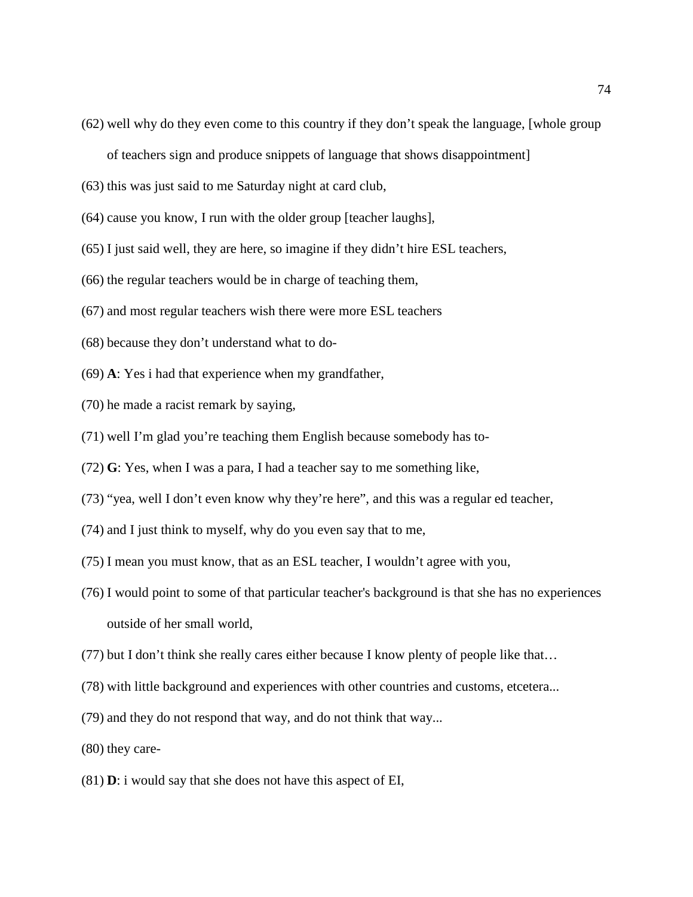(62) well why do they even come to this country if they don't speak the language, [whole group of teachers sign and produce snippets of language that shows disappointment]

(63) this was just said to me Saturday night at card club,

(64) cause you know, I run with the older group [teacher laughs],

(65) I just said well, they are here, so imagine if they didn't hire ESL teachers,

(66) the regular teachers would be in charge of teaching them,

(67) and most regular teachers wish there were more ESL teachers

(68) because they don't understand what to do-

(69) **A**: Yes i had that experience when my grandfather,

(70) he made a racist remark by saying,

(71) well I'm glad you're teaching them English because somebody has to-

(72) **G**: Yes, when I was a para, I had a teacher say to me something like,

(73) "yea, well I don't even know why they're here", and this was a regular ed teacher,

(74) and I just think to myself, why do you even say that to me,

(75) I mean you must know, that as an ESL teacher, I wouldn't agree with you,

(76) I would point to some of that particular teacher's background is that she has no experiences outside of her small world,

(77) but I don't think she really cares either because I know plenty of people like that…

(78) with little background and experiences with other countries and customs, etcetera...

(79) and they do not respond that way, and do not think that way...

(80) they care-

(81) **D**: i would say that she does not have this aspect of EI,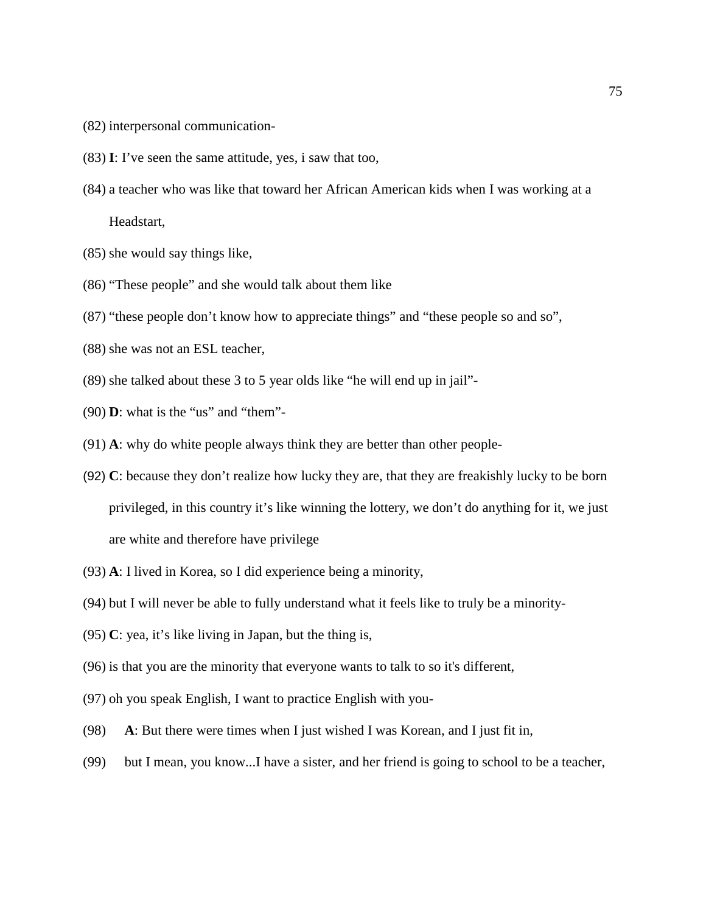(82) interpersonal communication-

(83) **I**: I've seen the same attitude, yes, i saw that too,

(84) a teacher who was like that toward her African American kids when I was working at a Headstart,

(85) she would say things like,

(86) "These people" and she would talk about them like

(87) "these people don't know how to appreciate things" and "these people so and so",

(88) she was not an ESL teacher,

(89) she talked about these 3 to 5 year olds like "he will end up in jail"-

(90) **D**: what is the "us" and "them"-

(91) **A**: why do white people always think they are better than other people-

(92) **C**: because they don't realize how lucky they are, that they are freakishly lucky to be born privileged, in this country it's like winning the lottery, we don't do anything for it, we just are white and therefore have privilege

(93) **A**: I lived in Korea, so I did experience being a minority,

(94) but I will never be able to fully understand what it feels like to truly be a minority-

(95) **C**: yea, it's like living in Japan, but the thing is,

(96) is that you are the minority that everyone wants to talk to so it's different,

(97) oh you speak English, I want to practice English with you-

(98) **A**: But there were times when I just wished I was Korean, and I just fit in,

(99) but I mean, you know...I have a sister, and her friend is going to school to be a teacher,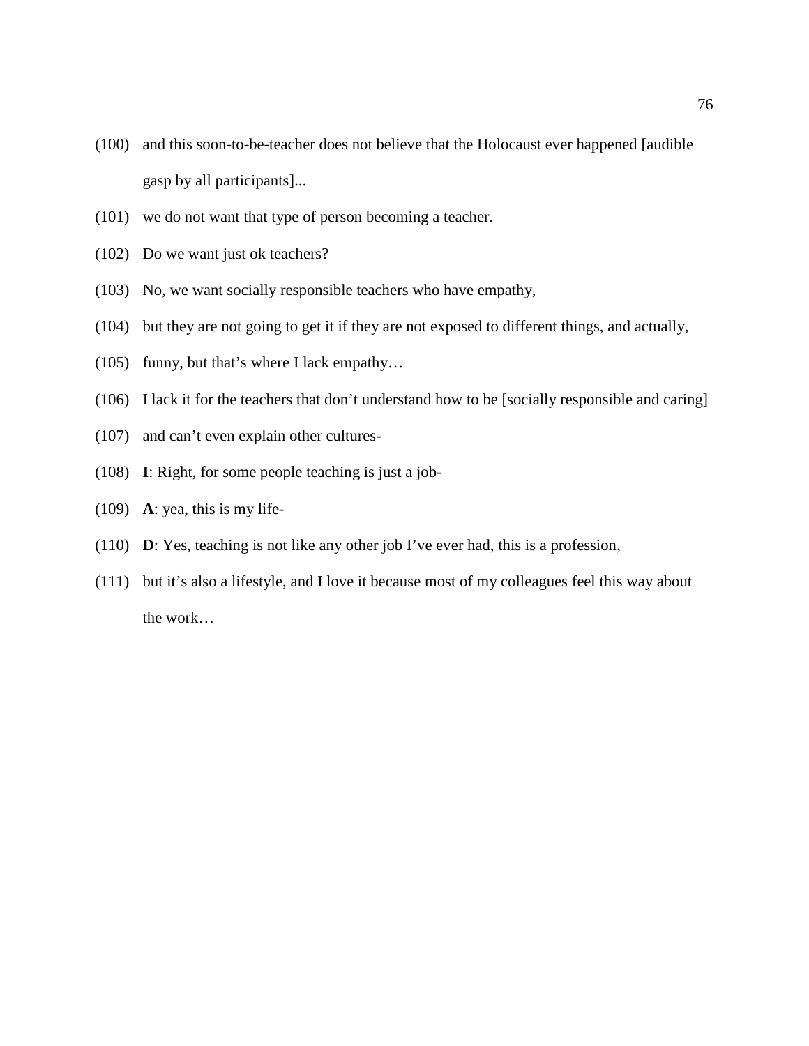(100) and this soon-to-be-teacher does not believe that the Holocaust ever happened [audible gasp by all participants]...

(101) we do not want that type of person becoming a teacher.

(102) Do we want just ok teachers?

(103) No, we want socially responsible teachers who have empathy,

(104) but they are not going to get it if they are not exposed to different things, and actually,

(105) funny, but that's where I lack empathy…

(106) I lack it for the teachers that don't understand how to be [socially responsible and caring]

(107) and can't even explain other cultures-

(108) **I**: Right, for some people teaching is just a job-

(109) **A**: yea, this is my life-

(110) **D**: Yes, teaching is not like any other job I've ever had, this is a profession,

(111) but it's also a lifestyle, and I love it because most of my colleagues feel this way about the work…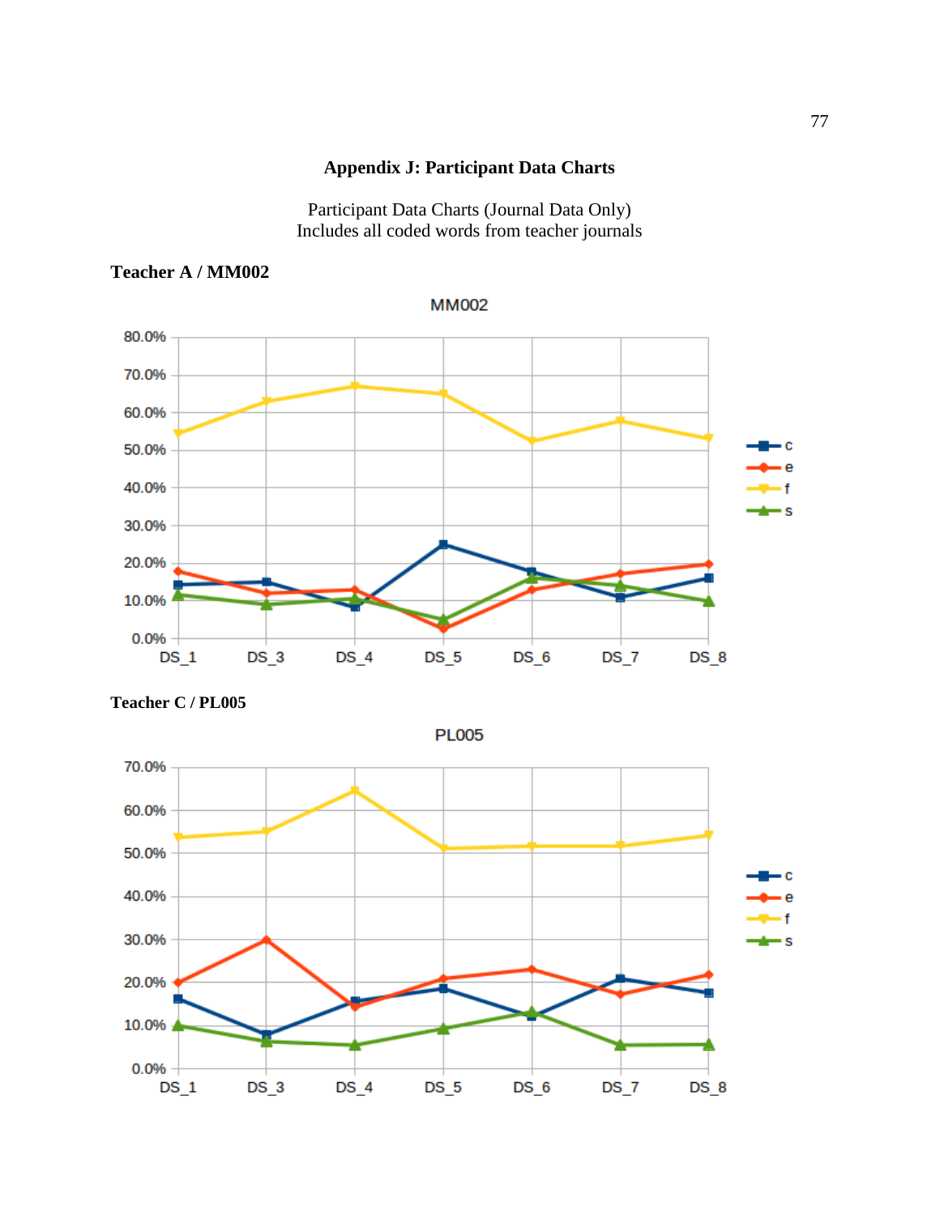## Appendix J: Participant Data Charts

Participant Data Charts (Journal Data Only)
Includes all coded words from teacher journals

**Teacher A / MM002**

MM002

**Teacher C / PL005**

PL005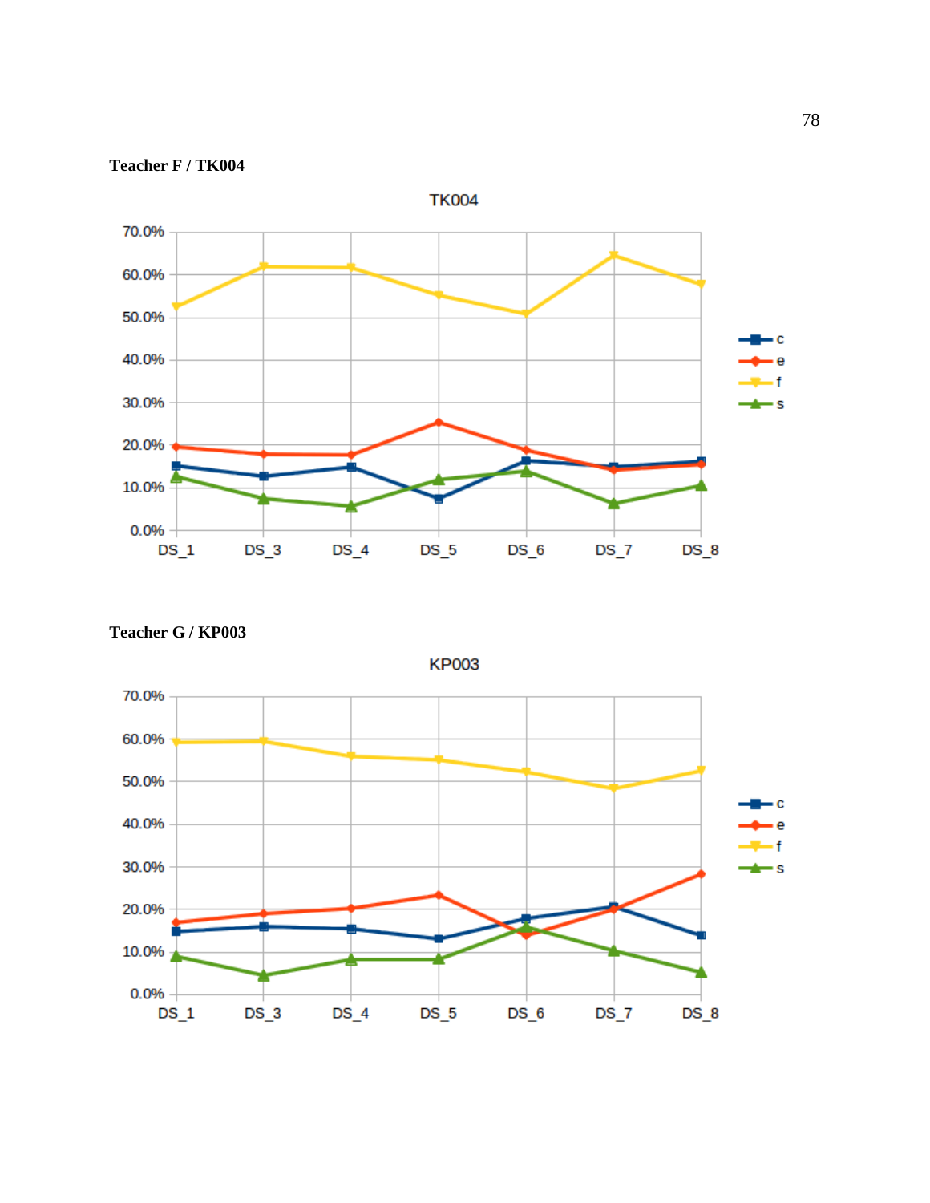**Teacher F / TK004**

**Teacher G / KP003**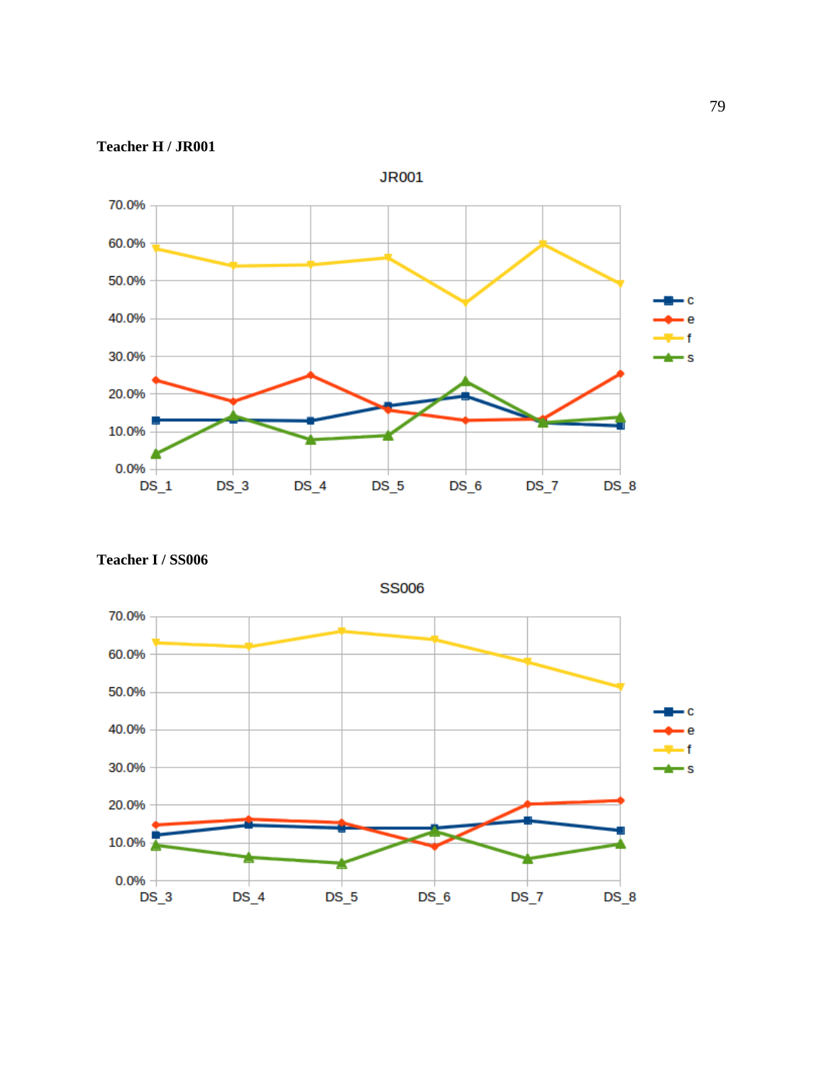**Teacher H / JR001**

**Teacher I / SS006**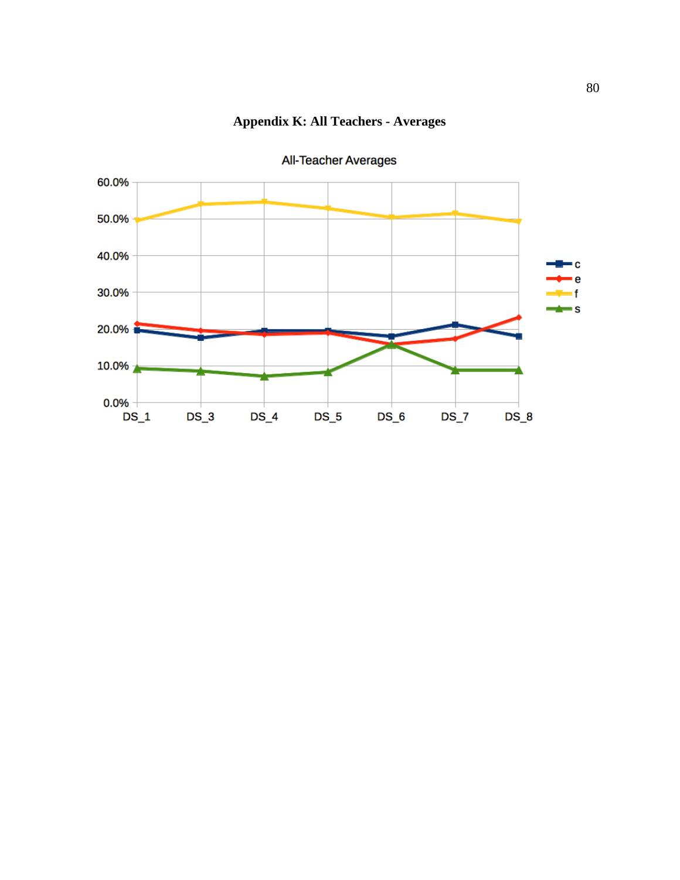## Appendix K: All Teachers - Averages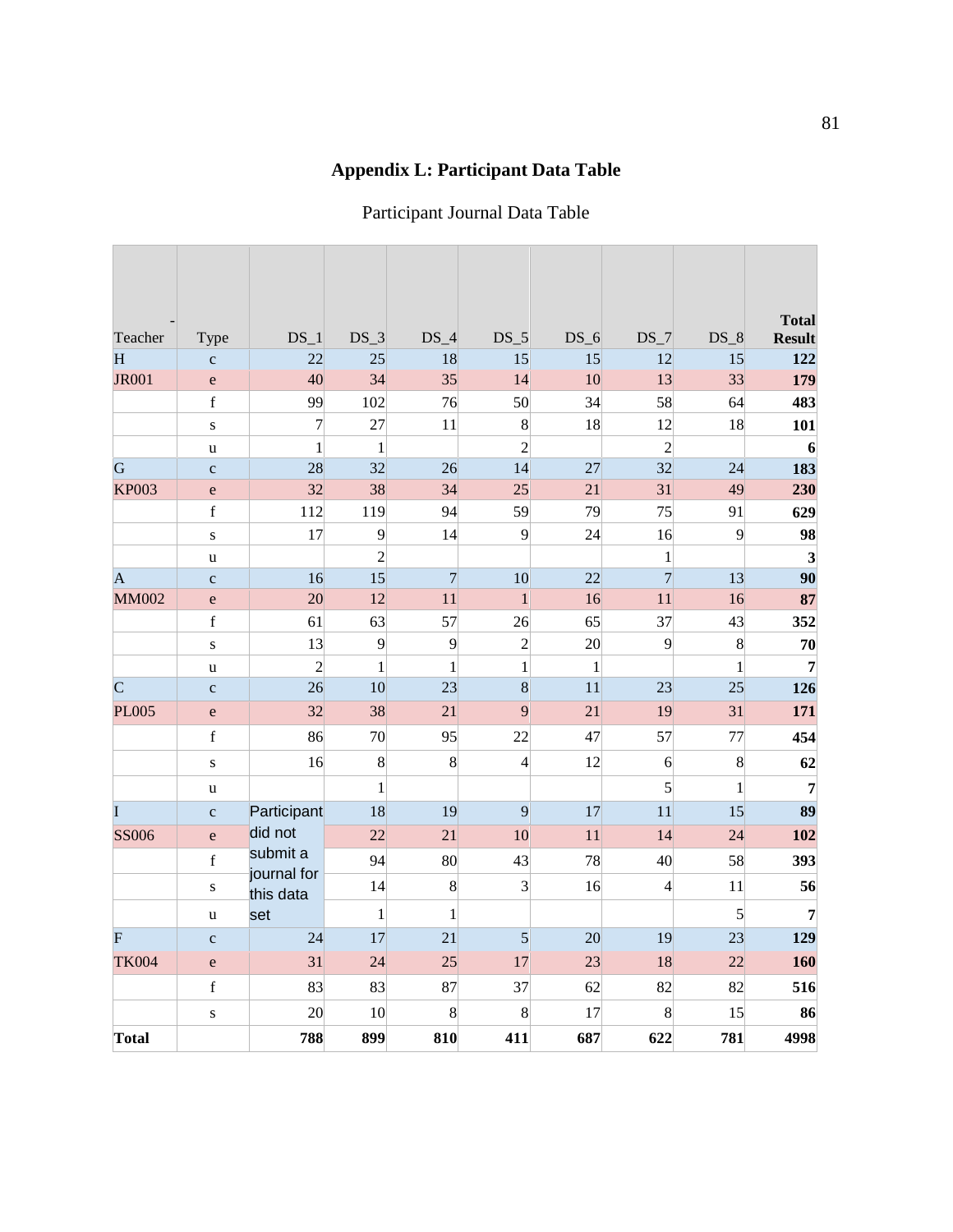# Appendix L: Participant Data Table

Participant Journal Data Table

| Teacher | Type | DS_1 | DS_3 | DS_4 | DS_5 | DS_6 | DS_7 | DS_8 | **Total Result** |
|---|---|---|---|---|---|---|---|---|---|
| H | c | 22 | 25 | 18 | 15 | 15 | 12 | 15 | **122** |
| JR001 | e | 40 | 34 | 35 | 14 | 10 | 13 | 33 | **179** |
| | f | 99 | 102 | 76 | 50 | 34 | 58 | 64 | **483** |
| | s | 7 | 27 | 11 | 8 | 18 | 12 | 18 | **101** |
| | u | 1 | 1 | | 2 | | 2 | | **6** |
| G | c | 28 | 32 | 26 | 14 | 27 | 32 | 24 | **183** |
| KP003 | e | 32 | 38 | 34 | 25 | 21 | 31 | 49 | **230** |
| | f | 112 | 119 | 94 | 59 | 79 | 75 | 91 | **629** |
| | s | 17 | 9 | 14 | 9 | 24 | 16 | 9 | **98** |
| | u | | 2 | | | | 1 | | **3** |
| A | c | 16 | 15 | 7 | 10 | 22 | 7 | 13 | **90** |
| MM002 | e | 20 | 12 | 11 | 1 | 16 | 11 | 16 | **87** |
| | f | 61 | 63 | 57 | 26 | 65 | 37 | 43 | **352** |
| | s | 13 | 9 | 9 | 2 | 20 | 9 | 8 | **70** |
| | u | 2 | 1 | 1 | 1 | 1 | | 1 | **7** |
| C | c | 26 | 10 | 23 | 8 | 11 | 23 | 25 | **126** |
| PL005 | e | 32 | 38 | 21 | 9 | 21 | 19 | 31 | **171** |
| | f | 86 | 70 | 95 | 22 | 47 | 57 | 77 | **454** |
| | s | 16 | 8 | 8 | 4 | 12 | 6 | 8 | **62** |
| | u | | 1 | | | | 5 | 1 | **7** |
| I | c | Participant did not submit a journal for this data set | 18 | 19 | 9 | 17 | 11 | 15 | **89** |
| SS006 | e | | 22 | 21 | 10 | 11 | 14 | 24 | **102** |
| | f | | 94 | 80 | 43 | 78 | 40 | 58 | **393** |
| | s | | 14 | 8 | 3 | 16 | 4 | 11 | **56** |
| | u | | 1 | 1 | | | | 5 | **7** |
| F | c | 24 | 17 | 21 | 5 | 20 | 19 | 23 | **129** |
| TK004 | e | 31 | 24 | 25 | 17 | 23 | 18 | 22 | **160** |
| | f | 83 | 83 | 87 | 37 | 62 | 82 | 82 | **516** |
| | s | 20 | 10 | 8 | 8 | 17 | 8 | 15 | **86** |
| **Total** | | **788** | **899** | **810** | **411** | **687** | **622** | **781** | **4998** |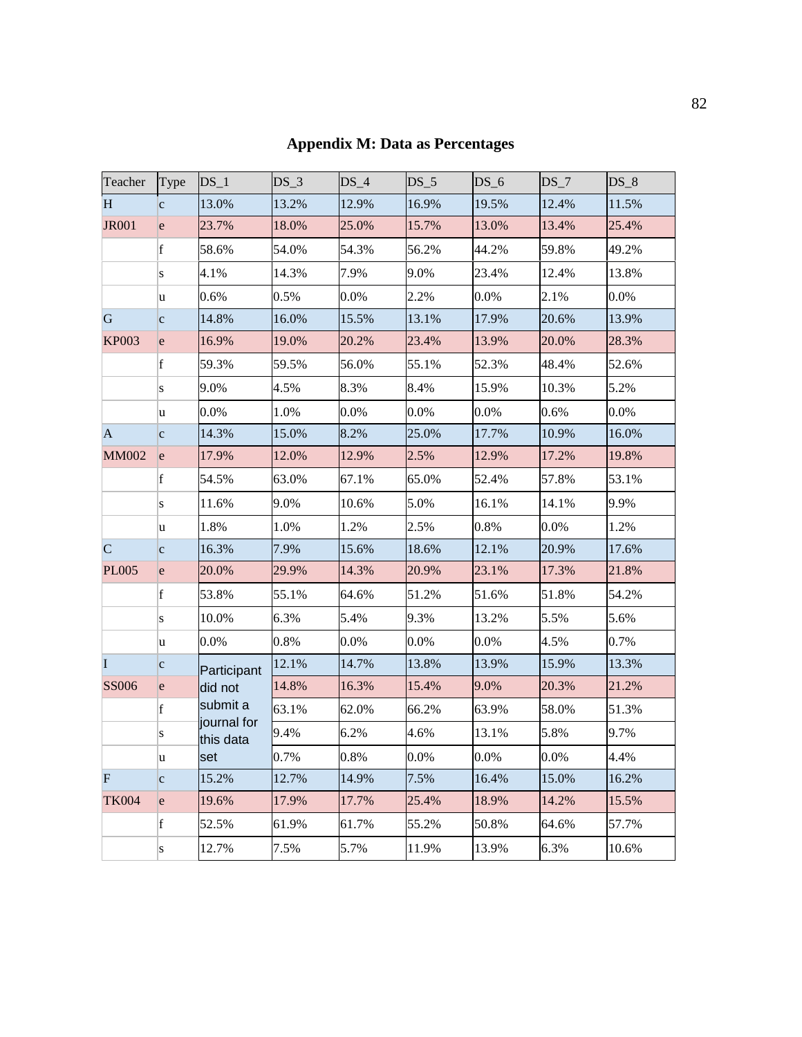# Appendix M: Data as Percentages

| Teacher | Type | DS_1 | DS_3 | DS_4 | DS_5 | DS_6 | DS_7 | DS_8 |
|---|---|---|---|---|---|---|---|---|
| H | c | 13.0% | 13.2% | 12.9% | 16.9% | 19.5% | 12.4% | 11.5% |
| JR001 | e | 23.7% | 18.0% | 25.0% | 15.7% | 13.0% | 13.4% | 25.4% |
| | f | 58.6% | 54.0% | 54.3% | 56.2% | 44.2% | 59.8% | 49.2% |
| | s | 4.1% | 14.3% | 7.9% | 9.0% | 23.4% | 12.4% | 13.8% |
| | u | 0.6% | 0.5% | 0.0% | 2.2% | 0.0% | 2.1% | 0.0% |
| G | c | 14.8% | 16.0% | 15.5% | 13.1% | 17.9% | 20.6% | 13.9% |
| KP003 | e | 16.9% | 19.0% | 20.2% | 23.4% | 13.9% | 20.0% | 28.3% |
| | f | 59.3% | 59.5% | 56.0% | 55.1% | 52.3% | 48.4% | 52.6% |
| | s | 9.0% | 4.5% | 8.3% | 8.4% | 15.9% | 10.3% | 5.2% |
| | u | 0.0% | 1.0% | 0.0% | 0.0% | 0.0% | 0.6% | 0.0% |
| A | c | 14.3% | 15.0% | 8.2% | 25.0% | 17.7% | 10.9% | 16.0% |
| MM002 | e | 17.9% | 12.0% | 12.9% | 2.5% | 12.9% | 17.2% | 19.8% |
| | f | 54.5% | 63.0% | 67.1% | 65.0% | 52.4% | 57.8% | 53.1% |
| | s | 11.6% | 9.0% | 10.6% | 5.0% | 16.1% | 14.1% | 9.9% |
| | u | 1.8% | 1.0% | 1.2% | 2.5% | 0.8% | 0.0% | 1.2% |
| C | c | 16.3% | 7.9% | 15.6% | 18.6% | 12.1% | 20.9% | 17.6% |
| PL005 | e | 20.0% | 29.9% | 14.3% | 20.9% | 23.1% | 17.3% | 21.8% |
| | f | 53.8% | 55.1% | 64.6% | 51.2% | 51.6% | 51.8% | 54.2% |
| | s | 10.0% | 6.3% | 5.4% | 9.3% | 13.2% | 5.5% | 5.6% |
| | u | 0.0% | 0.8% | 0.0% | 0.0% | 0.0% | 4.5% | 0.7% |
| I | c | Participant did not submit a journal for this data set | 12.1% | 14.7% | 13.8% | 13.9% | 15.9% | 13.3% |
| SS006 | e | | 14.8% | 16.3% | 15.4% | 9.0% | 20.3% | 21.2% |
| | f | | 63.1% | 62.0% | 66.2% | 63.9% | 58.0% | 51.3% |
| | s | | 9.4% | 6.2% | 4.6% | 13.1% | 5.8% | 9.7% |
| | u | | 0.7% | 0.8% | 0.0% | 0.0% | 0.0% | 4.4% |
| F | c | 15.2% | 12.7% | 14.9% | 7.5% | 16.4% | 15.0% | 16.2% |
| TK004 | e | 19.6% | 17.9% | 17.7% | 25.4% | 18.9% | 14.2% | 15.5% |
| | f | 52.5% | 61.9% | 61.7% | 55.2% | 50.8% | 64.6% | 57.7% |
| | s | 12.7% | 7.5% | 5.7% | 11.9% | 13.9% | 6.3% | 10.6% |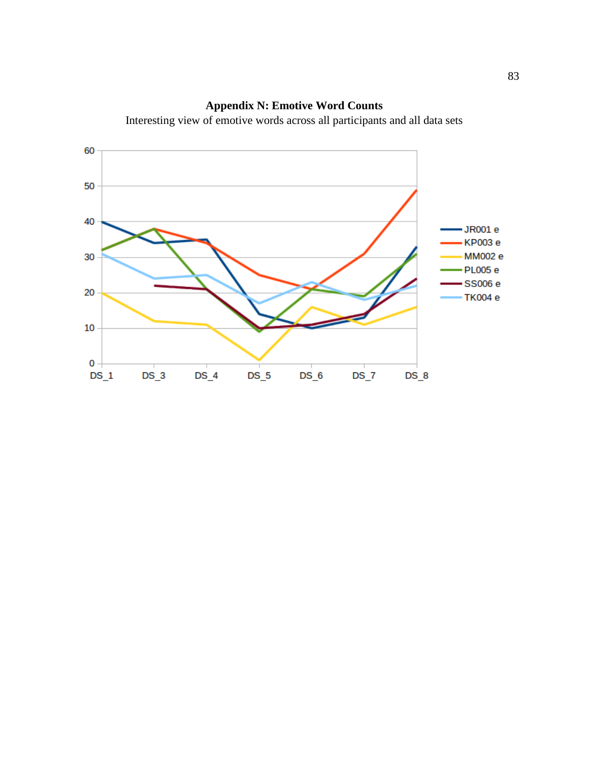## Appendix N: Emotive Word Counts

Interesting view of emotive words across all participants and all data sets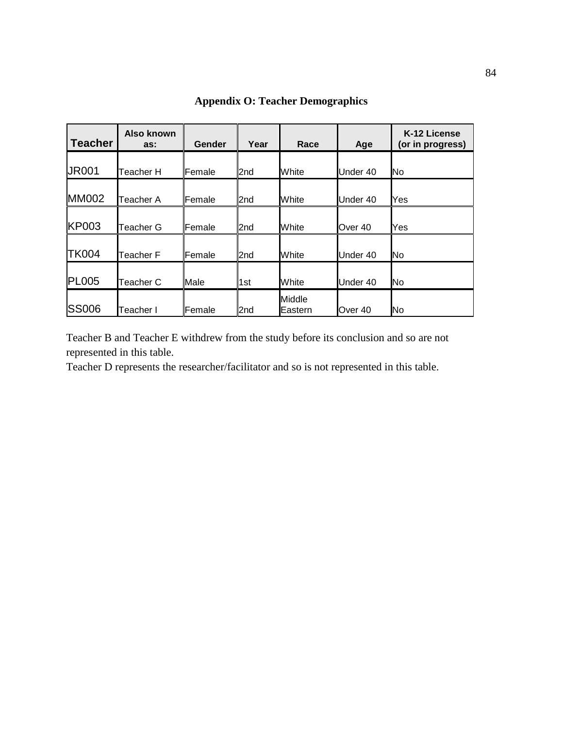## Appendix O: Teacher Demographics

| Teacher | Also known as: | Gender | Year | Race | Age | K-12 License (or in progress) |
|---|---|---|---|---|---|---|
| JR001 | Teacher H | Female | 2nd | White | Under 40 | No |
| MM002 | Teacher A | Female | 2nd | White | Under 40 | Yes |
| KP003 | Teacher G | Female | 2nd | White | Over 40 | Yes |
| TK004 | Teacher F | Female | 2nd | White | Under 40 | No |
| PL005 | Teacher C | Male | 1st | White | Under 40 | No |
| SS006 | Teacher I | Female | 2nd | Middle Eastern | Over 40 | No |

Teacher B and Teacher E withdrew from the study before its conclusion and so are not represented in this table.
Teacher D represents the researcher/facilitator and so is not represented in this table.